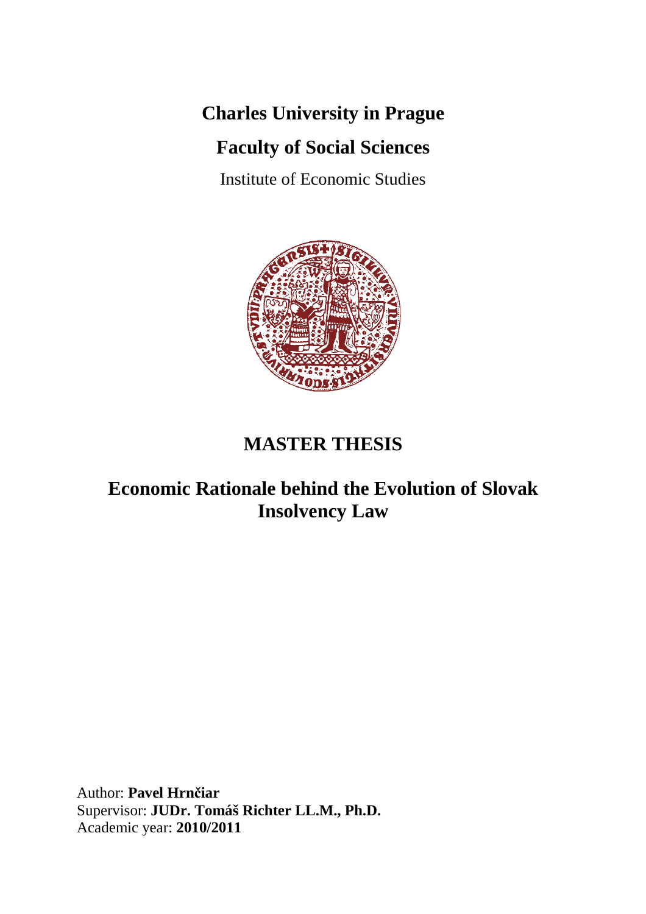**Charles University in Prague**

**Faculty of Social Sciences**

Institute of Economic Studies

# MASTER THESIS

## Economic Rationale behind the Evolution of Slovak Insolvency Law

Author: **Pavel Hrnčiar**
Supervisor: **JUDr. Tomáš Richter LL.M., Ph.D.**
Academic year: **2010/2011**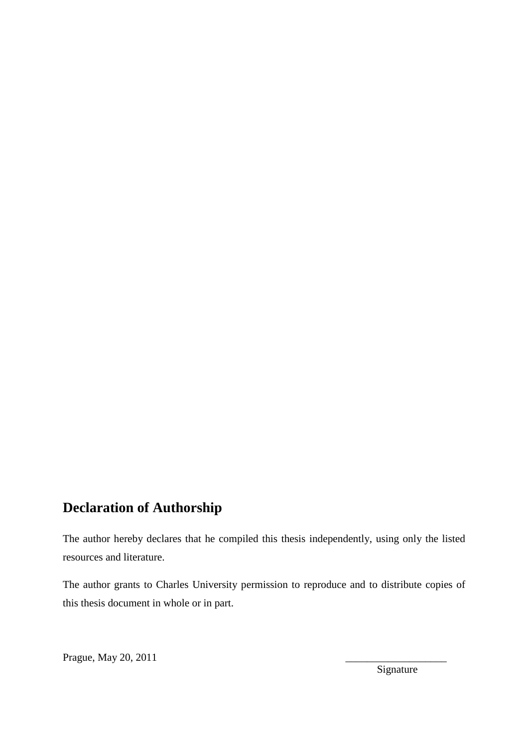## Declaration of Authorship

The author hereby declares that he compiled this thesis independently, using only the listed resources and literature.

The author grants to Charles University permission to reproduce and to distribute copies of this thesis document in whole or in part.

Prague, May 20, 2011

___________________

Signature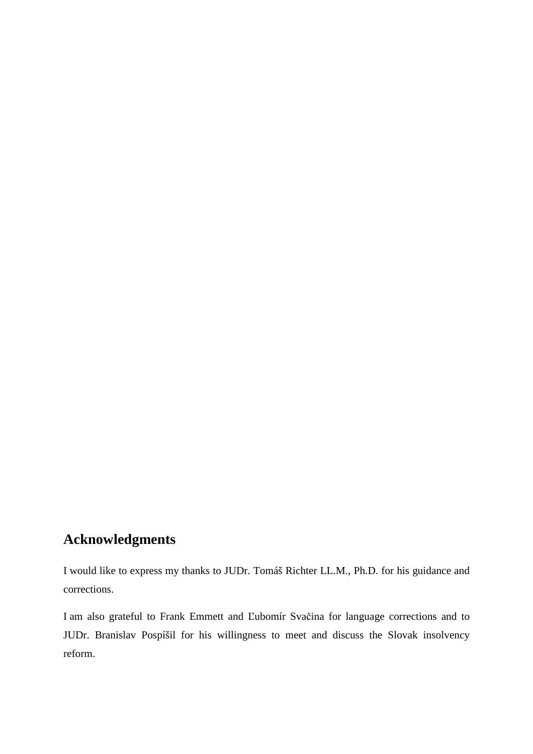## Acknowledgments

I would like to express my thanks to JUDr. Tomáš Richter LL.M., Ph.D. for his guidance and corrections.

I am also grateful to Frank Emmett and Ľubomír Svačina for language corrections and to JUDr. Branislav Pospíšil for his willingness to meet and discuss the Slovak insolvency reform.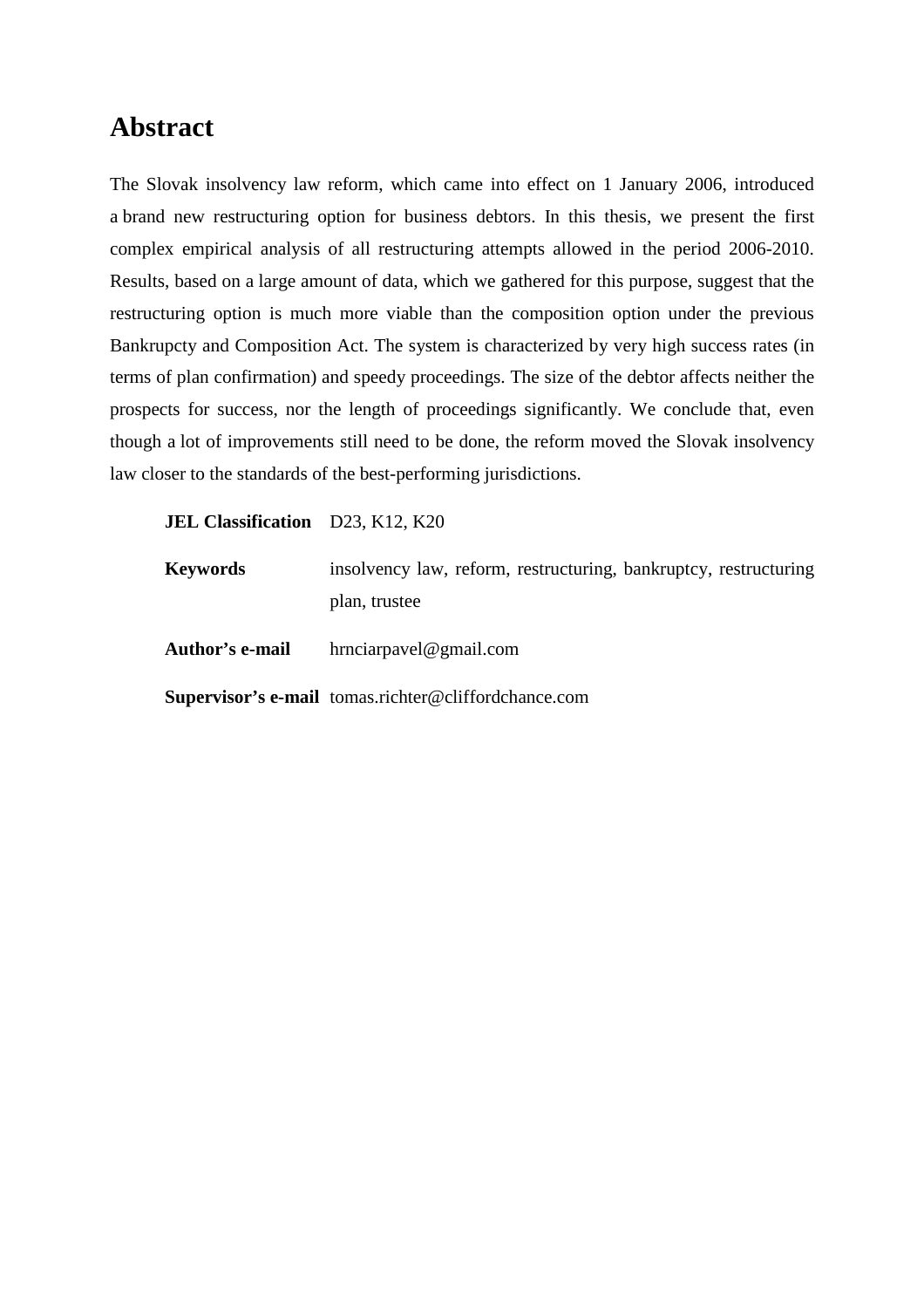# Abstract

The Slovak insolvency law reform, which came into effect on 1 January 2006, introduced a brand new restructuring option for business debtors. In this thesis, we present the first complex empirical analysis of all restructuring attempts allowed in the period 2006-2010. Results, based on a large amount of data, which we gathered for this purpose, suggest that the restructuring option is much more viable than the composition option under the previous Bankrupcty and Composition Act. The system is characterized by very high success rates (in terms of plan confirmation) and speedy proceedings. The size of the debtor affects neither the prospects for success, nor the length of proceedings significantly. We conclude that, even though a lot of improvements still need to be done, the reform moved the Slovak insolvency law closer to the standards of the best-performing jurisdictions.

**JEL Classification** D23, K12, K20

**Keywords** insolvency law, reform, restructuring, bankruptcy, restructuring plan, trustee

**Author's e-mail** hrnciarpavel@gmail.com

**Supervisor's e-mail** tomas.richter@cliffordchance.com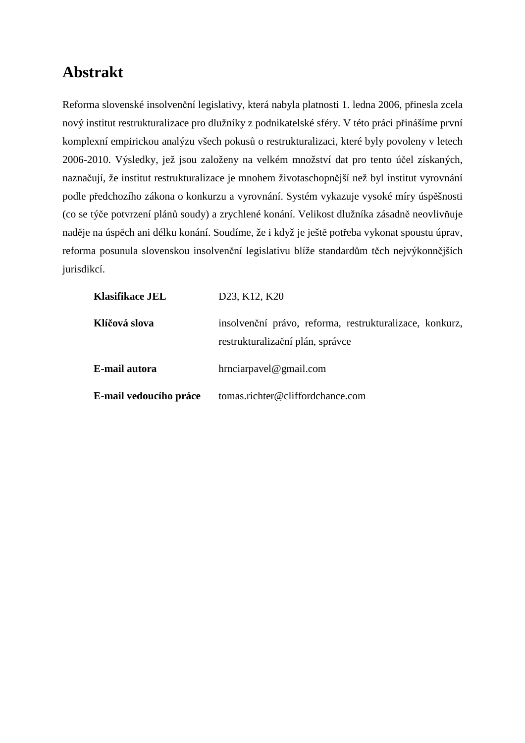# Abstrakt

Reforma slovenské insolvenční legislativy, která nabyla platnosti 1. ledna 2006, přinesla zcela nový institut restrukturalizace pro dlužníky z podnikatelské sféry. V této práci přinášíme první komplexní empirickou analýzu všech pokusů o restrukturalizaci, které byly povoleny v letech 2006-2010. Výsledky, jež jsou založeny na velkém množství dat pro tento účel získaných, naznačují, že institut restrukturalizace je mnohem životaschopnější než byl institut vyrovnání podle předchozího zákona o konkurzu a vyrovnání. Systém vykazuje vysoké míry úspěšnosti (co se týče potvrzení plánů soudy) a zrychlené konání. Velikost dlužníka zásadně neovlivňuje naděje na úspěch ani délku konání. Soudíme, že i když je ještě potřeba vykonat spoustu úprav, reforma posunula slovenskou insolvenční legislativu blíže standardům těch nejvýkonnějších jurisdikcí.

| | |
|---|---|
| **Klasifikace JEL** | D23, K12, K20 |
| **Klíčová slova** | insolvenční právo, reforma, restrukturalizace, konkurz, restrukturalizační plán, správce |
| **E-mail autora** | hrnciarpavel@gmail.com |
| **E-mail vedoucího práce** | tomas.richter@cliffordchance.com |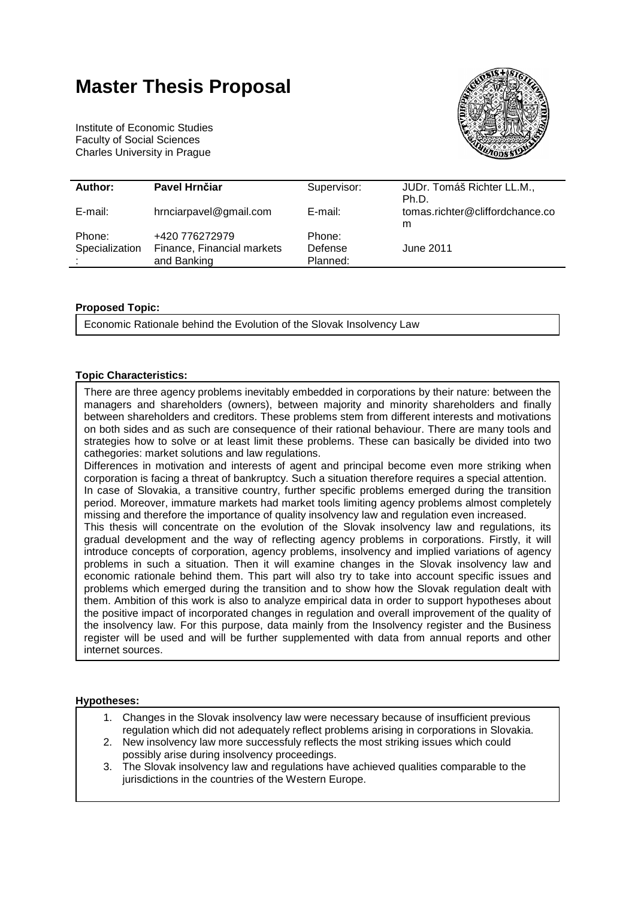# Master Thesis Proposal

Institute of Economic Studies
Faculty of Social Sciences
Charles University in Prague

| Author: | **Pavel Hrnčiar** | Supervisor: | JUDr. Tomáš Richter LL.M., Ph.D. |
|---|---|---|---|
| E-mail: | hrnciarpavel@gmail.com | E-mail: | tomas.richter@cliffordchance.com |
| Phone: | +420 776272979 | Phone: | |
| Specialization: | Finance, Financial markets and Banking | Defense Planned: | June 2011 |

**Proposed Topic:**

Economic Rationale behind the Evolution of the Slovak Insolvency Law

**Topic Characteristics:**

There are three agency problems inevitably embedded in corporations by their nature: between the managers and shareholders (owners), between majority and minority shareholders and finally between shareholders and creditors. These problems stem from different interests and motivations on both sides and as such are consequence of their rational behaviour. There are many tools and strategies how to solve or at least limit these problems. These can basically be divided into two cathegories: market solutions and law regulations.

Differences in motivation and interests of agent and principal become even more striking when corporation is facing a threat of bankruptcy. Such a situation therefore requires a special attention.

In case of Slovakia, a transitive country, further specific problems emerged during the transition period. Moreover, immature markets had market tools limiting agency problems almost completely missing and therefore the importance of quality insolvency law and regulation even increased.

This thesis will concentrate on the evolution of the Slovak insolvency law and regulations, its gradual development and the way of reflecting agency problems in corporations. Firstly, it will introduce concepts of corporation, agency problems, insolvency and implied variations of agency problems in such a situation. Then it will examine changes in the Slovak insolvency law and economic rationale behind them. This part will also try to take into account specific issues and problems which emerged during the transition and to show how the Slovak regulation dealt with them. Ambition of this work is also to analyze empirical data in order to support hypotheses about the positive impact of incorporated changes in regulation and overall improvement of the quality of the insolvency law. For this purpose, data mainly from the Insolvency register and the Business register will be used and will be further supplemented with data from annual reports and other internet sources.

**Hypotheses:**

1. Changes in the Slovak insolvency law were necessary because of insufficient previous regulation which did not adequately reflect problems arising in corporations in Slovakia.
2. New insolvency law more successfuly reflects the most striking issues which could possibly arise during insolvency proceedings.
3. The Slovak insolvency law and regulations have achieved qualities comparable to the jurisdictions in the countries of the Western Europe.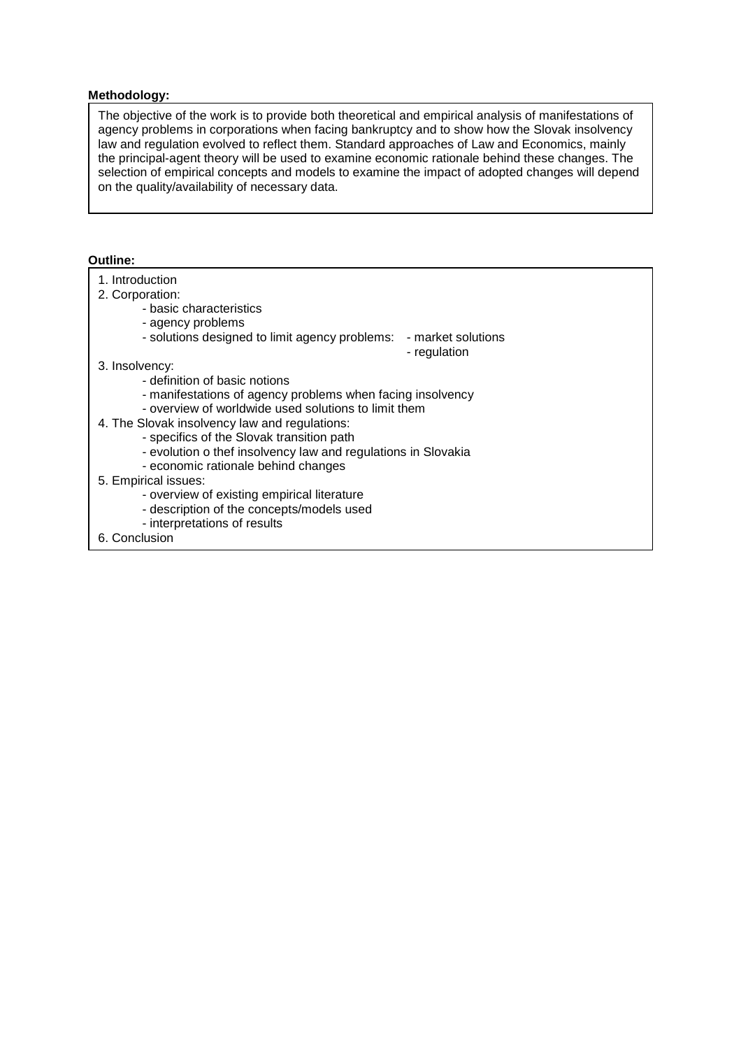**Methodology:**

The objective of the work is to provide both theoretical and empirical analysis of manifestations of agency problems in corporations when facing bankruptcy and to show how the Slovak insolvency law and regulation evolved to reflect them. Standard approaches of Law and Economics, mainly the principal-agent theory will be used to examine economic rationale behind these changes. The selection of empirical concepts and models to examine the impact of adopted changes will depend on the quality/availability of necessary data.

**Outline:**

1. Introduction
2. Corporation:
   - basic characteristics
   - agency problems
   - solutions designed to limit agency problems:
     - market solutions
     - regulation
3. Insolvency:
   - definition of basic notions
   - manifestations of agency problems when facing insolvency
   - overview of worldwide used solutions to limit them
4. The Slovak insolvency law and regulations:
   - specifics of the Slovak transition path
   - evolution o thef insolvency law and regulations in Slovakia
   - economic rationale behind changes
5. Empirical issues:
   - overview of existing empirical literature
   - description of the concepts/models used
   - interpretations of results
6. Conclusion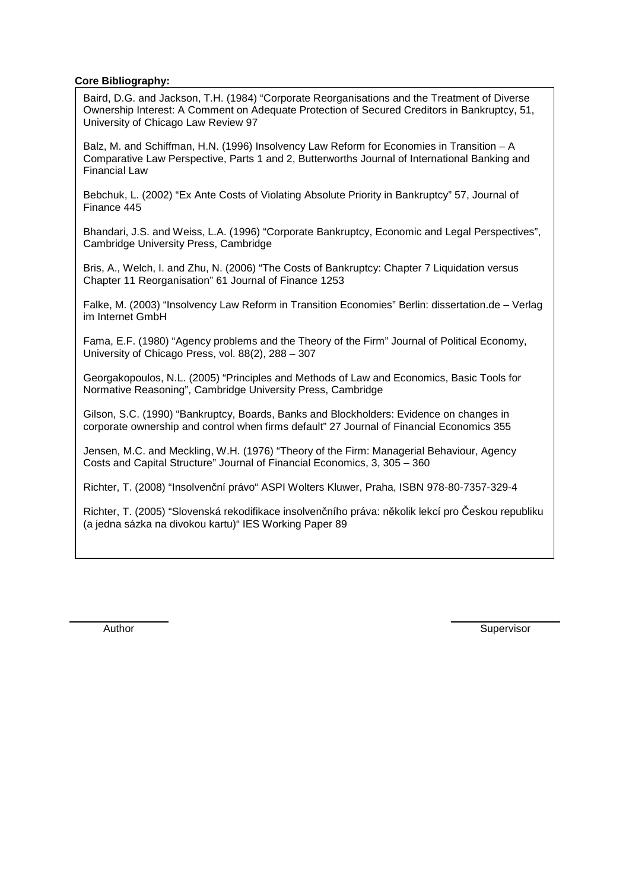**Core Bibliography:**

Baird, D.G. and Jackson, T.H. (1984) "Corporate Reorganisations and the Treatment of Diverse Ownership Interest: A Comment on Adequate Protection of Secured Creditors in Bankruptcy, 51, University of Chicago Law Review 97

Balz, M. and Schiffman, H.N. (1996) Insolvency Law Reform for Economies in Transition – A Comparative Law Perspective, Parts 1 and 2, Butterworths Journal of International Banking and Financial Law

Bebchuk, L. (2002) "Ex Ante Costs of Violating Absolute Priority in Bankruptcy" 57, Journal of Finance 445

Bhandari, J.S. and Weiss, L.A. (1996) "Corporate Bankruptcy, Economic and Legal Perspectives", Cambridge University Press, Cambridge

Bris, A., Welch, I. and Zhu, N. (2006) "The Costs of Bankruptcy: Chapter 7 Liquidation versus Chapter 11 Reorganisation" 61 Journal of Finance 1253

Falke, M. (2003) "Insolvency Law Reform in Transition Economies" Berlin: dissertation.de – Verlag im Internet GmbH

Fama, E.F. (1980) "Agency problems and the Theory of the Firm" Journal of Political Economy, University of Chicago Press, vol. 88(2), 288 – 307

Georgakopoulos, N.L. (2005) "Principles and Methods of Law and Economics, Basic Tools for Normative Reasoning", Cambridge University Press, Cambridge

Gilson, S.C. (1990) "Bankruptcy, Boards, Banks and Blockholders: Evidence on changes in corporate ownership and control when firms default" 27 Journal of Financial Economics 355

Jensen, M.C. and Meckling, W.H. (1976) "Theory of the Firm: Managerial Behaviour, Agency Costs and Capital Structure" Journal of Financial Economics, 3, 305 – 360

Richter, T. (2008) "Insolvenční právo" ASPI Wolters Kluwer, Praha, ISBN 978-80-7357-329-4

Richter, T. (2005) "Slovenská rekodifikace insolvenčního práva: několik lekcí pro Českou republiku (a jedna sázka na divokou kartu)" IES Working Paper 89

Author

Supervisor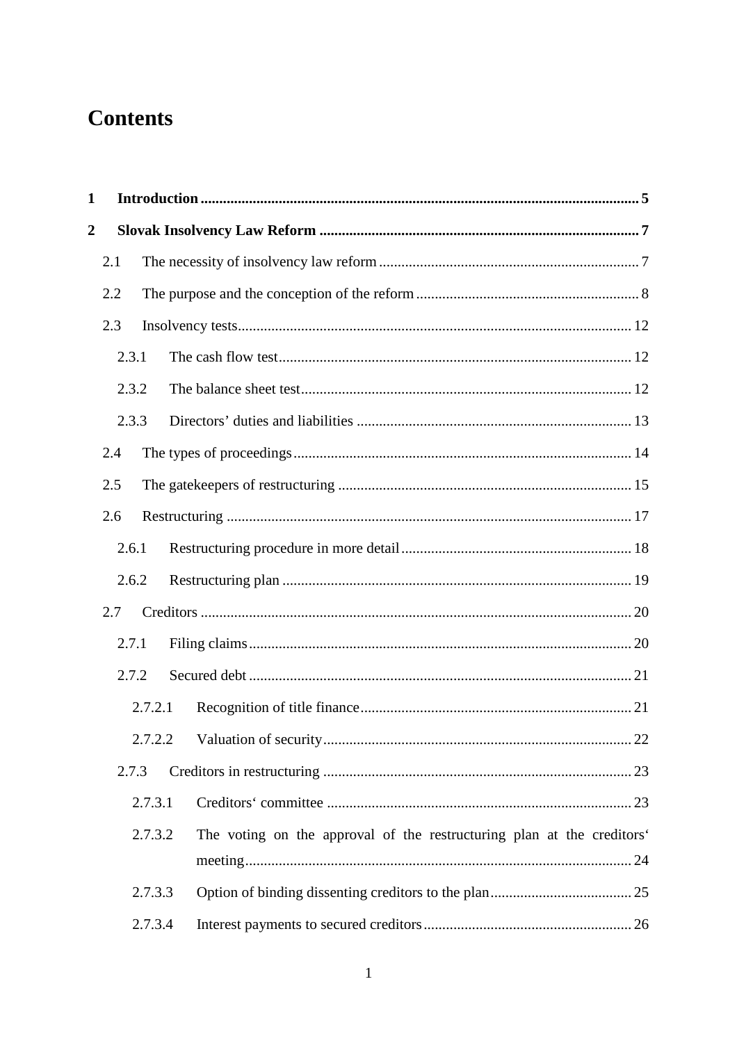# Contents

**1 Introduction ..... 5**

**2 Slovak Insolvency Law Reform ..... 7**

- 2.1 The necessity of insolvency law reform ..... 7
- 2.2 The purpose and the conception of the reform ..... 8
- 2.3 Insolvency tests ..... 12
  - 2.3.1 The cash flow test ..... 12
  - 2.3.2 The balance sheet test ..... 12
  - 2.3.3 Directors’ duties and liabilities ..... 13
- 2.4 The types of proceedings ..... 14
- 2.5 The gatekeepers of restructuring ..... 15
- 2.6 Restructuring ..... 17
  - 2.6.1 Restructuring procedure in more detail ..... 18
  - 2.6.2 Restructuring plan ..... 19
- 2.7 Creditors ..... 20
  - 2.7.1 Filing claims ..... 20
  - 2.7.2 Secured debt ..... 21
    - 2.7.2.1 Recognition of title finance ..... 21
    - 2.7.2.2 Valuation of security ..... 22
  - 2.7.3 Creditors in restructuring ..... 23
    - 2.7.3.1 Creditors‘ committee ..... 23
    - 2.7.3.2 The voting on the approval of the restructuring plan at the creditors‘ meeting ..... 24
    - 2.7.3.3 Option of binding dissenting creditors to the plan ..... 25
    - 2.7.3.4 Interest payments to secured creditors ..... 26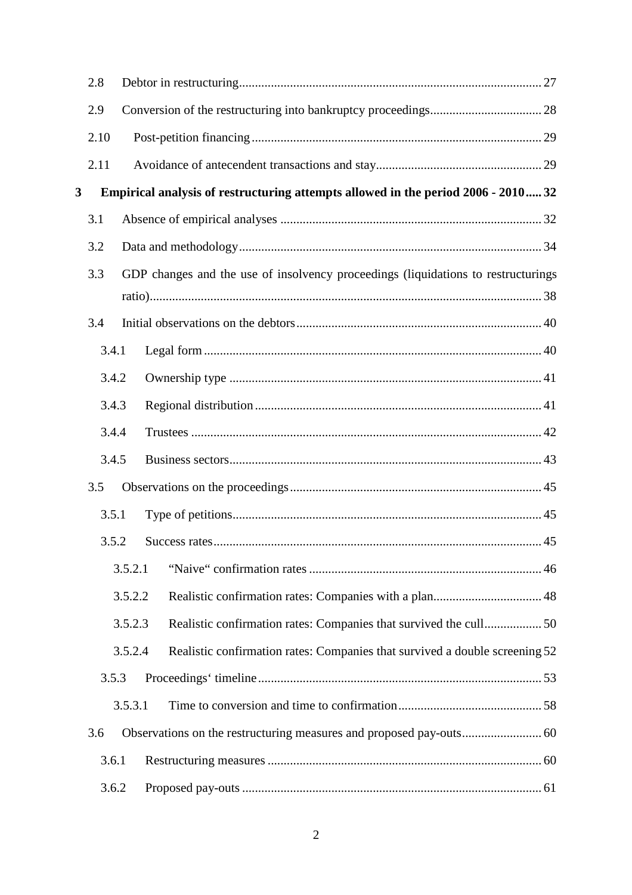2.8 Debtor in restructuring ..... 27

2.9 Conversion of the restructuring into bankruptcy proceedings ..... 28

2.10 Post-petition financing ..... 29

2.11 Avoidance of antecendent transactions and stay ..... 29

**3 Empirical analysis of restructuring attempts allowed in the period 2006 - 2010 ..... 32**

3.1 Absence of empirical analyses ..... 32

3.2 Data and methodology ..... 34

3.3 GDP changes and the use of insolvency proceedings (liquidations to restructurings ratio) ..... 38

3.4 Initial observations on the debtors ..... 40

3.4.1 Legal form ..... 40

3.4.2 Ownership type ..... 41

3.4.3 Regional distribution ..... 41

3.4.4 Trustees ..... 42

3.4.5 Business sectors ..... 43

3.5 Observations on the proceedings ..... 45

3.5.1 Type of petitions ..... 45

3.5.2 Success rates ..... 45

3.5.2.1 “Naive“ confirmation rates ..... 46

3.5.2.2 Realistic confirmation rates: Companies with a plan ..... 48

3.5.2.3 Realistic confirmation rates: Companies that survived the cull ..... 50

3.5.2.4 Realistic confirmation rates: Companies that survived a double screening ..... 52

3.5.3 Proceedings‘ timeline ..... 53

3.5.3.1 Time to conversion and time to confirmation ..... 58

3.6 Observations on the restructuring measures and proposed pay-outs ..... 60

3.6.1 Restructuring measures ..... 60

3.6.2 Proposed pay-outs ..... 61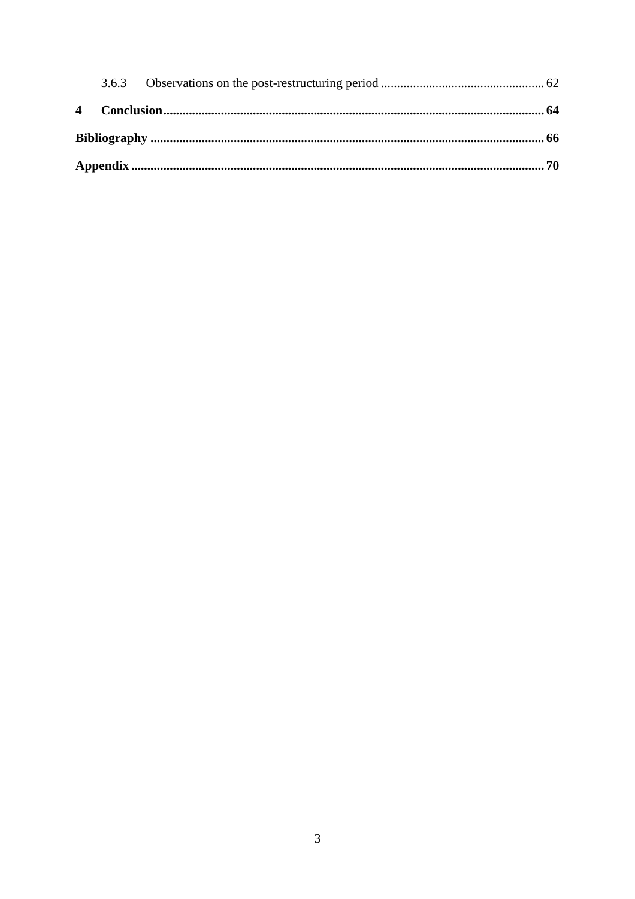3.6.3 Observations on the post-restructuring period .................................................. 62

**4 Conclusion ..................................................................................................................... 64**

**Bibliography ......................................................................................................................... 66**

**Appendix ............................................................................................................................... 70**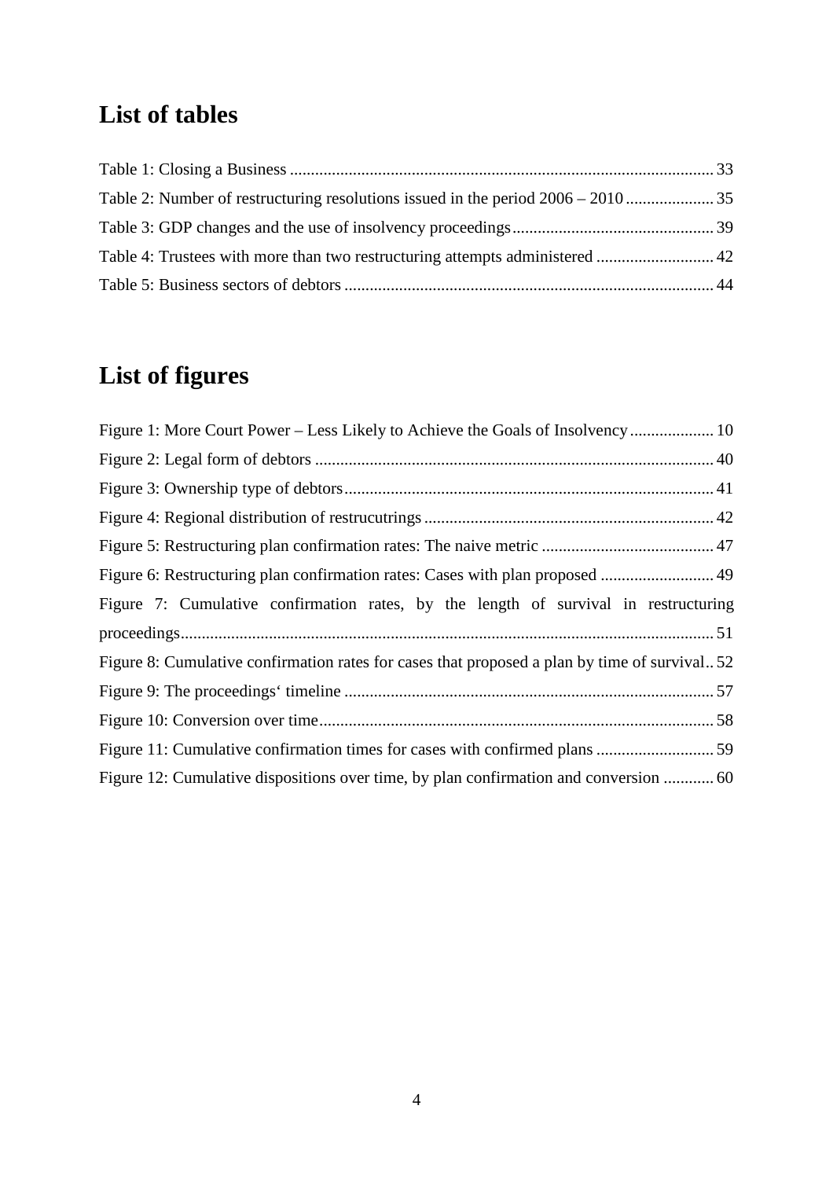## List of tables

Table 1: Closing a Business ..................................................................................................... 33

Table 2: Number of restructuring resolutions issued in the period 2006 – 2010 ..................... 35

Table 3: GDP changes and the use of insolvency proceedings ................................................ 39

Table 4: Trustees with more than two restructuring attempts administered ............................ 42

Table 5: Business sectors of debtors ........................................................................................ 44

## List of figures

Figure 1: More Court Power – Less Likely to Achieve the Goals of Insolvency .................... 10

Figure 2: Legal form of debtors ............................................................................................... 40

Figure 3: Ownership type of debtors ........................................................................................ 41

Figure 4: Regional distribution of restrucutrings ..................................................................... 42

Figure 5: Restructuring plan confirmation rates: The naive metric ......................................... 47

Figure 6: Restructuring plan confirmation rates: Cases with plan proposed ........................... 49

Figure 7: Cumulative confirmation rates, by the length of survival in restructuring proceedings ............................................................................................................................... 51

Figure 8: Cumulative confirmation rates for cases that proposed a plan by time of survival .. 52

Figure 9: The proceedings' timeline ........................................................................................ 57

Figure 10: Conversion over time .............................................................................................. 58

Figure 11: Cumulative confirmation times for cases with confirmed plans ............................ 59

Figure 12: Cumulative dispositions over time, by plan confirmation and conversion ............ 60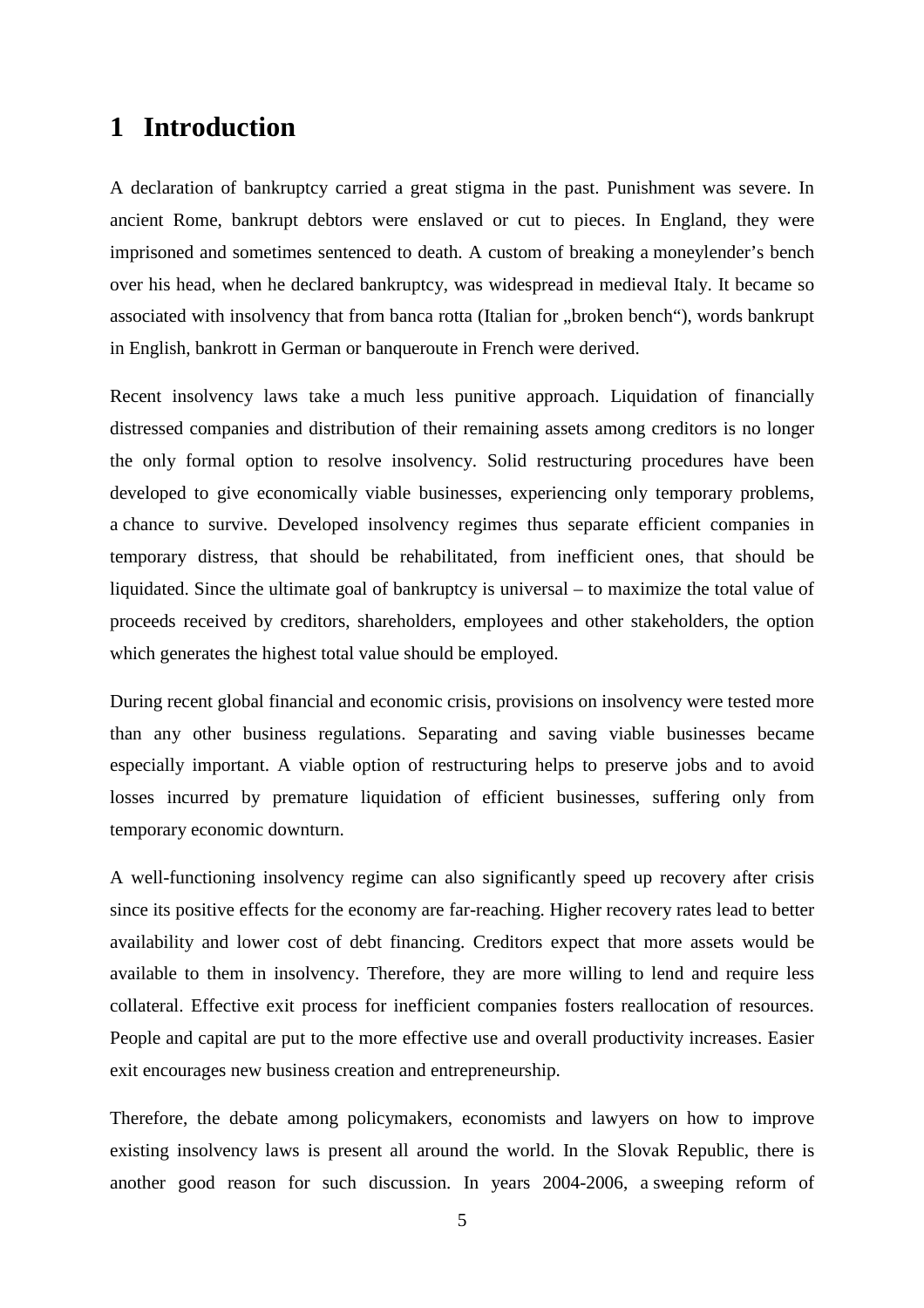# 1 Introduction

A declaration of bankruptcy carried a great stigma in the past. Punishment was severe. In ancient Rome, bankrupt debtors were enslaved or cut to pieces. In England, they were imprisoned and sometimes sentenced to death. A custom of breaking a moneylender's bench over his head, when he declared bankruptcy, was widespread in medieval Italy. It became so associated with insolvency that from banca rotta (Italian for „broken bench"), words bankrupt in English, bankrott in German or banqueroute in French were derived.

Recent insolvency laws take a much less punitive approach. Liquidation of financially distressed companies and distribution of their remaining assets among creditors is no longer the only formal option to resolve insolvency. Solid restructuring procedures have been developed to give economically viable businesses, experiencing only temporary problems, a chance to survive. Developed insolvency regimes thus separate efficient companies in temporary distress, that should be rehabilitated, from inefficient ones, that should be liquidated. Since the ultimate goal of bankruptcy is universal – to maximize the total value of proceeds received by creditors, shareholders, employees and other stakeholders, the option which generates the highest total value should be employed.

During recent global financial and economic crisis, provisions on insolvency were tested more than any other business regulations. Separating and saving viable businesses became especially important. A viable option of restructuring helps to preserve jobs and to avoid losses incurred by premature liquidation of efficient businesses, suffering only from temporary economic downturn.

A well-functioning insolvency regime can also significantly speed up recovery after crisis since its positive effects for the economy are far-reaching. Higher recovery rates lead to better availability and lower cost of debt financing. Creditors expect that more assets would be available to them in insolvency. Therefore, they are more willing to lend and require less collateral. Effective exit process for inefficient companies fosters reallocation of resources. People and capital are put to the more effective use and overall productivity increases. Easier exit encourages new business creation and entrepreneurship.

Therefore, the debate among policymakers, economists and lawyers on how to improve existing insolvency laws is present all around the world. In the Slovak Republic, there is another good reason for such discussion. In years 2004-2006, a sweeping reform of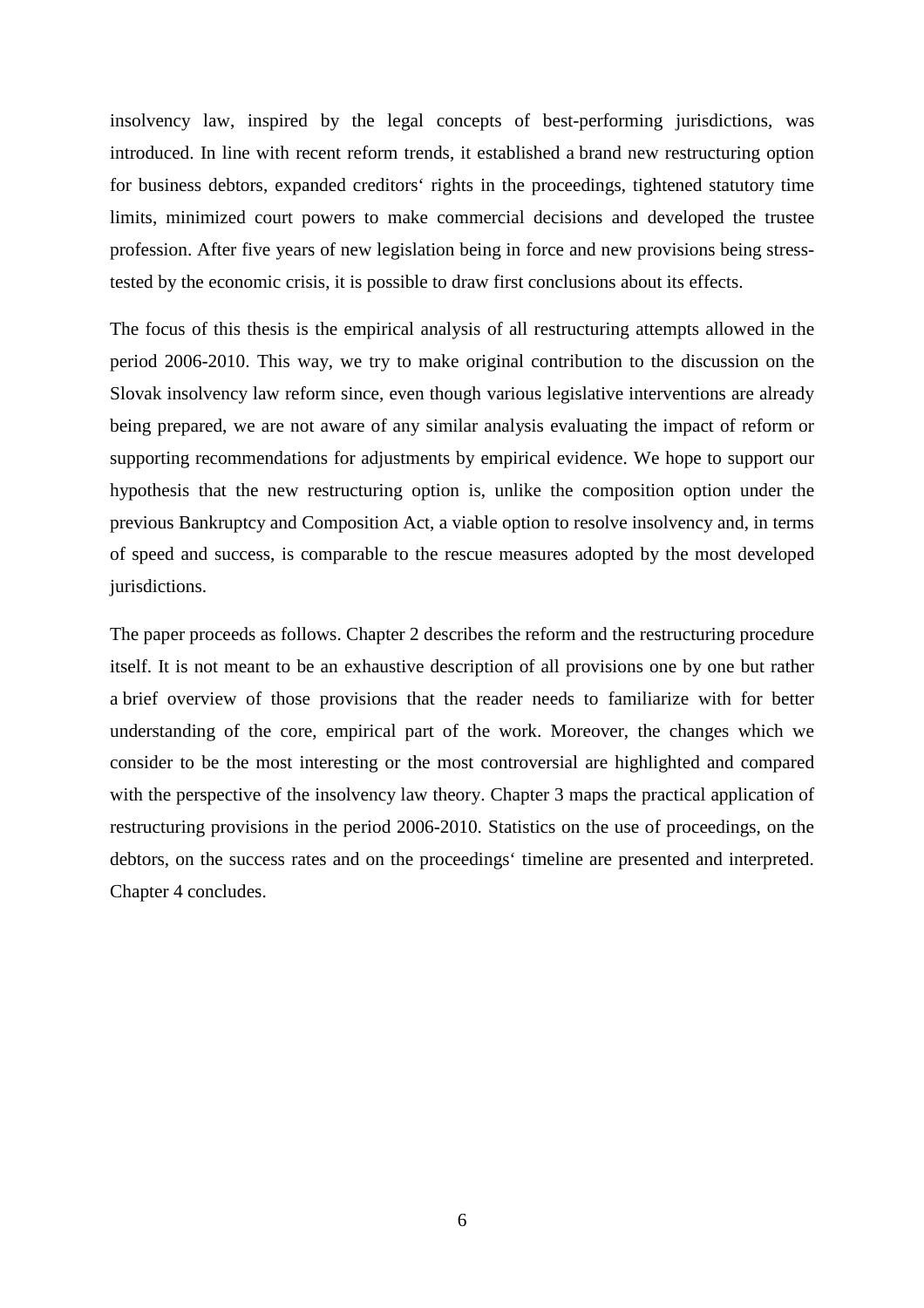insolvency law, inspired by the legal concepts of best-performing jurisdictions, was introduced. In line with recent reform trends, it established a brand new restructuring option for business debtors, expanded creditors' rights in the proceedings, tightened statutory time limits, minimized court powers to make commercial decisions and developed the trustee profession. After five years of new legislation being in force and new provisions being stress-tested by the economic crisis, it is possible to draw first conclusions about its effects.

The focus of this thesis is the empirical analysis of all restructuring attempts allowed in the period 2006-2010. This way, we try to make original contribution to the discussion on the Slovak insolvency law reform since, even though various legislative interventions are already being prepared, we are not aware of any similar analysis evaluating the impact of reform or supporting recommendations for adjustments by empirical evidence. We hope to support our hypothesis that the new restructuring option is, unlike the composition option under the previous Bankruptcy and Composition Act, a viable option to resolve insolvency and, in terms of speed and success, is comparable to the rescue measures adopted by the most developed jurisdictions.

The paper proceeds as follows. Chapter 2 describes the reform and the restructuring procedure itself. It is not meant to be an exhaustive description of all provisions one by one but rather a brief overview of those provisions that the reader needs to familiarize with for better understanding of the core, empirical part of the work. Moreover, the changes which we consider to be the most interesting or the most controversial are highlighted and compared with the perspective of the insolvency law theory. Chapter 3 maps the practical application of restructuring provisions in the period 2006-2010. Statistics on the use of proceedings, on the debtors, on the success rates and on the proceedings' timeline are presented and interpreted. Chapter 4 concludes.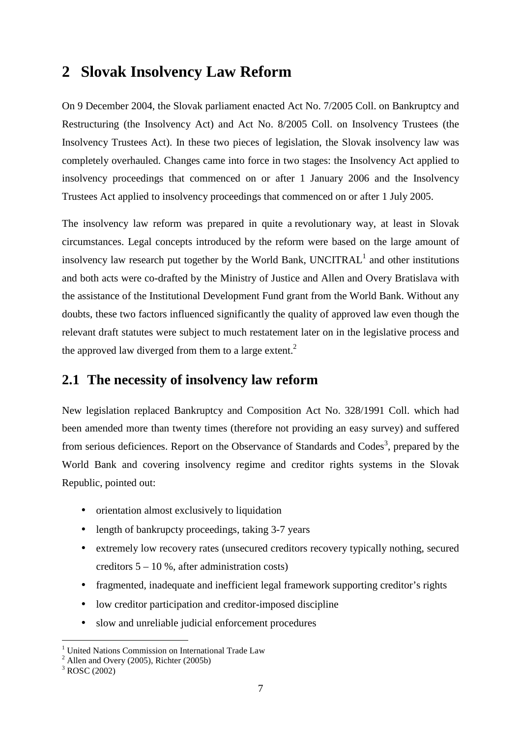# 2 Slovak Insolvency Law Reform

On 9 December 2004, the Slovak parliament enacted Act No. 7/2005 Coll. on Bankruptcy and Restructuring (the Insolvency Act) and Act No. 8/2005 Coll. on Insolvency Trustees (the Insolvency Trustees Act). In these two pieces of legislation, the Slovak insolvency law was completely overhauled. Changes came into force in two stages: the Insolvency Act applied to insolvency proceedings that commenced on or after 1 January 2006 and the Insolvency Trustees Act applied to insolvency proceedings that commenced on or after 1 July 2005.

The insolvency law reform was prepared in quite a revolutionary way, at least in Slovak circumstances. Legal concepts introduced by the reform were based on the large amount of insolvency law research put together by the World Bank, UNCITRAL[1] and other institutions and both acts were co-drafted by the Ministry of Justice and Allen and Overy Bratislava with the assistance of the Institutional Development Fund grant from the World Bank. Without any doubts, these two factors influenced significantly the quality of approved law even though the relevant draft statutes were subject to much restatement later on in the legislative process and the approved law diverged from them to a large extent.[2]

## 2.1 The necessity of insolvency law reform

New legislation replaced Bankruptcy and Composition Act No. 328/1991 Coll. which had been amended more than twenty times (therefore not providing an easy survey) and suffered from serious deficiences. Report on the Observance of Standards and Codes[3], prepared by the World Bank and covering insolvency regime and creditor rights systems in the Slovak Republic, pointed out:

- orientation almost exclusively to liquidation
- length of bankrupcty proceedings, taking 3-7 years
- extremely low recovery rates (unsecured creditors recovery typically nothing, secured creditors 5 – 10 %, after administration costs)
- fragmented, inadequate and inefficient legal framework supporting creditor's rights
- low creditor participation and creditor-imposed discipline
- slow and unreliable judicial enforcement procedures

[1] United Nations Commission on International Trade Law
[2] Allen and Overy (2005), Richter (2005b)
[3] ROSC (2002)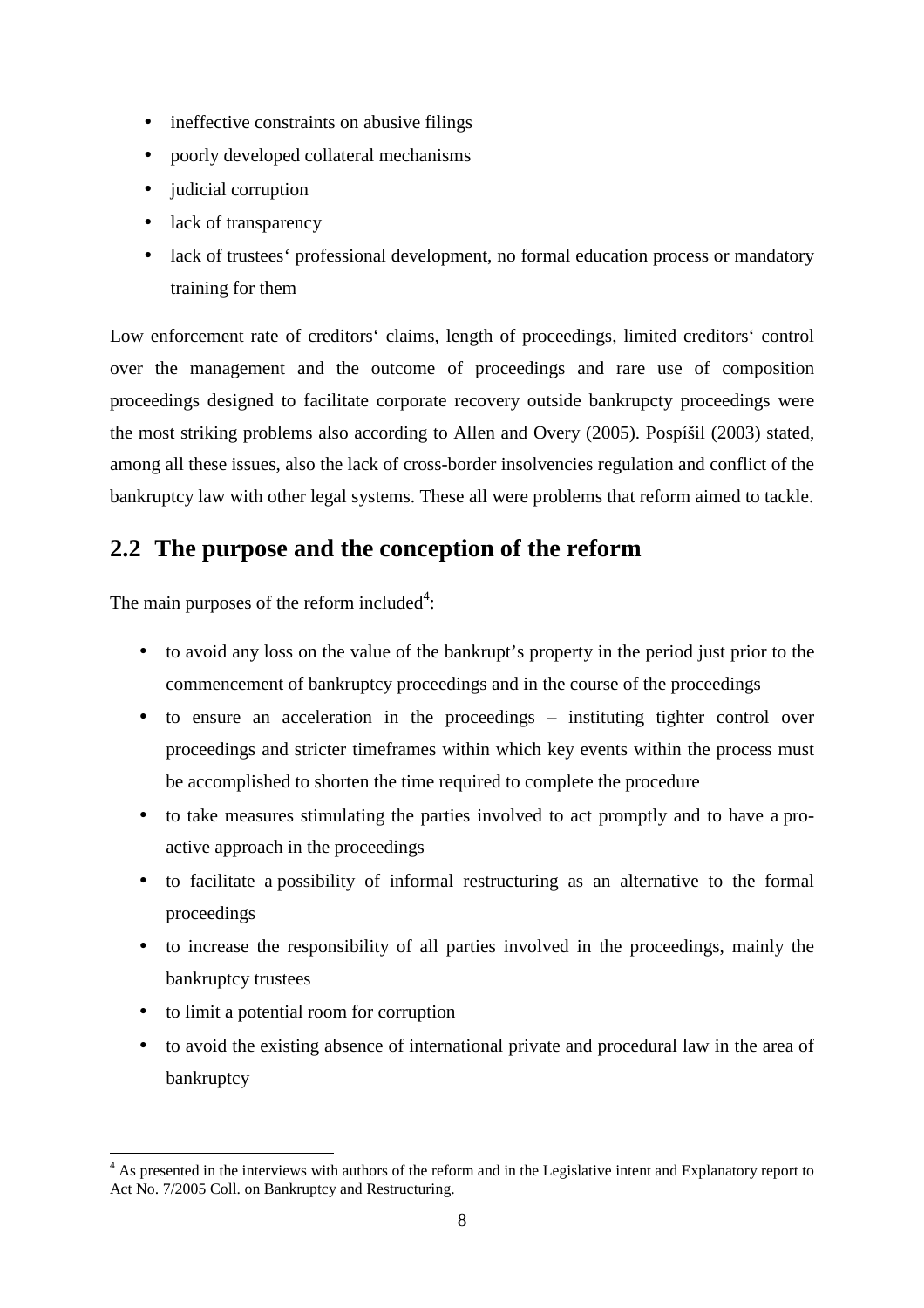- ineffective constraints on abusive filings
- poorly developed collateral mechanisms
- judicial corruption
- lack of transparency
- lack of trustees‘ professional development, no formal education process or mandatory training for them

Low enforcement rate of creditors‘ claims, length of proceedings, limited creditors‘ control over the management and the outcome of proceedings and rare use of composition proceedings designed to facilitate corporate recovery outside bankrupcty proceedings were the most striking problems also according to Allen and Overy (2005). Pospíšil (2003) stated, among all these issues, also the lack of cross-border insolvencies regulation and conflict of the bankruptcy law with other legal systems. These all were problems that reform aimed to tackle.

## 2.2 The purpose and the conception of the reform

The main purposes of the reform included[4]:

- to avoid any loss on the value of the bankrupt’s property in the period just prior to the commencement of bankruptcy proceedings and in the course of the proceedings
- to ensure an acceleration in the proceedings – instituting tighter control over proceedings and stricter timeframes within which key events within the process must be accomplished to shorten the time required to complete the procedure
- to take measures stimulating the parties involved to act promptly and to have a pro-active approach in the proceedings
- to facilitate a possibility of informal restructuring as an alternative to the formal proceedings
- to increase the responsibility of all parties involved in the proceedings, mainly the bankruptcy trustees
- to limit a potential room for corruption
- to avoid the existing absence of international private and procedural law in the area of bankruptcy

[4] As presented in the interviews with authors of the reform and in the Legislative intent and Explanatory report to Act No. 7/2005 Coll. on Bankruptcy and Restructuring.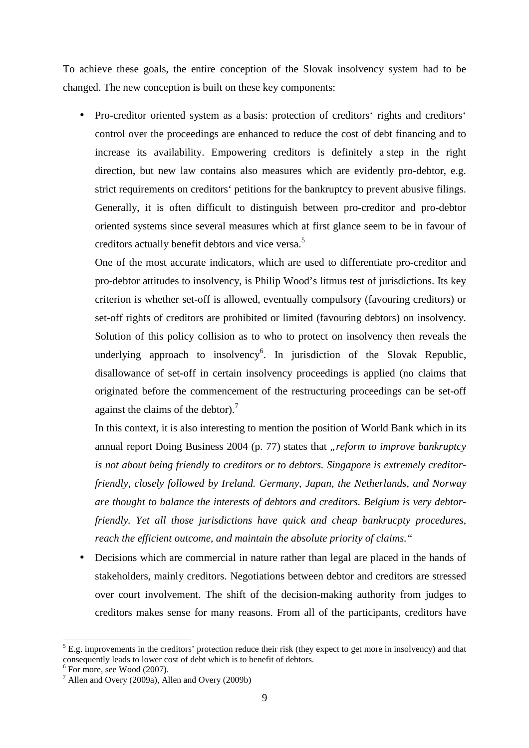To achieve these goals, the entire conception of the Slovak insolvency system had to be changed. The new conception is built on these key components:

- Pro-creditor oriented system as a basis: protection of creditors‘ rights and creditors‘ control over the proceedings are enhanced to reduce the cost of debt financing and to increase its availability. Empowering creditors is definitely a step in the right direction, but new law contains also measures which are evidently pro-debtor, e.g. strict requirements on creditors‘ petitions for the bankruptcy to prevent abusive filings. Generally, it is often difficult to distinguish between pro-creditor and pro-debtor oriented systems since several measures which at first glance seem to be in favour of creditors actually benefit debtors and vice versa.[5]

  One of the most accurate indicators, which are used to differentiate pro-creditor and pro-debtor attitudes to insolvency, is Philip Wood's litmus test of jurisdictions. Its key criterion is whether set-off is allowed, eventually compulsory (favouring creditors) or set-off rights of creditors are prohibited or limited (favouring debtors) on insolvency. Solution of this policy collision as to who to protect on insolvency then reveals the underlying approach to insolvency[6]. In jurisdiction of the Slovak Republic, disallowance of set-off in certain insolvency proceedings is applied (no claims that originated before the commencement of the restructuring proceedings can be set-off against the claims of the debtor).[7]

  In this context, it is also interesting to mention the position of World Bank which in its annual report Doing Business 2004 (p. 77) states that *„reform to improve bankruptcy is not about being friendly to creditors or to debtors. Singapore is extremely creditor-friendly, closely followed by Ireland. Germany, Japan, the Netherlands, and Norway are thought to balance the interests of debtors and creditors. Belgium is very debtor-friendly. Yet all those jurisdictions have quick and cheap bankrucpty procedures, reach the efficient outcome, and maintain the absolute priority of claims."*

- Decisions which are commercial in nature rather than legal are placed in the hands of stakeholders, mainly creditors. Negotiations between debtor and creditors are stressed over court involvement. The shift of the decision-making authority from judges to creditors makes sense for many reasons. From all of the participants, creditors have

---

[5] E.g. improvements in the creditors' protection reduce their risk (they expect to get more in insolvency) and that consequently leads to lower cost of debt which is to benefit of debtors.

[6] For more, see Wood (2007).

[7] Allen and Overy (2009a), Allen and Overy (2009b)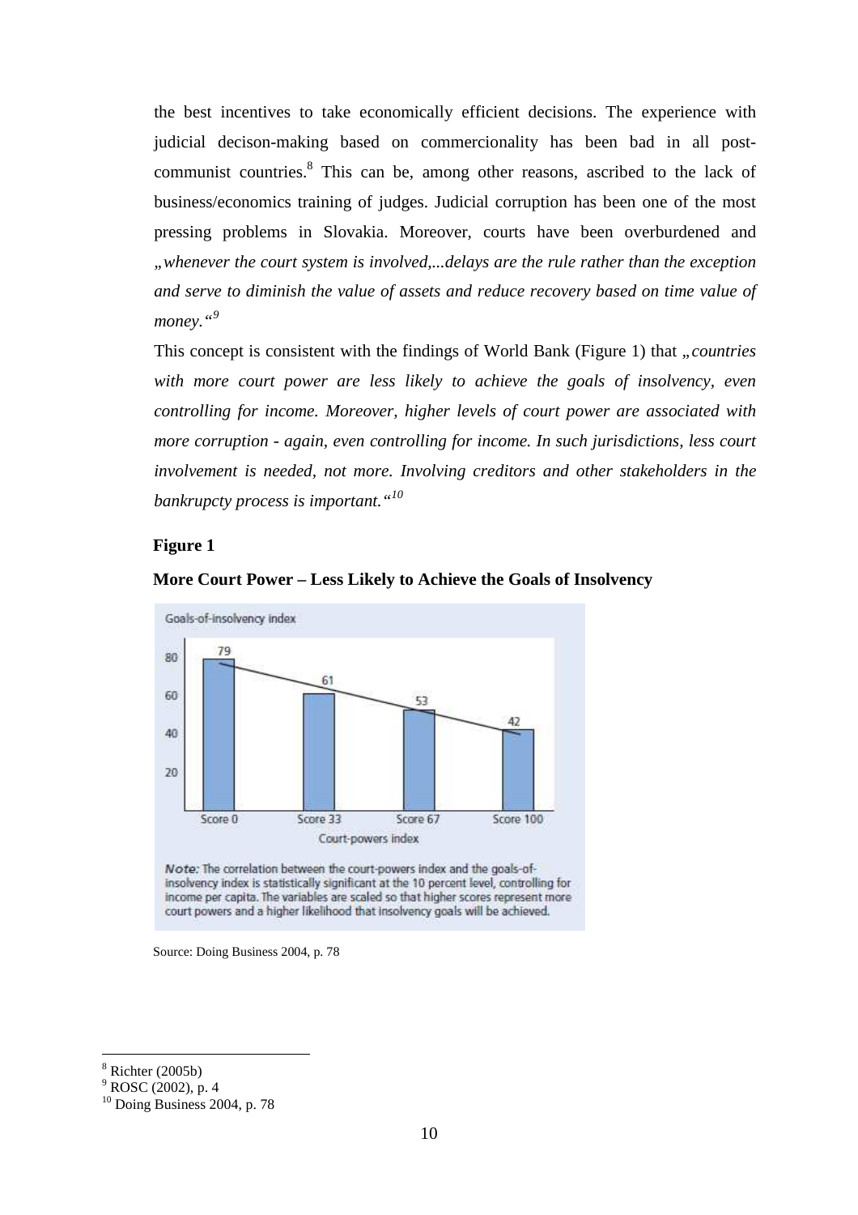the best incentives to take economically efficient decisions. The experience with judicial decison-making based on commerciality has been bad in all post-communist countries.[8] This can be, among other reasons, ascribed to the lack of business/economics training of judges. Judicial corruption has been one of the most pressing problems in Slovakia. Moreover, courts have been overburdened and *„whenever the court system is involved,...delays are the rule rather than the exception and serve to diminish the value of assets and reduce recovery based on time value of money.“*[9]

This concept is consistent with the findings of World Bank (Figure 1) that *„countries with more court power are less likely to achieve the goals of insolvency, even controlling for income. Moreover, higher levels of court power are associated with more corruption - again, even controlling for income. In such jurisdictions, less court involvement is needed, not more. Involving creditors and other stakeholders in the bankruptcy process is important.“*[10]

**Figure 1**

**More Court Power – Less Likely to Achieve the Goals of Insolvency**

Goals-of-insolvency index

| Court-powers index | Score 0 | Score 33 | Score 67 | Score 100 |
|---|---|---|---|---|
| Goals-of-insolvency index | 79 | 61 | 53 | 42 |

*Note:* The correlation between the court-powers index and the goals-of-insolvency index is statistically significant at the 10 percent level, controlling for income per capita. The variables are scaled so that higher scores represent more court powers and a higher likelihood that insolvency goals will be achieved.

Source: Doing Business 2004, p. 78

---

[8] Richter (2005b)

[9] ROSC (2002), p. 4

[10] Doing Business 2004, p. 78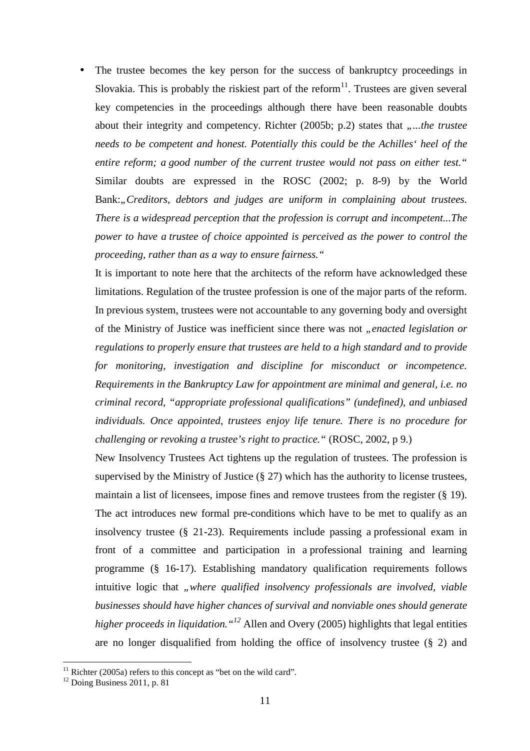- The trustee becomes the key person for the success of bankruptcy proceedings in Slovakia. This is probably the riskiest part of the reform[11]. Trustees are given several key competencies in the proceedings although there have been reasonable doubts about their integrity and competency. Richter (2005b; p.2) states that „*...the trustee needs to be competent and honest. Potentially this could be the Achilles' heel of the entire reform; a good number of the current trustee would not pass on either test.*" Similar doubts are expressed in the ROSC (2002; p. 8-9) by the World Bank:„*Creditors, debtors and judges are uniform in complaining about trustees. There is a widespread perception that the profession is corrupt and incompetent...The power to have a trustee of choice appointed is perceived as the power to control the proceeding, rather than as a way to ensure fairness.*"

  It is important to note here that the architects of the reform have acknowledged these limitations. Regulation of the trustee profession is one of the major parts of the reform. In previous system, trustees were not accountable to any governing body and oversight of the Ministry of Justice was inefficient since there was not „*enacted legislation or regulations to properly ensure that trustees are held to a high standard and to provide for monitoring, investigation and discipline for misconduct or incompetence. Requirements in the Bankruptcy Law for appointment are minimal and general, i.e. no criminal record, "appropriate professional qualifications" (undefined), and unbiased individuals. Once appointed, trustees enjoy life tenure. There is no procedure for challenging or revoking a trustee's right to practice.*" (ROSC, 2002, p 9.)

  New Insolvency Trustees Act tightens up the regulation of trustees. The profession is supervised by the Ministry of Justice (§ 27) which has the authority to license trustees, maintain a list of licensees, impose fines and remove trustees from the register (§ 19). The act introduces new formal pre-conditions which have to be met to qualify as an insolvency trustee (§ 21-23). Requirements include passing a professional exam in front of a committee and participation in a professional training and learning programme (§ 16-17). Establishing mandatory qualification requirements follows intuitive logic that „*where qualified insolvency professionals are involved, viable businesses should have higher chances of survival and nonviable ones should generate higher proceeds in liquidation.*"[12] Allen and Overy (2005) highlights that legal entities are no longer disqualified from holding the office of insolvency trustee (§ 2) and

[11] Richter (2005a) refers to this concept as "bet on the wild card".

[12] Doing Business 2011, p. 81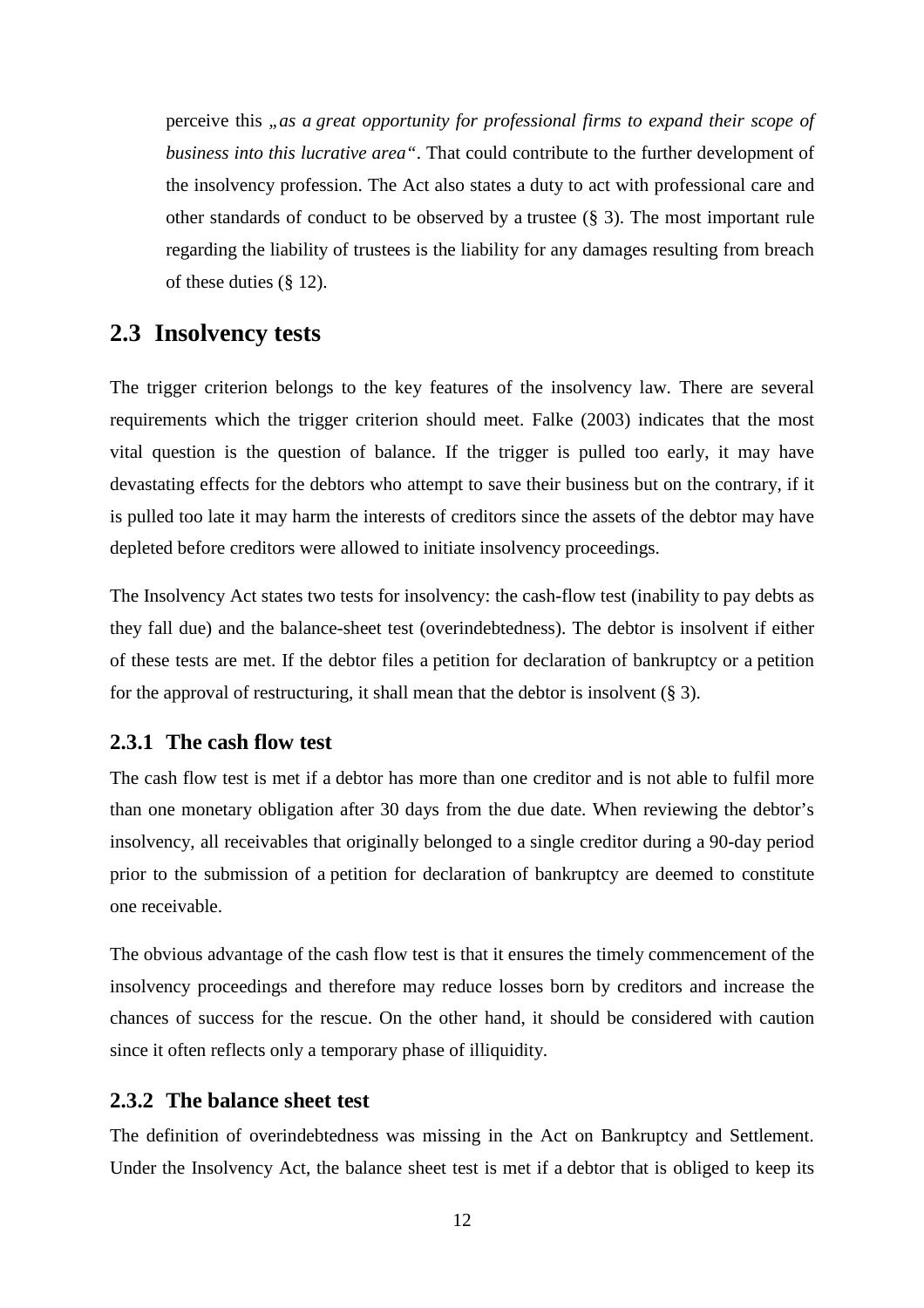perceive this „*as a great opportunity for professional firms to expand their scope of business into this lucrative area*“. That could contribute to the further development of the insolvency profession. The Act also states a duty to act with professional care and other standards of conduct to be observed by a trustee (§ 3). The most important rule regarding the liability of trustees is the liability for any damages resulting from breach of these duties (§ 12).

## 2.3 Insolvency tests

The trigger criterion belongs to the key features of the insolvency law. There are several requirements which the trigger criterion should meet. Falke (2003) indicates that the most vital question is the question of balance. If the trigger is pulled too early, it may have devastating effects for the debtors who attempt to save their business but on the contrary, if it is pulled too late it may harm the interests of creditors since the assets of the debtor may have depleted before creditors were allowed to initiate insolvency proceedings.

The Insolvency Act states two tests for insolvency: the cash-flow test (inability to pay debts as they fall due) and the balance-sheet test (overindebtedness). The debtor is insolvent if either of these tests are met. If the debtor files a petition for declaration of bankruptcy or a petition for the approval of restructuring, it shall mean that the debtor is insolvent (§ 3).

### 2.3.1 The cash flow test

The cash flow test is met if a debtor has more than one creditor and is not able to fulfil more than one monetary obligation after 30 days from the due date. When reviewing the debtor's insolvency, all receivables that originally belonged to a single creditor during a 90-day period prior to the submission of a petition for declaration of bankruptcy are deemed to constitute one receivable.

The obvious advantage of the cash flow test is that it ensures the timely commencement of the insolvency proceedings and therefore may reduce losses born by creditors and increase the chances of success for the rescue. On the other hand, it should be considered with caution since it often reflects only a temporary phase of illiquidity.

### 2.3.2 The balance sheet test

The definition of overindebtedness was missing in the Act on Bankruptcy and Settlement. Under the Insolvency Act, the balance sheet test is met if a debtor that is obliged to keep its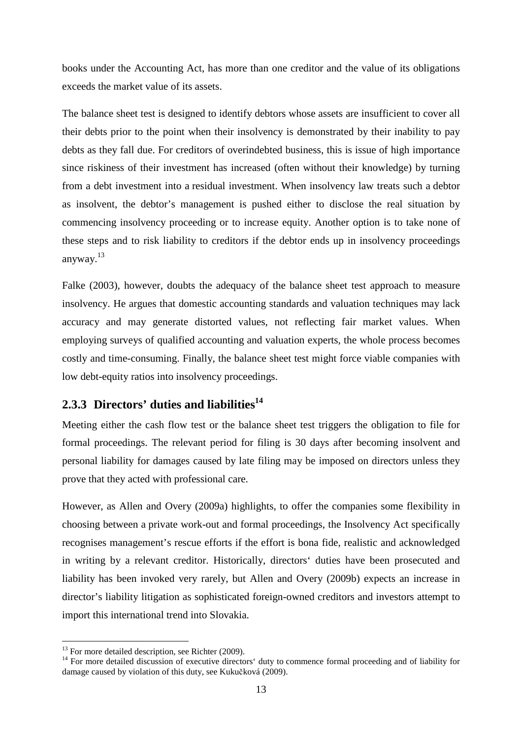books under the Accounting Act, has more than one creditor and the value of its obligations exceeds the market value of its assets.

The balance sheet test is designed to identify debtors whose assets are insufficient to cover all their debts prior to the point when their insolvency is demonstrated by their inability to pay debts as they fall due. For creditors of overindebted business, this is issue of high importance since riskiness of their investment has increased (often without their knowledge) by turning from a debt investment into a residual investment. When insolvency law treats such a debtor as insolvent, the debtor's management is pushed either to disclose the real situation by commencing insolvency proceeding or to increase equity. Another option is to take none of these steps and to risk liability to creditors if the debtor ends up in insolvency proceedings anyway.[13]

Falke (2003), however, doubts the adequacy of the balance sheet test approach to measure insolvency. He argues that domestic accounting standards and valuation techniques may lack accuracy and may generate distorted values, not reflecting fair market values. When employing surveys of qualified accounting and valuation experts, the whole process becomes costly and time-consuming. Finally, the balance sheet test might force viable companies with low debt-equity ratios into insolvency proceedings.

### 2.3.3 Directors' duties and liabilities[14]

Meeting either the cash flow test or the balance sheet test triggers the obligation to file for formal proceedings. The relevant period for filing is 30 days after becoming insolvent and personal liability for damages caused by late filing may be imposed on directors unless they prove that they acted with professional care.

However, as Allen and Overy (2009a) highlights, to offer the companies some flexibility in choosing between a private work-out and formal proceedings, the Insolvency Act specifically recognises management's rescue efforts if the effort is bona fide, realistic and acknowledged in writing by a relevant creditor. Historically, directors' duties have been prosecuted and liability has been invoked very rarely, but Allen and Overy (2009b) expects an increase in director's liability litigation as sophisticated foreign-owned creditors and investors attempt to import this international trend into Slovakia.

---

[13] For more detailed description, see Richter (2009).

[14] For more detailed discussion of executive directors' duty to commence formal proceeding and of liability for damage caused by violation of this duty, see Kukučková (2009).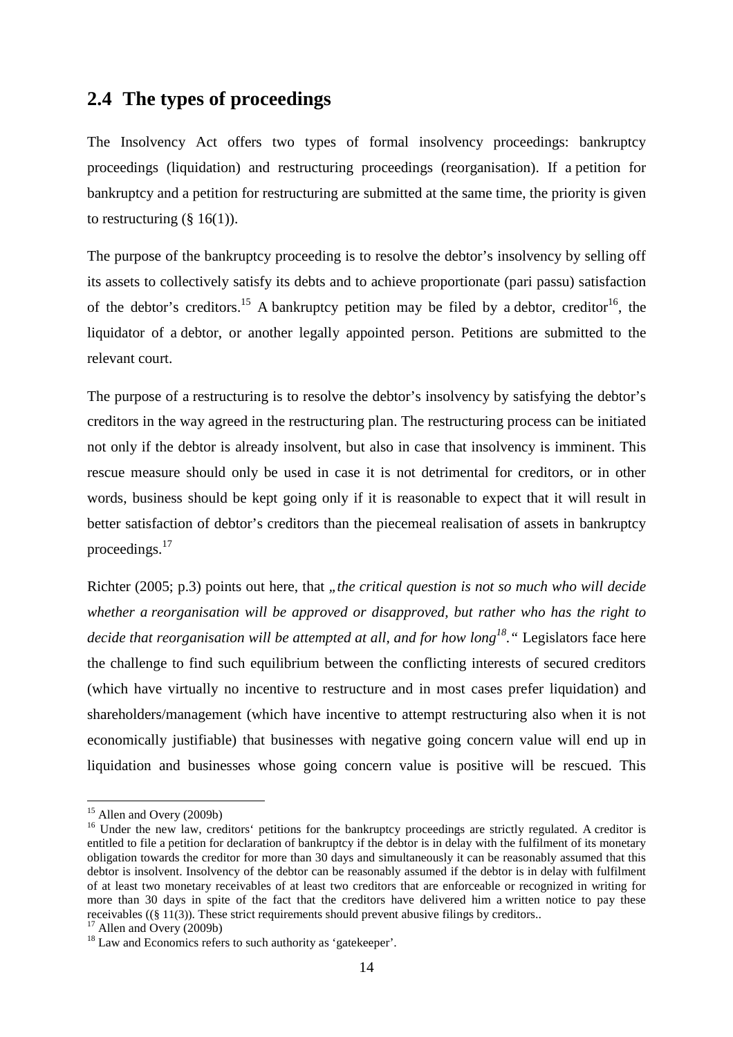## 2.4 The types of proceedings

The Insolvency Act offers two types of formal insolvency proceedings: bankruptcy proceedings (liquidation) and restructuring proceedings (reorganisation). If a petition for bankruptcy and a petition for restructuring are submitted at the same time, the priority is given to restructuring (§ 16(1)).

The purpose of the bankruptcy proceeding is to resolve the debtor's insolvency by selling off its assets to collectively satisfy its debts and to achieve proportionate (pari passu) satisfaction of the debtor's creditors.[15] A bankruptcy petition may be filed by a debtor, creditor[16], the liquidator of a debtor, or another legally appointed person. Petitions are submitted to the relevant court.

The purpose of a restructuring is to resolve the debtor's insolvency by satisfying the debtor's creditors in the way agreed in the restructuring plan. The restructuring process can be initiated not only if the debtor is already insolvent, but also in case that insolvency is imminent. This rescue measure should only be used in case it is not detrimental for creditors, or in other words, business should be kept going only if it is reasonable to expect that it will result in better satisfaction of debtor's creditors than the piecemeal realisation of assets in bankruptcy proceedings.[17]

Richter (2005; p.3) points out here, that *„the critical question is not so much who will decide whether a reorganisation will be approved or disapproved, but rather who has the right to decide that reorganisation will be attempted at all, and for how long*[18]*.“* Legislators face here the challenge to find such equilibrium between the conflicting interests of secured creditors (which have virtually no incentive to restructure and in most cases prefer liquidation) and shareholders/management (which have incentive to attempt restructuring also when it is not economically justifiable) that businesses with negative going concern value will end up in liquidation and businesses whose going concern value is positive will be rescued. This

---

[15] Allen and Overy (2009b)

[16] Under the new law, creditors‘ petitions for the bankruptcy proceedings are strictly regulated. A creditor is entitled to file a petition for declaration of bankruptcy if the debtor is in delay with the fulfilment of its monetary obligation towards the creditor for more than 30 days and simultaneously it can be reasonably assumed that this debtor is insolvent. Insolvency of the debtor can be reasonably assumed if the debtor is in delay with fulfilment of at least two monetary receivables of at least two creditors that are enforceable or recognized in writing for more than 30 days in spite of the fact that the creditors have delivered him a written notice to pay these receivables ((§ 11(3)). These strict requirements should prevent abusive filings by creditors..

[17] Allen and Overy (2009b)

[18] Law and Economics refers to such authority as 'gatekeeper'.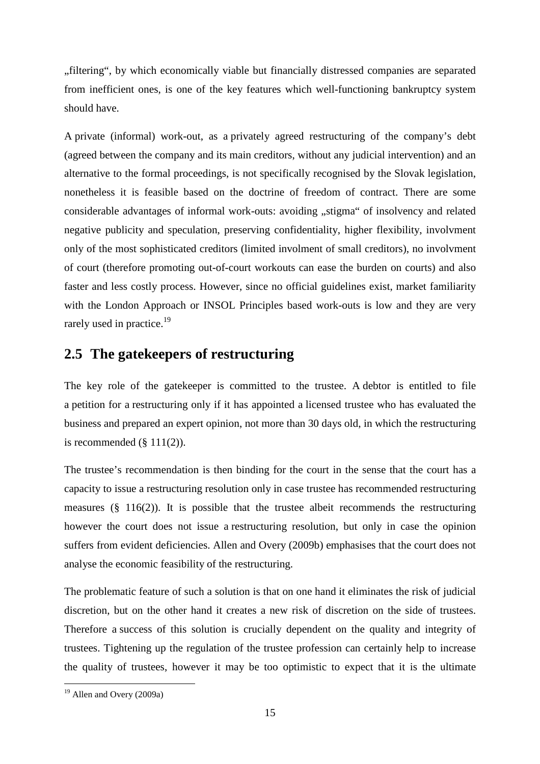„filtering", by which economically viable but financially distressed companies are separated from inefficient ones, is one of the key features which well-functioning bankruptcy system should have.

A private (informal) work-out, as a privately agreed restructuring of the company's debt (agreed between the company and its main creditors, without any judicial intervention) and an alternative to the formal proceedings, is not specifically recognised by the Slovak legislation, nonetheless it is feasible based on the doctrine of freedom of contract. There are some considerable advantages of informal work-outs: avoiding „stigma" of insolvency and related negative publicity and speculation, preserving confidentiality, higher flexibility, involvment only of the most sophisticated creditors (limited involment of small creditors), no involvment of court (therefore promoting out-of-court workouts can ease the burden on courts) and also faster and less costly process. However, since no official guidelines exist, market familiarity with the London Approach or INSOL Principles based work-outs is low and they are very rarely used in practice.[19]

## 2.5 The gatekeepers of restructuring

The key role of the gatekeeper is committed to the trustee. A debtor is entitled to file a petition for a restructuring only if it has appointed a licensed trustee who has evaluated the business and prepared an expert opinion, not more than 30 days old, in which the restructuring is recommended (§ 111(2)).

The trustee's recommendation is then binding for the court in the sense that the court has a capacity to issue a restructuring resolution only in case trustee has recommended restructuring measures (§ 116(2)). It is possible that the trustee albeit recommends the restructuring however the court does not issue a restructuring resolution, but only in case the opinion suffers from evident deficiencies. Allen and Overy (2009b) emphasises that the court does not analyse the economic feasibility of the restructuring.

The problematic feature of such a solution is that on one hand it eliminates the risk of judicial discretion, but on the other hand it creates a new risk of discretion on the side of trustees. Therefore a success of this solution is crucially dependent on the quality and integrity of trustees. Tightening up the regulation of the trustee profession can certainly help to increase the quality of trustees, however it may be too optimistic to expect that it is the ultimate

[19] Allen and Overy (2009a)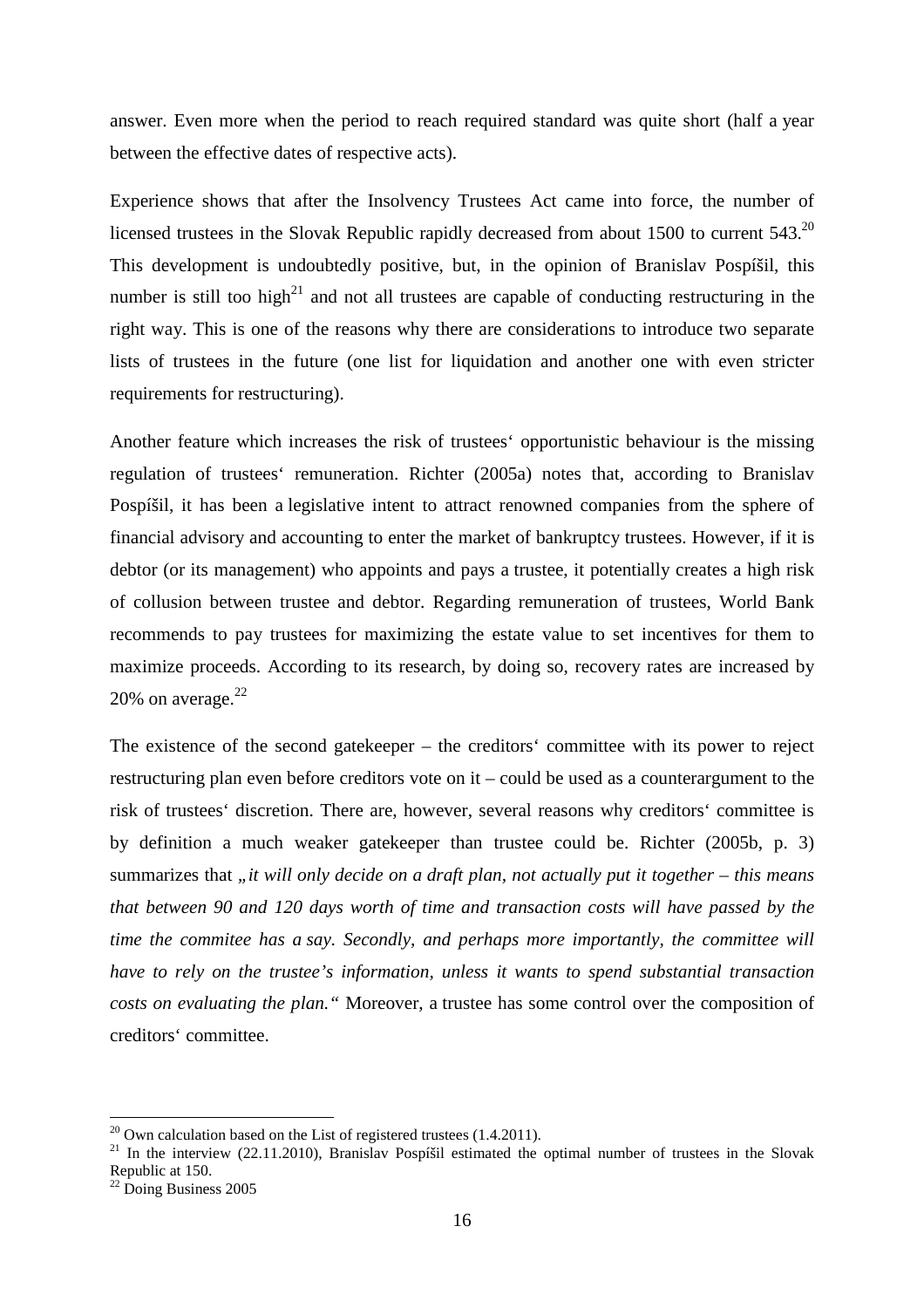answer. Even more when the period to reach required standard was quite short (half a year between the effective dates of respective acts).

Experience shows that after the Insolvency Trustees Act came into force, the number of licensed trustees in the Slovak Republic rapidly decreased from about 1500 to current 543.[20] This development is undoubtedly positive, but, in the opinion of Branislav Pospíšil, this number is still too high[21] and not all trustees are capable of conducting restructuring in the right way. This is one of the reasons why there are considerations to introduce two separate lists of trustees in the future (one list for liquidation and another one with even stricter requirements for restructuring).

Another feature which increases the risk of trustees' opportunistic behaviour is the missing regulation of trustees' remuneration. Richter (2005a) notes that, according to Branislav Pospíšil, it has been a legislative intent to attract renowned companies from the sphere of financial advisory and accounting to enter the market of bankruptcy trustees. However, if it is debtor (or its management) who appoints and pays a trustee, it potentially creates a high risk of collusion between trustee and debtor. Regarding remuneration of trustees, World Bank recommends to pay trustees for maximizing the estate value to set incentives for them to maximize proceeds. According to its research, by doing so, recovery rates are increased by 20% on average.[22]

The existence of the second gatekeeper – the creditors' committee with its power to reject restructuring plan even before creditors vote on it – could be used as a counterargument to the risk of trustees' discretion. There are, however, several reasons why creditors' committee is by definition a much weaker gatekeeper than trustee could be. Richter (2005b, p. 3) summarizes that *„it will only decide on a draft plan, not actually put it together – this means that between 90 and 120 days worth of time and transaction costs will have passed by the time the commitee has a say. Secondly, and perhaps more importantly, the committee will have to rely on the trustee's information, unless it wants to spend substantial transaction costs on evaluating the plan."* Moreover, a trustee has some control over the composition of creditors' committee.

---

[20] Own calculation based on the List of registered trustees (1.4.2011).

[21] In the interview (22.11.2010), Branislav Pospíšil estimated the optimal number of trustees in the Slovak Republic at 150.

[22] Doing Business 2005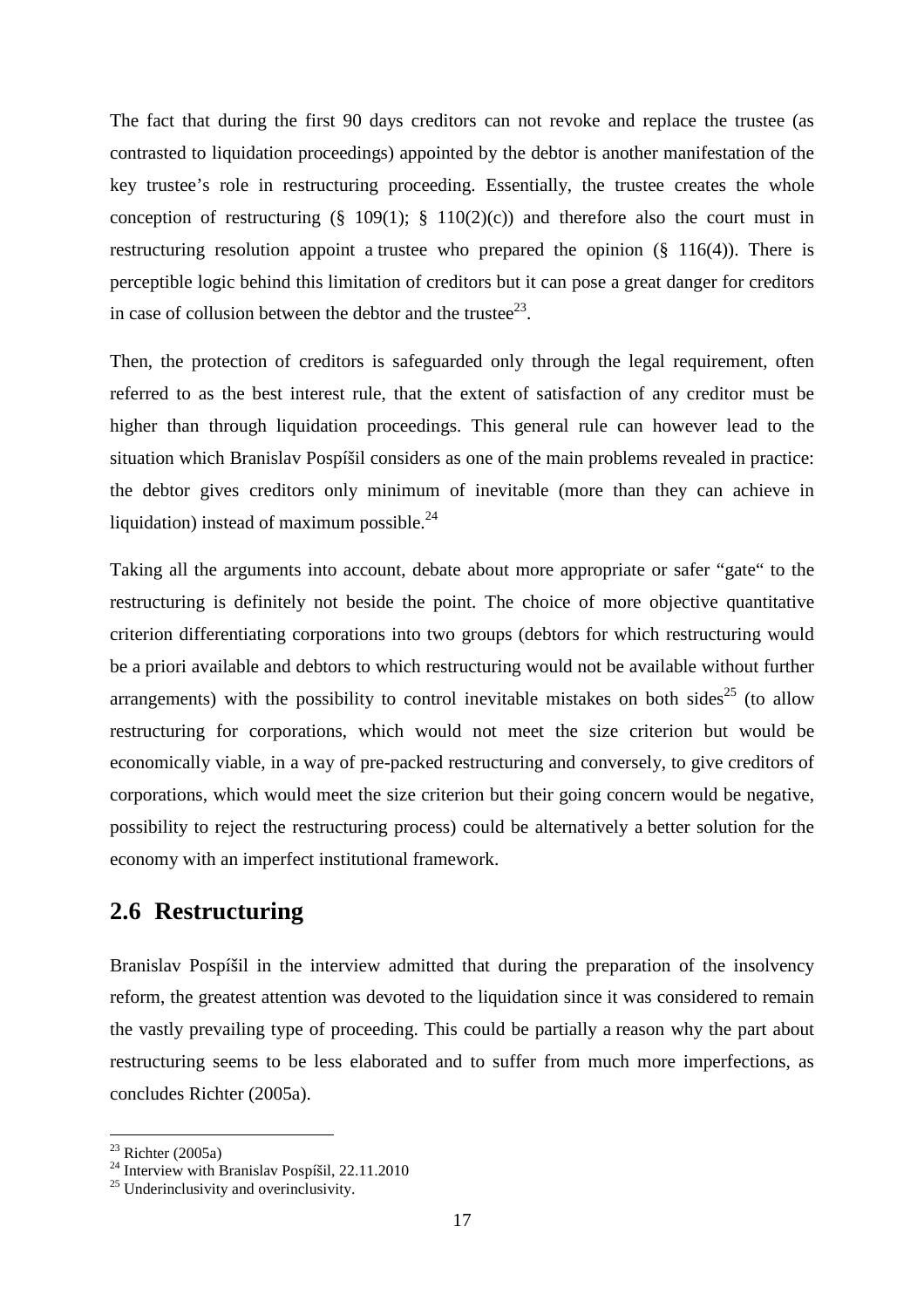The fact that during the first 90 days creditors can not revoke and replace the trustee (as contrasted to liquidation proceedings) appointed by the debtor is another manifestation of the key trustee's role in restructuring proceeding. Essentially, the trustee creates the whole conception of restructuring (§ 109(1); § 110(2)(c)) and therefore also the court must in restructuring resolution appoint a trustee who prepared the opinion (§ 116(4)). There is perceptible logic behind this limitation of creditors but it can pose a great danger for creditors in case of collusion between the debtor and the trustee[23].

Then, the protection of creditors is safeguarded only through the legal requirement, often referred to as the best interest rule, that the extent of satisfaction of any creditor must be higher than through liquidation proceedings. This general rule can however lead to the situation which Branislav Pospíšil considers as one of the main problems revealed in practice: the debtor gives creditors only minimum of inevitable (more than they can achieve in liquidation) instead of maximum possible.[24]

Taking all the arguments into account, debate about more appropriate or safer "gate" to the restructuring is definitely not beside the point. The choice of more objective quantitative criterion differentiating corporations into two groups (debtors for which restructuring would be a priori available and debtors to which restructuring would not be available without further arrangements) with the possibility to control inevitable mistakes on both sides[25] (to allow restructuring for corporations, which would not meet the size criterion but would be economically viable, in a way of pre-packed restructuring and conversely, to give creditors of corporations, which would meet the size criterion but their going concern would be negative, possibility to reject the restructuring process) could be alternatively a better solution for the economy with an imperfect institutional framework.

## 2.6 Restructuring

Branislav Pospíšil in the interview admitted that during the preparation of the insolvency reform, the greatest attention was devoted to the liquidation since it was considered to remain the vastly prevailing type of proceeding. This could be partially a reason why the part about restructuring seems to be less elaborated and to suffer from much more imperfections, as concludes Richter (2005a).

---

[23] Richter (2005a)

[24] Interview with Branislav Pospíšil, 22.11.2010

[25] Underinclusivity and overinclusivity.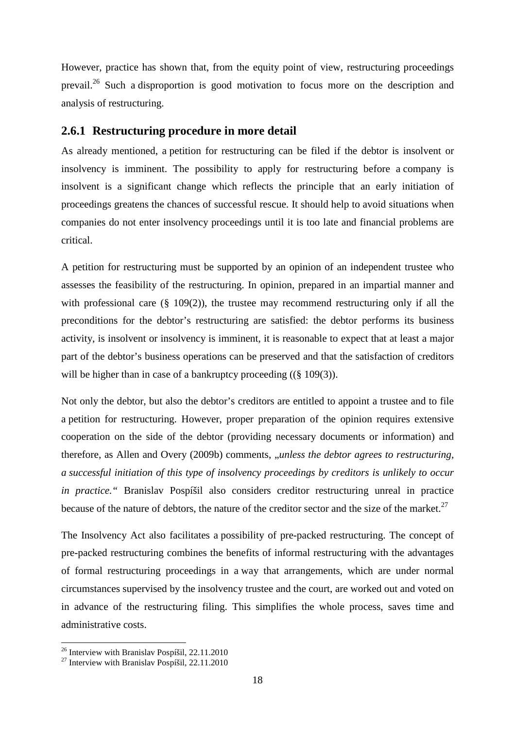However, practice has shown that, from the equity point of view, restructuring proceedings prevail.[26] Such a disproportion is good motivation to focus more on the description and analysis of restructuring.

### 2.6.1 Restructuring procedure in more detail

As already mentioned, a petition for restructuring can be filed if the debtor is insolvent or insolvency is imminent. The possibility to apply for restructuring before a company is insolvent is a significant change which reflects the principle that an early initiation of proceedings greatens the chances of successful rescue. It should help to avoid situations when companies do not enter insolvency proceedings until it is too late and financial problems are critical.

A petition for restructuring must be supported by an opinion of an independent trustee who assesses the feasibility of the restructuring. In opinion, prepared in an impartial manner and with professional care (§ 109(2)), the trustee may recommend restructuring only if all the preconditions for the debtor's restructuring are satisfied: the debtor performs its business activity, is insolvent or insolvency is imminent, it is reasonable to expect that at least a major part of the debtor's business operations can be preserved and that the satisfaction of creditors will be higher than in case of a bankruptcy proceeding ((§ 109(3)).

Not only the debtor, but also the debtor's creditors are entitled to appoint a trustee and to file a petition for restructuring. However, proper preparation of the opinion requires extensive cooperation on the side of the debtor (providing necessary documents or information) and therefore, as Allen and Overy (2009b) comments, „*unless the debtor agrees to restructuring, a successful initiation of this type of insolvency proceedings by creditors is unlikely to occur in practice.*" Branislav Pospíšil also considers creditor restructuring unreal in practice because of the nature of debtors, the nature of the creditor sector and the size of the market.[27]

The Insolvency Act also facilitates a possibility of pre-packed restructuring. The concept of pre-packed restructuring combines the benefits of informal restructuring with the advantages of formal restructuring proceedings in a way that arrangements, which are under normal circumstances supervised by the insolvency trustee and the court, are worked out and voted on in advance of the restructuring filing. This simplifies the whole process, saves time and administrative costs.

---

[26] Interview with Branislav Pospíšil, 22.11.2010

[27] Interview with Branislav Pospíšil, 22.11.2010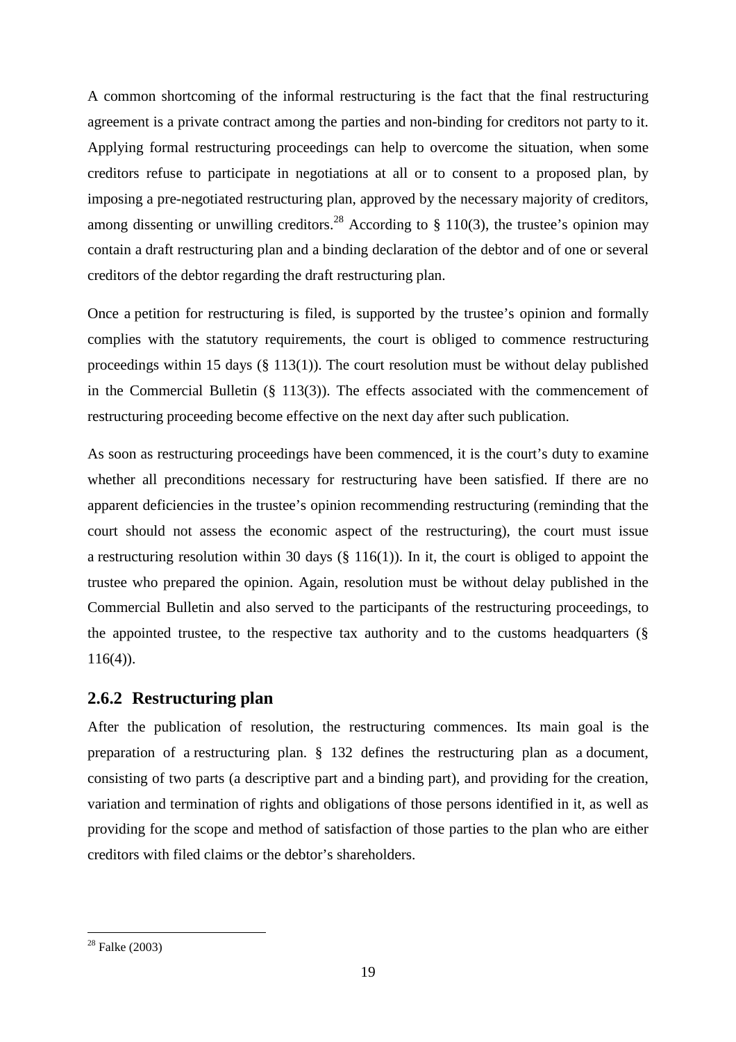A common shortcoming of the informal restructuring is the fact that the final restructuring agreement is a private contract among the parties and non-binding for creditors not party to it. Applying formal restructuring proceedings can help to overcome the situation, when some creditors refuse to participate in negotiations at all or to consent to a proposed plan, by imposing a pre-negotiated restructuring plan, approved by the necessary majority of creditors, among dissenting or unwilling creditors.[28] According to § 110(3), the trustee's opinion may contain a draft restructuring plan and a binding declaration of the debtor and of one or several creditors of the debtor regarding the draft restructuring plan.

Once a petition for restructuring is filed, is supported by the trustee's opinion and formally complies with the statutory requirements, the court is obliged to commence restructuring proceedings within 15 days (§ 113(1)). The court resolution must be without delay published in the Commercial Bulletin (§ 113(3)). The effects associated with the commencement of restructuring proceeding become effective on the next day after such publication.

As soon as restructuring proceedings have been commenced, it is the court's duty to examine whether all preconditions necessary for restructuring have been satisfied. If there are no apparent deficiencies in the trustee's opinion recommending restructuring (reminding that the court should not assess the economic aspect of the restructuring), the court must issue a restructuring resolution within 30 days (§ 116(1)). In it, the court is obliged to appoint the trustee who prepared the opinion. Again, resolution must be without delay published in the Commercial Bulletin and also served to the participants of the restructuring proceedings, to the appointed trustee, to the respective tax authority and to the customs headquarters (§ 116(4)).

### 2.6.2 Restructuring plan

After the publication of resolution, the restructuring commences. Its main goal is the preparation of a restructuring plan. § 132 defines the restructuring plan as a document, consisting of two parts (a descriptive part and a binding part), and providing for the creation, variation and termination of rights and obligations of those persons identified in it, as well as providing for the scope and method of satisfaction of those parties to the plan who are either creditors with filed claims or the debtor's shareholders.

[28] Falke (2003)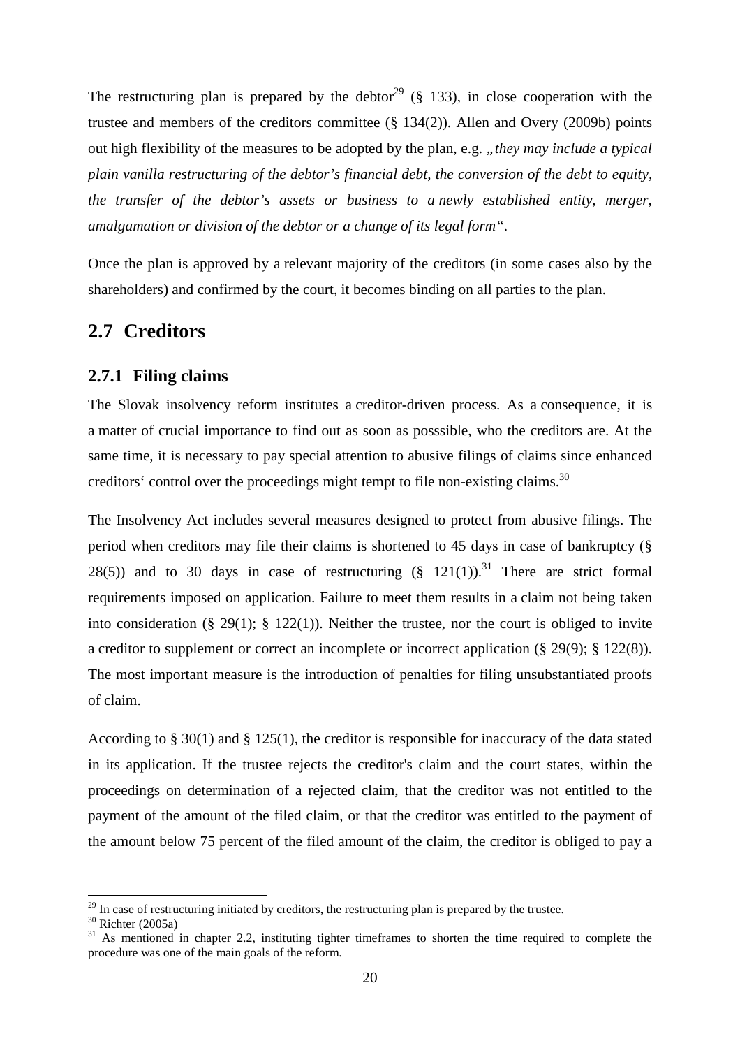The restructuring plan is prepared by the debtor[29] (§ 133), in close cooperation with the trustee and members of the creditors committee (§ 134(2)). Allen and Overy (2009b) points out high flexibility of the measures to be adopted by the plan, e.g. *„they may include a typical plain vanilla restructuring of the debtor's financial debt, the conversion of the debt to equity, the transfer of the debtor's assets or business to a newly established entity, merger, amalgamation or division of the debtor or a change of its legal form"*.

Once the plan is approved by a relevant majority of the creditors (in some cases also by the shareholders) and confirmed by the court, it becomes binding on all parties to the plan.

## 2.7 Creditors

### 2.7.1 Filing claims

The Slovak insolvency reform institutes a creditor-driven process. As a consequence, it is a matter of crucial importance to find out as soon as posssible, who the creditors are. At the same time, it is necessary to pay special attention to abusive filings of claims since enhanced creditors' control over the proceedings might tempt to file non-existing claims.[30]

The Insolvency Act includes several measures designed to protect from abusive filings. The period when creditors may file their claims is shortened to 45 days in case of bankruptcy (§ 28(5)) and to 30 days in case of restructuring (§ 121(1)).[31] There are strict formal requirements imposed on application. Failure to meet them results in a claim not being taken into consideration (§ 29(1); § 122(1)). Neither the trustee, nor the court is obliged to invite a creditor to supplement or correct an incomplete or incorrect application (§ 29(9); § 122(8)). The most important measure is the introduction of penalties for filing unsubstantiated proofs of claim.

According to § 30(1) and § 125(1), the creditor is responsible for inaccuracy of the data stated in its application. If the trustee rejects the creditor's claim and the court states, within the proceedings on determination of a rejected claim, that the creditor was not entitled to the payment of the amount of the filed claim, or that the creditor was entitled to the payment of the amount below 75 percent of the filed amount of the claim, the creditor is obliged to pay a

[29] In case of restructuring initiated by creditors, the restructuring plan is prepared by the trustee.

[30] Richter (2005a)

[31] As mentioned in chapter 2.2, instituting tighter timeframes to shorten the time required to complete the procedure was one of the main goals of the reform.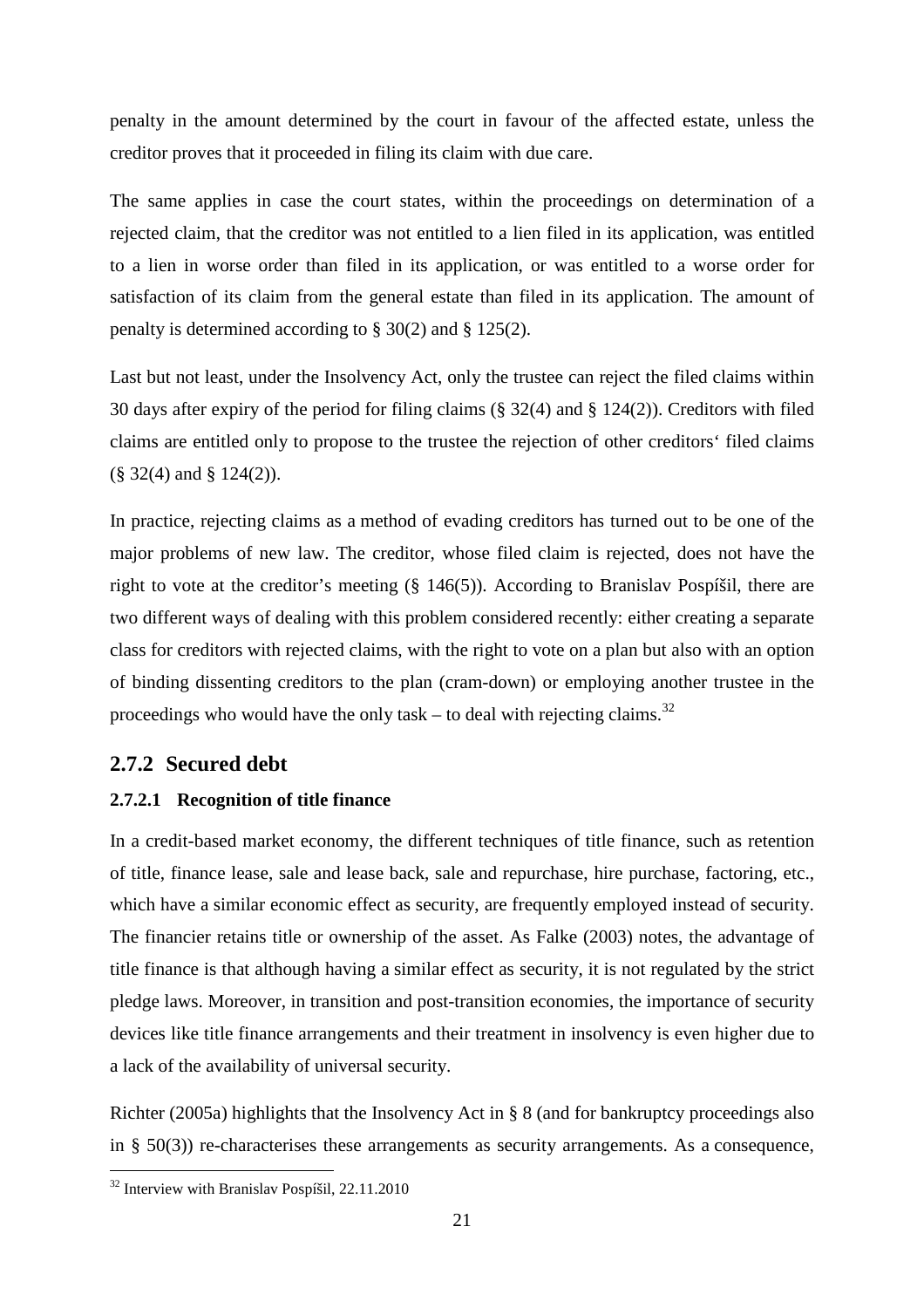penalty in the amount determined by the court in favour of the affected estate, unless the creditor proves that it proceeded in filing its claim with due care.

The same applies in case the court states, within the proceedings on determination of a rejected claim, that the creditor was not entitled to a lien filed in its application, was entitled to a lien in worse order than filed in its application, or was entitled to a worse order for satisfaction of its claim from the general estate than filed in its application. The amount of penalty is determined according to § 30(2) and § 125(2).

Last but not least, under the Insolvency Act, only the trustee can reject the filed claims within 30 days after expiry of the period for filing claims (§ 32(4) and § 124(2)). Creditors with filed claims are entitled only to propose to the trustee the rejection of other creditors‘ filed claims (§ 32(4) and § 124(2)).

In practice, rejecting claims as a method of evading creditors has turned out to be one of the major problems of new law. The creditor, whose filed claim is rejected, does not have the right to vote at the creditor's meeting (§ 146(5)). According to Branislav Pospíšil, there are two different ways of dealing with this problem considered recently: either creating a separate class for creditors with rejected claims, with the right to vote on a plan but also with an option of binding dissenting creditors to the plan (cram-down) or employing another trustee in the proceedings who would have the only task – to deal with rejecting claims.[32]

### 2.7.2 Secured debt

#### 2.7.2.1 Recognition of title finance

In a credit-based market economy, the different techniques of title finance, such as retention of title, finance lease, sale and lease back, sale and repurchase, hire purchase, factoring, etc., which have a similar economic effect as security, are frequently employed instead of security. The financier retains title or ownership of the asset. As Falke (2003) notes, the advantage of title finance is that although having a similar effect as security, it is not regulated by the strict pledge laws. Moreover, in transition and post-transition economies, the importance of security devices like title finance arrangements and their treatment in insolvency is even higher due to a lack of the availability of universal security.

Richter (2005a) highlights that the Insolvency Act in § 8 (and for bankruptcy proceedings also in § 50(3)) re-characterises these arrangements as security arrangements. As a consequence,

[32] Interview with Branislav Pospíšil, 22.11.2010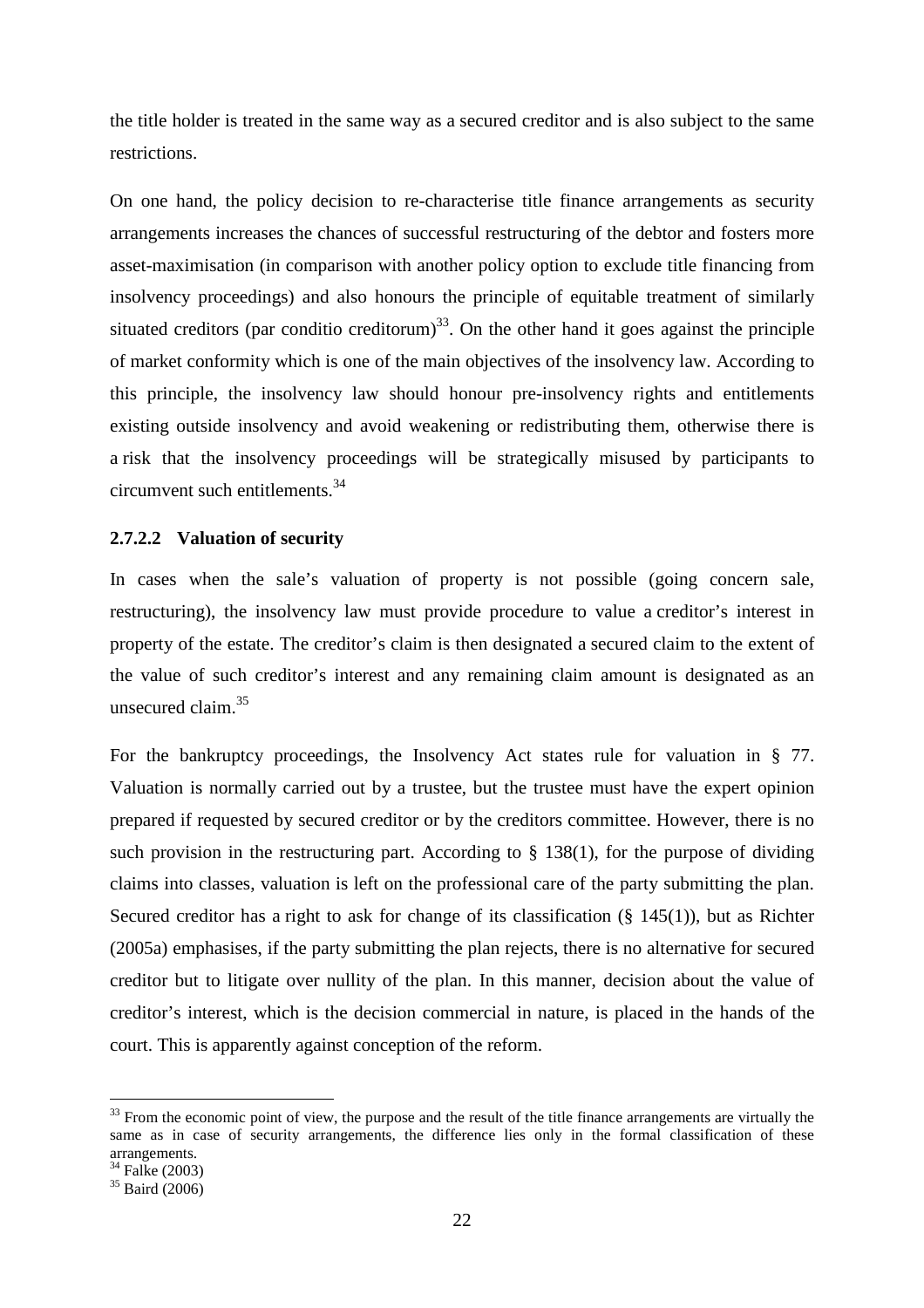the title holder is treated in the same way as a secured creditor and is also subject to the same restrictions.

On one hand, the policy decision to re-characterise title finance arrangements as security arrangements increases the chances of successful restructuring of the debtor and fosters more asset-maximisation (in comparison with another policy option to exclude title financing from insolvency proceedings) and also honours the principle of equitable treatment of similarly situated creditors (par conditio creditorum)[33]. On the other hand it goes against the principle of market conformity which is one of the main objectives of the insolvency law. According to this principle, the insolvency law should honour pre-insolvency rights and entitlements existing outside insolvency and avoid weakening or redistributing them, otherwise there is a risk that the insolvency proceedings will be strategically misused by participants to circumvent such entitlements.[34]

#### 2.7.2.2 Valuation of security

In cases when the sale's valuation of property is not possible (going concern sale, restructuring), the insolvency law must provide procedure to value a creditor's interest in property of the estate. The creditor's claim is then designated a secured claim to the extent of the value of such creditor's interest and any remaining claim amount is designated as an unsecured claim.[35]

For the bankruptcy proceedings, the Insolvency Act states rule for valuation in § 77. Valuation is normally carried out by a trustee, but the trustee must have the expert opinion prepared if requested by secured creditor or by the creditors committee. However, there is no such provision in the restructuring part. According to § 138(1), for the purpose of dividing claims into classes, valuation is left on the professional care of the party submitting the plan. Secured creditor has a right to ask for change of its classification (§ 145(1)), but as Richter (2005a) emphasises, if the party submitting the plan rejects, there is no alternative for secured creditor but to litigate over nullity of the plan. In this manner, decision about the value of creditor's interest, which is the decision commercial in nature, is placed in the hands of the court. This is apparently against conception of the reform.

---

[33] From the economic point of view, the purpose and the result of the title finance arrangements are virtually the same as in case of security arrangements, the difference lies only in the formal classification of these arrangements.

[34] Falke (2003)

[35] Baird (2006)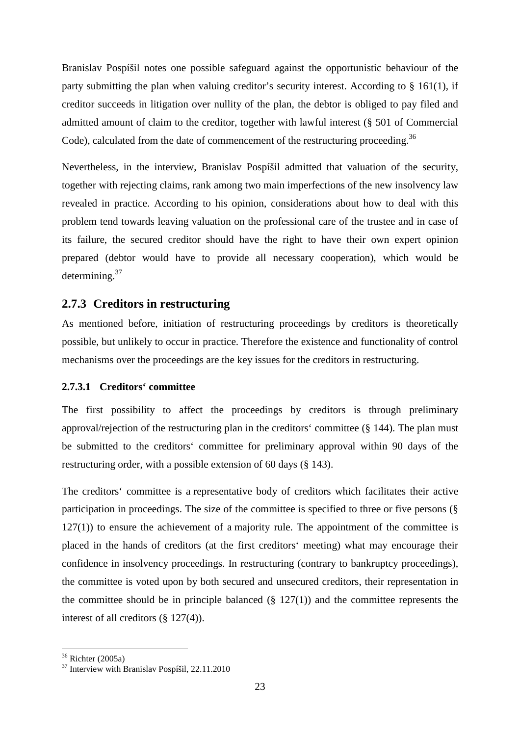Branislav Pospíšil notes one possible safeguard against the opportunistic behaviour of the party submitting the plan when valuing creditor's security interest. According to § 161(1), if creditor succeeds in litigation over nullity of the plan, the debtor is obliged to pay filed and admitted amount of claim to the creditor, together with lawful interest (§ 501 of Commercial Code), calculated from the date of commencement of the restructuring proceeding.[36]

Nevertheless, in the interview, Branislav Pospíšil admitted that valuation of the security, together with rejecting claims, rank among two main imperfections of the new insolvency law revealed in practice. According to his opinion, considerations about how to deal with this problem tend towards leaving valuation on the professional care of the trustee and in case of its failure, the secured creditor should have the right to have their own expert opinion prepared (debtor would have to provide all necessary cooperation), which would be determining.[37]

### 2.7.3 Creditors in restructuring

As mentioned before, initiation of restructuring proceedings by creditors is theoretically possible, but unlikely to occur in practice. Therefore the existence and functionality of control mechanisms over the proceedings are the key issues for the creditors in restructuring.

#### 2.7.3.1 Creditors' committee

The first possibility to affect the proceedings by creditors is through preliminary approval/rejection of the restructuring plan in the creditors' committee (§ 144). The plan must be submitted to the creditors' committee for preliminary approval within 90 days of the restructuring order, with a possible extension of 60 days (§ 143).

The creditors' committee is a representative body of creditors which facilitates their active participation in proceedings. The size of the committee is specified to three or five persons (§ 127(1)) to ensure the achievement of a majority rule. The appointment of the committee is placed in the hands of creditors (at the first creditors' meeting) what may encourage their confidence in insolvency proceedings. In restructuring (contrary to bankruptcy proceedings), the committee is voted upon by both secured and unsecured creditors, their representation in the committee should be in principle balanced (§ 127(1)) and the committee represents the interest of all creditors (§ 127(4)).

[36] Richter (2005a)

[37] Interview with Branislav Pospíšil, 22.11.2010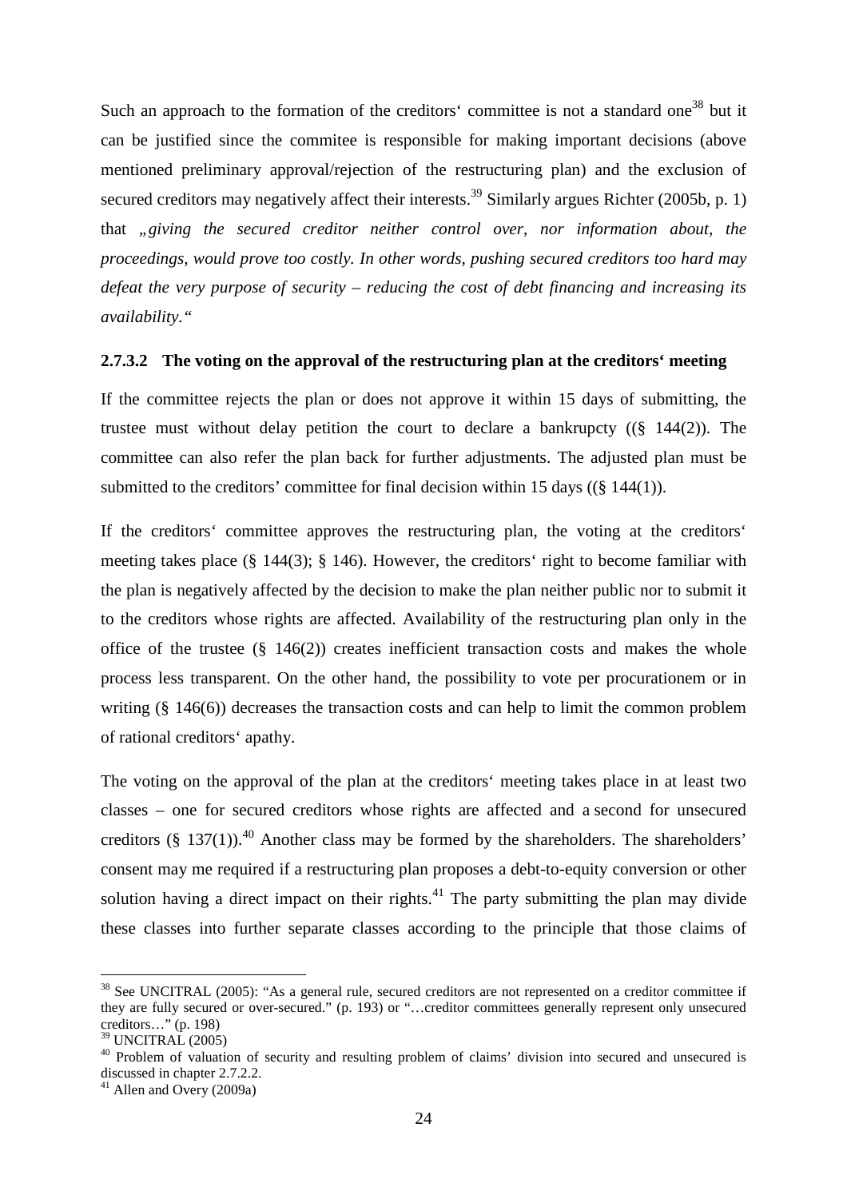Such an approach to the formation of the creditors‘ committee is not a standard one[38] but it can be justified since the commitee is responsible for making important decisions (above mentioned preliminary approval/rejection of the restructuring plan) and the exclusion of secured creditors may negatively affect their interests.[39] Similarly argues Richter (2005b, p. 1) that *„giving the secured creditor neither control over, nor information about, the proceedings, would prove too costly. In other words, pushing secured creditors too hard may defeat the very purpose of security – reducing the cost of debt financing and increasing its availability."*

#### 2.7.3.2 The voting on the approval of the restructuring plan at the creditors‘ meeting

If the committee rejects the plan or does not approve it within 15 days of submitting, the trustee must without delay petition the court to declare a bankrupcty ((§ 144(2)). The committee can also refer the plan back for further adjustments. The adjusted plan must be submitted to the creditors' committee for final decision within 15 days ((§ 144(1)).

If the creditors‘ committee approves the restructuring plan, the voting at the creditors‘ meeting takes place (§ 144(3); § 146). However, the creditors‘ right to become familiar with the plan is negatively affected by the decision to make the plan neither public nor to submit it to the creditors whose rights are affected. Availability of the restructuring plan only in the office of the trustee (§ 146(2)) creates inefficient transaction costs and makes the whole process less transparent. On the other hand, the possibility to vote per procurationem or in writing (§ 146(6)) decreases the transaction costs and can help to limit the common problem of rational creditors‘ apathy.

The voting on the approval of the plan at the creditors‘ meeting takes place in at least two classes – one for secured creditors whose rights are affected and a second for unsecured creditors (§ 137(1)).[40] Another class may be formed by the shareholders. The shareholders' consent may me required if a restructuring plan proposes a debt-to-equity conversion or other solution having a direct impact on their rights.[41] The party submitting the plan may divide these classes into further separate classes according to the principle that those claims of

---

[38] See UNCITRAL (2005): "As a general rule, secured creditors are not represented on a creditor committee if they are fully secured or over-secured." (p. 193) or "…creditor committees generally represent only unsecured creditors…" (p. 198)

[39] UNCITRAL (2005)

[40] Problem of valuation of security and resulting problem of claims' division into secured and unsecured is discussed in chapter 2.7.2.2.

[41] Allen and Overy (2009a)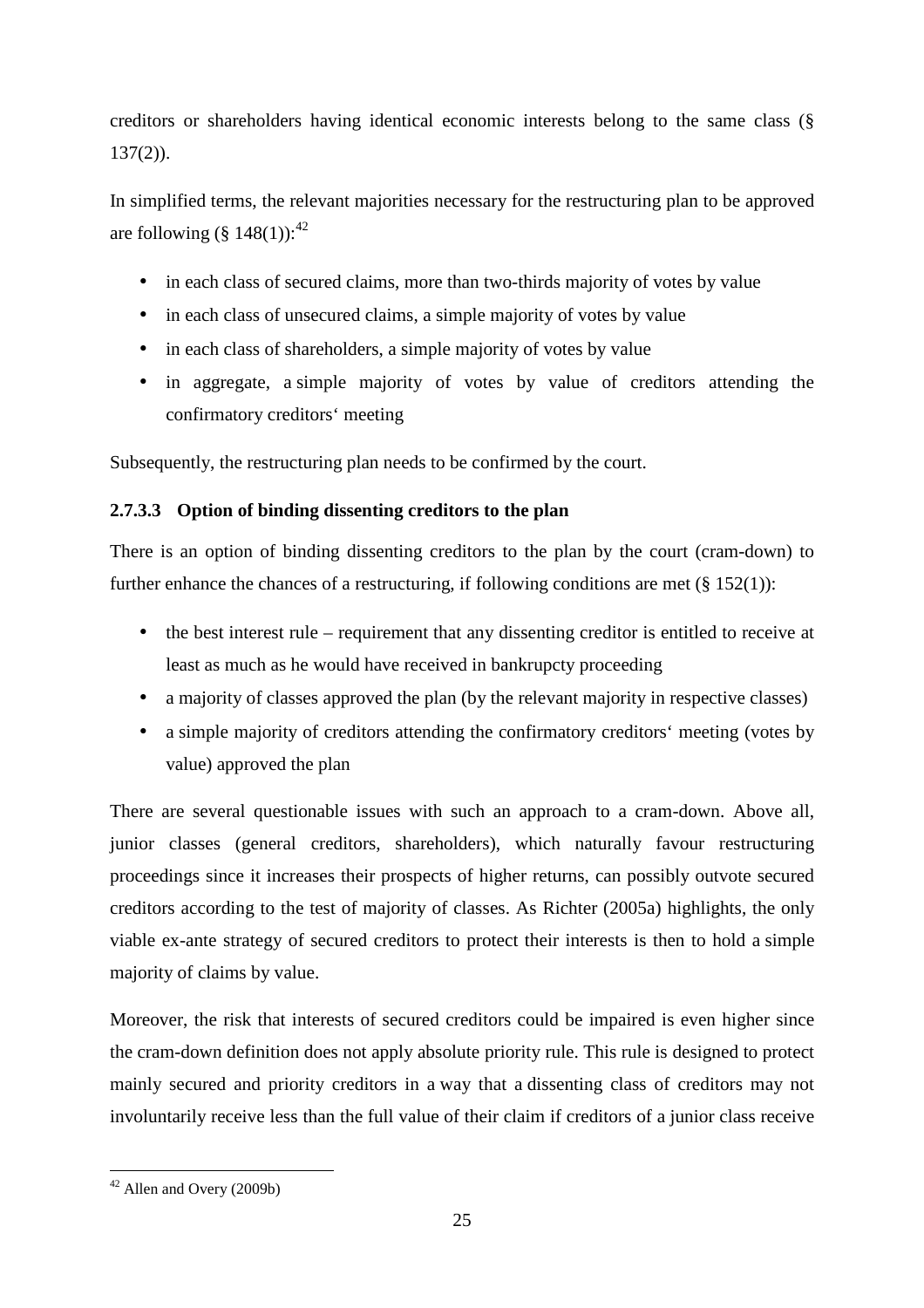creditors or shareholders having identical economic interests belong to the same class (§ 137(2)).

In simplified terms, the relevant majorities necessary for the restructuring plan to be approved are following (§ 148(1)):[42]

- in each class of secured claims, more than two-thirds majority of votes by value
- in each class of unsecured claims, a simple majority of votes by value
- in each class of shareholders, a simple majority of votes by value
- in aggregate, a simple majority of votes by value of creditors attending the confirmatory creditors' meeting

Subsequently, the restructuring plan needs to be confirmed by the court.

#### 2.7.3.3 Option of binding dissenting creditors to the plan

There is an option of binding dissenting creditors to the plan by the court (cram-down) to further enhance the chances of a restructuring, if following conditions are met (§ 152(1)):

- the best interest rule – requirement that any dissenting creditor is entitled to receive at least as much as he would have received in bankrupcty proceeding
- a majority of classes approved the plan (by the relevant majority in respective classes)
- a simple majority of creditors attending the confirmatory creditors' meeting (votes by value) approved the plan

There are several questionable issues with such an approach to a cram-down. Above all, junior classes (general creditors, shareholders), which naturally favour restructuring proceedings since it increases their prospects of higher returns, can possibly outvote secured creditors according to the test of majority of classes. As Richter (2005a) highlights, the only viable ex-ante strategy of secured creditors to protect their interests is then to hold a simple majority of claims by value.

Moreover, the risk that interests of secured creditors could be impaired is even higher since the cram-down definition does not apply absolute priority rule. This rule is designed to protect mainly secured and priority creditors in a way that a dissenting class of creditors may not involuntarily receive less than the full value of their claim if creditors of a junior class receive

---

[42] Allen and Overy (2009b)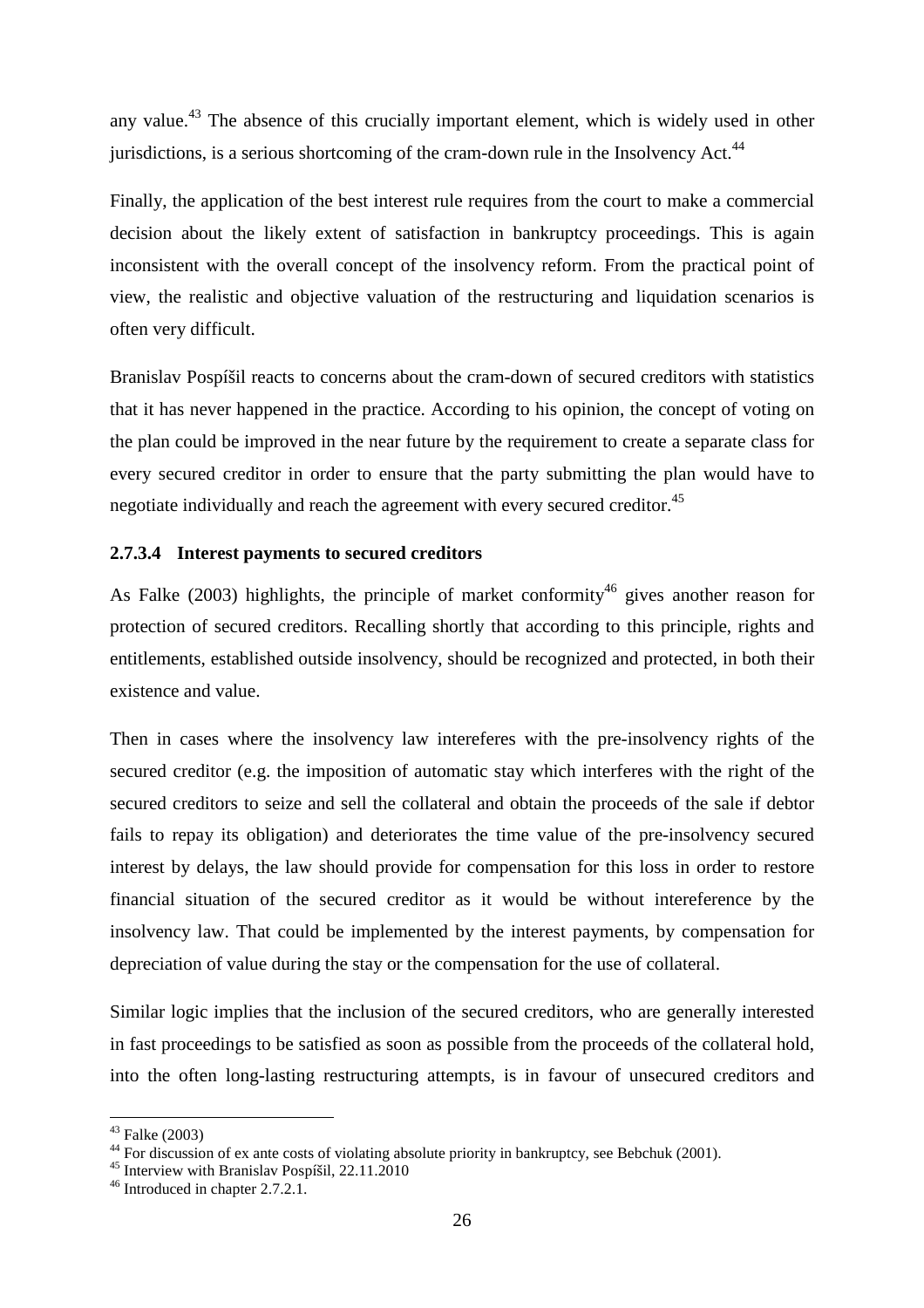any value.[43] The absence of this crucially important element, which is widely used in other jurisdictions, is a serious shortcoming of the cram-down rule in the Insolvency Act.[44]

Finally, the application of the best interest rule requires from the court to make a commercial decision about the likely extent of satisfaction in bankruptcy proceedings. This is again inconsistent with the overall concept of the insolvency reform. From the practical point of view, the realistic and objective valuation of the restructuring and liquidation scenarios is often very difficult.

Branislav Pospíšil reacts to concerns about the cram-down of secured creditors with statistics that it has never happened in the practice. According to his opinion, the concept of voting on the plan could be improved in the near future by the requirement to create a separate class for every secured creditor in order to ensure that the party submitting the plan would have to negotiate individually and reach the agreement with every secured creditor.[45]

#### 2.7.3.4 Interest payments to secured creditors

As Falke (2003) highlights, the principle of market conformity[46] gives another reason for protection of secured creditors. Recalling shortly that according to this principle, rights and entitlements, established outside insolvency, should be recognized and protected, in both their existence and value.

Then in cases where the insolvency law intereferes with the pre-insolvency rights of the secured creditor (e.g. the imposition of automatic stay which interferes with the right of the secured creditors to seize and sell the collateral and obtain the proceeds of the sale if debtor fails to repay its obligation) and deteriorates the time value of the pre-insolvency secured interest by delays, the law should provide for compensation for this loss in order to restore financial situation of the secured creditor as it would be without intereference by the insolvency law. That could be implemented by the interest payments, by compensation for depreciation of value during the stay or the compensation for the use of collateral.

Similar logic implies that the inclusion of the secured creditors, who are generally interested in fast proceedings to be satisfied as soon as possible from the proceeds of the collateral hold, into the often long-lasting restructuring attempts, is in favour of unsecured creditors and

---

[43] Falke (2003)

[44] For discussion of ex ante costs of violating absolute priority in bankruptcy, see Bebchuk (2001).

[45] Interview with Branislav Pospíšil, 22.11.2010

[46] Introduced in chapter 2.7.2.1.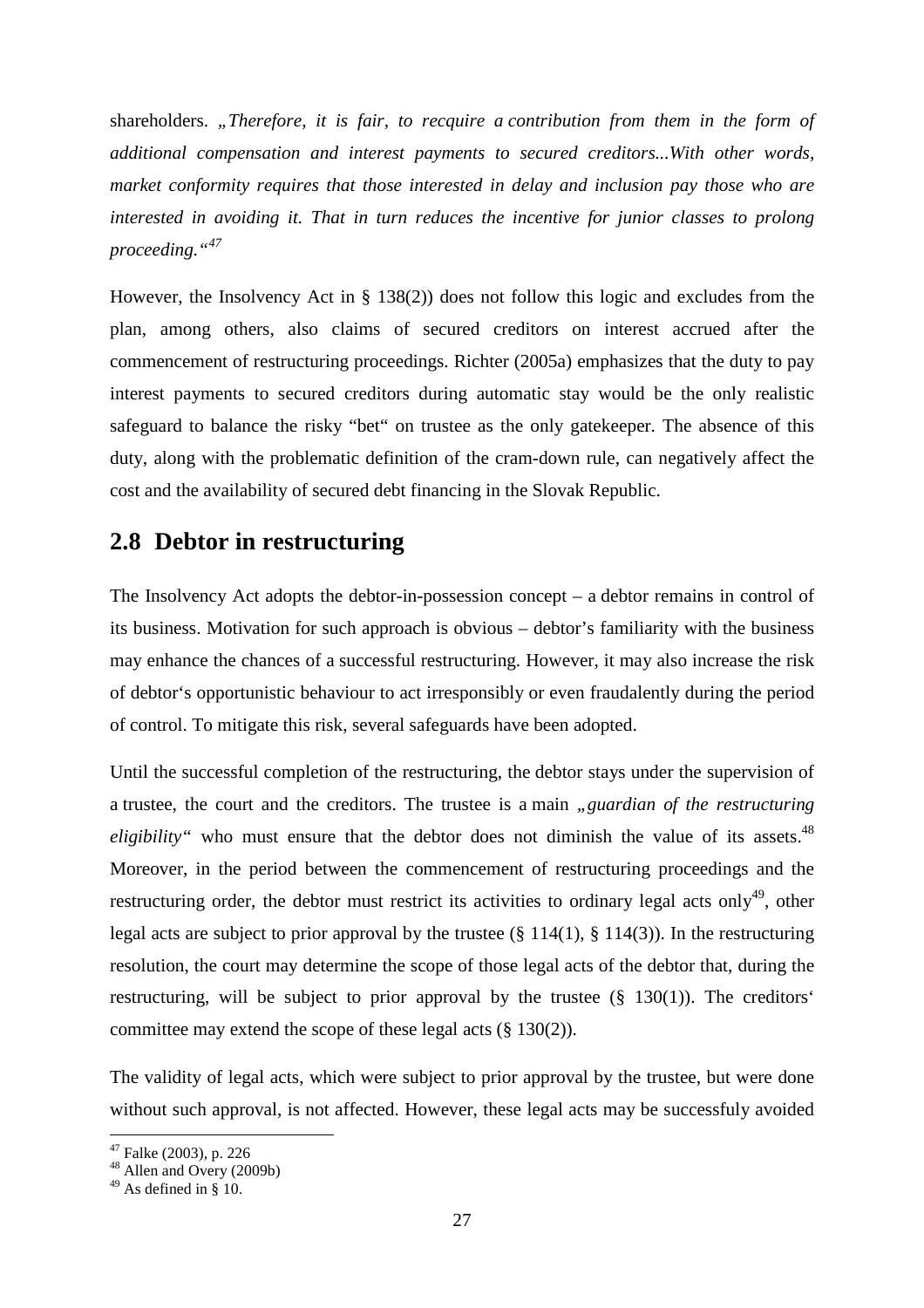shareholders. *„Therefore, it is fair, to recquire a contribution from them in the form of additional compensation and interest payments to secured creditors...With other words, market conformity requires that those interested in delay and inclusion pay those who are interested in avoiding it. That in turn reduces the incentive for junior classes to prolong proceeding.“*[47]

However, the Insolvency Act in § 138(2)) does not follow this logic and excludes from the plan, among others, also claims of secured creditors on interest accrued after the commencement of restructuring proceedings. Richter (2005a) emphasizes that the duty to pay interest payments to secured creditors during automatic stay would be the only realistic safeguard to balance the risky "bet" on trustee as the only gatekeeper. The absence of this duty, along with the problematic definition of the cram-down rule, can negatively affect the cost and the availability of secured debt financing in the Slovak Republic.

## 2.8 Debtor in restructuring

The Insolvency Act adopts the debtor-in-possession concept – a debtor remains in control of its business. Motivation for such approach is obvious – debtor's familiarity with the business may enhance the chances of a successful restructuring. However, it may also increase the risk of debtor's opportunistic behaviour to act irresponsibly or even fraudalently during the period of control. To mitigate this risk, several safeguards have been adopted.

Until the successful completion of the restructuring, the debtor stays under the supervision of a trustee, the court and the creditors. The trustee is a main *„guardian of the restructuring eligibility"* who must ensure that the debtor does not diminish the value of its assets.[48] Moreover, in the period between the commencement of restructuring proceedings and the restructuring order, the debtor must restrict its activities to ordinary legal acts only[49], other legal acts are subject to prior approval by the trustee (§ 114(1), § 114(3)). In the restructuring resolution, the court may determine the scope of those legal acts of the debtor that, during the restructuring, will be subject to prior approval by the trustee (§ 130(1)). The creditors' committee may extend the scope of these legal acts (§ 130(2)).

The validity of legal acts, which were subject to prior approval by the trustee, but were done without such approval, is not affected. However, these legal acts may be successfuly avoided

[47] Falke (2003), p. 226
[48] Allen and Overy (2009b)
[49] As defined in § 10.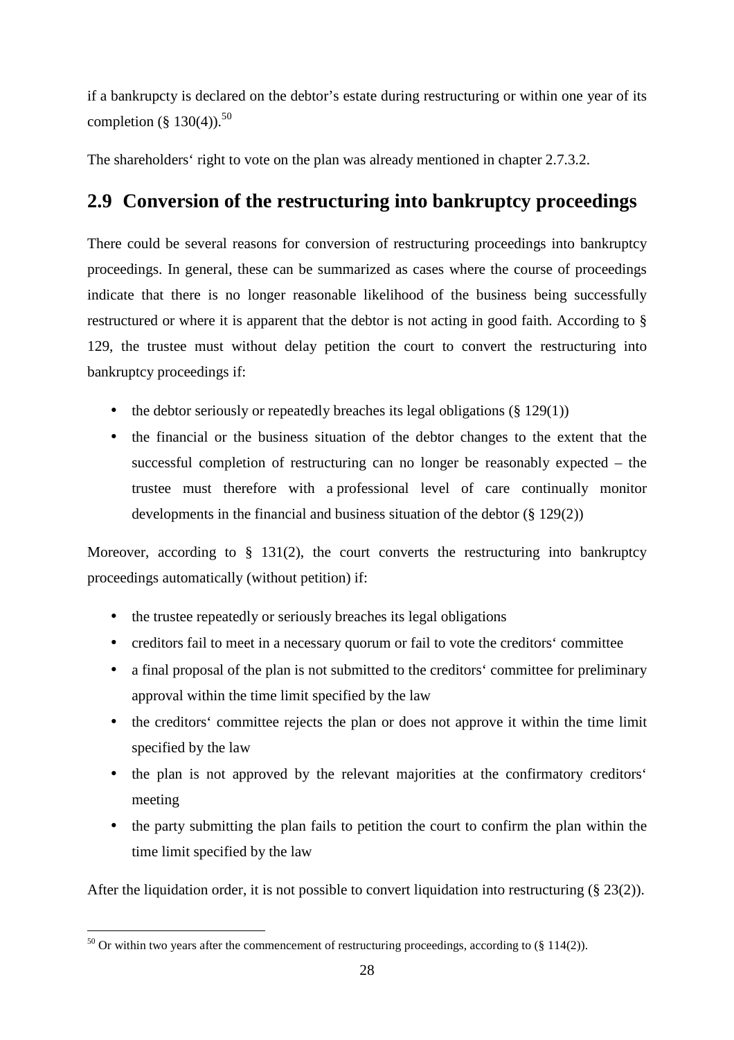if a bankruptcy is declared on the debtor's estate during restructuring or within one year of its completion (§ 130(4)).[50]

The shareholders' right to vote on the plan was already mentioned in chapter 2.7.3.2.

## 2.9 Conversion of the restructuring into bankruptcy proceedings

There could be several reasons for conversion of restructuring proceedings into bankruptcy proceedings. In general, these can be summarized as cases where the course of proceedings indicate that there is no longer reasonable likelihood of the business being successfully restructured or where it is apparent that the debtor is not acting in good faith. According to § 129, the trustee must without delay petition the court to convert the restructuring into bankruptcy proceedings if:

- the debtor seriously or repeatedly breaches its legal obligations (§ 129(1))
- the financial or the business situation of the debtor changes to the extent that the successful completion of restructuring can no longer be reasonably expected – the trustee must therefore with a professional level of care continually monitor developments in the financial and business situation of the debtor (§ 129(2))

Moreover, according to § 131(2), the court converts the restructuring into bankruptcy proceedings automatically (without petition) if:

- the trustee repeatedly or seriously breaches its legal obligations
- creditors fail to meet in a necessary quorum or fail to vote the creditors' committee
- a final proposal of the plan is not submitted to the creditors' committee for preliminary approval within the time limit specified by the law
- the creditors' committee rejects the plan or does not approve it within the time limit specified by the law
- the plan is not approved by the relevant majorities at the confirmatory creditors' meeting
- the party submitting the plan fails to petition the court to confirm the plan within the time limit specified by the law

After the liquidation order, it is not possible to convert liquidation into restructuring (§ 23(2)).

[50] Or within two years after the commencement of restructuring proceedings, according to (§ 114(2)).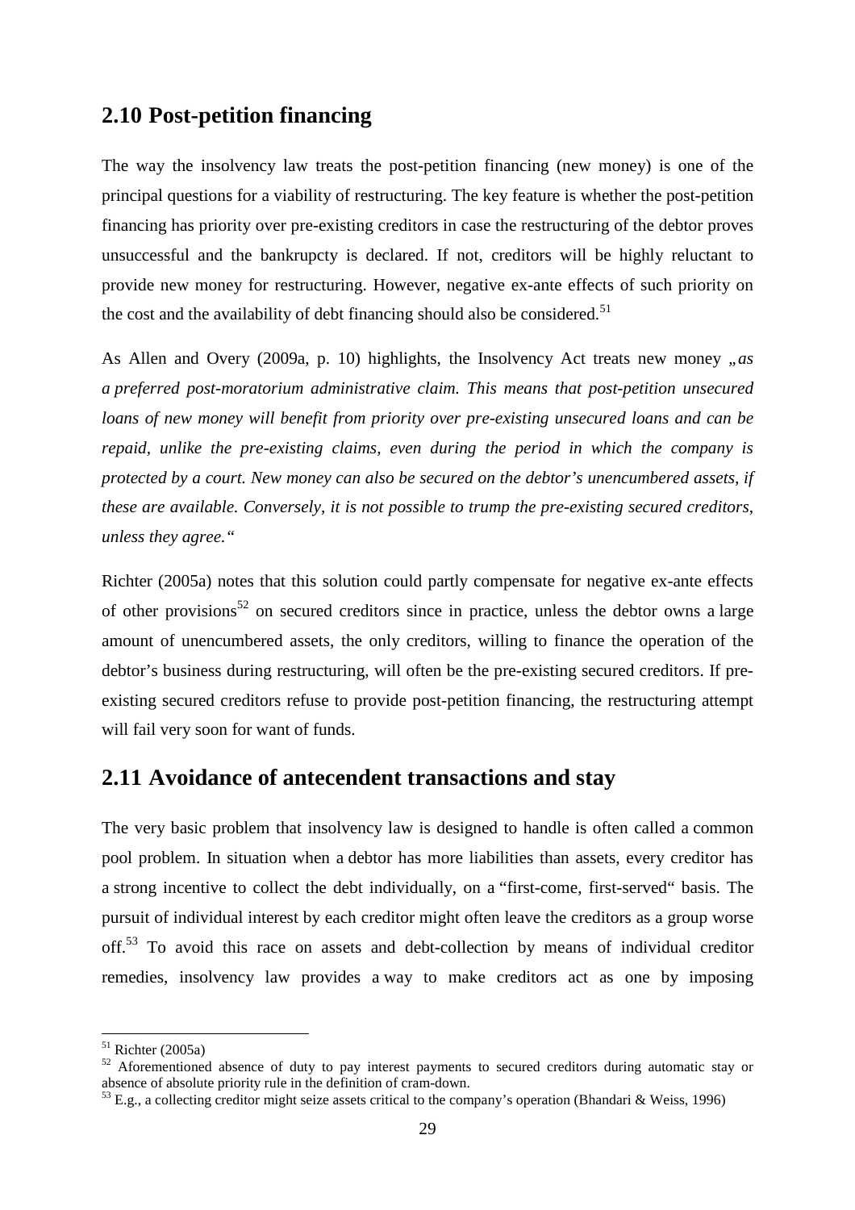## 2.10 Post-petition financing

The way the insolvency law treats the post-petition financing (new money) is one of the principal questions for a viability of restructuring. The key feature is whether the post-petition financing has priority over pre-existing creditors in case the restructuring of the debtor proves unsuccessful and the bankrupcty is declared. If not, creditors will be highly reluctant to provide new money for restructuring. However, negative ex-ante effects of such priority on the cost and the availability of debt financing should also be considered.[51]

As Allen and Overy (2009a, p. 10) highlights, the Insolvency Act treats new money *„as a preferred post-moratorium administrative claim. This means that post-petition unsecured loans of new money will benefit from priority over pre-existing unsecured loans and can be repaid, unlike the pre-existing claims, even during the period in which the company is protected by a court. New money can also be secured on the debtor's unencumbered assets, if these are available. Conversely, it is not possible to trump the pre-existing secured creditors, unless they agree."*

Richter (2005a) notes that this solution could partly compensate for negative ex-ante effects of other provisions[52] on secured creditors since in practice, unless the debtor owns a large amount of unencumbered assets, the only creditors, willing to finance the operation of the debtor's business during restructuring, will often be the pre-existing secured creditors. If pre-existing secured creditors refuse to provide post-petition financing, the restructuring attempt will fail very soon for want of funds.

## 2.11 Avoidance of antecendent transactions and stay

The very basic problem that insolvency law is designed to handle is often called a common pool problem. In situation when a debtor has more liabilities than assets, every creditor has a strong incentive to collect the debt individually, on a "first-come, first-served" basis. The pursuit of individual interest by each creditor might often leave the creditors as a group worse off.[53] To avoid this race on assets and debt-collection by means of individual creditor remedies, insolvency law provides a way to make creditors act as one by imposing

---

[51] Richter (2005a)

[52] Aforementioned absence of duty to pay interest payments to secured creditors during automatic stay or absence of absolute priority rule in the definition of cram-down.

[53] E.g., a collecting creditor might seize assets critical to the company's operation (Bhandari & Weiss, 1996)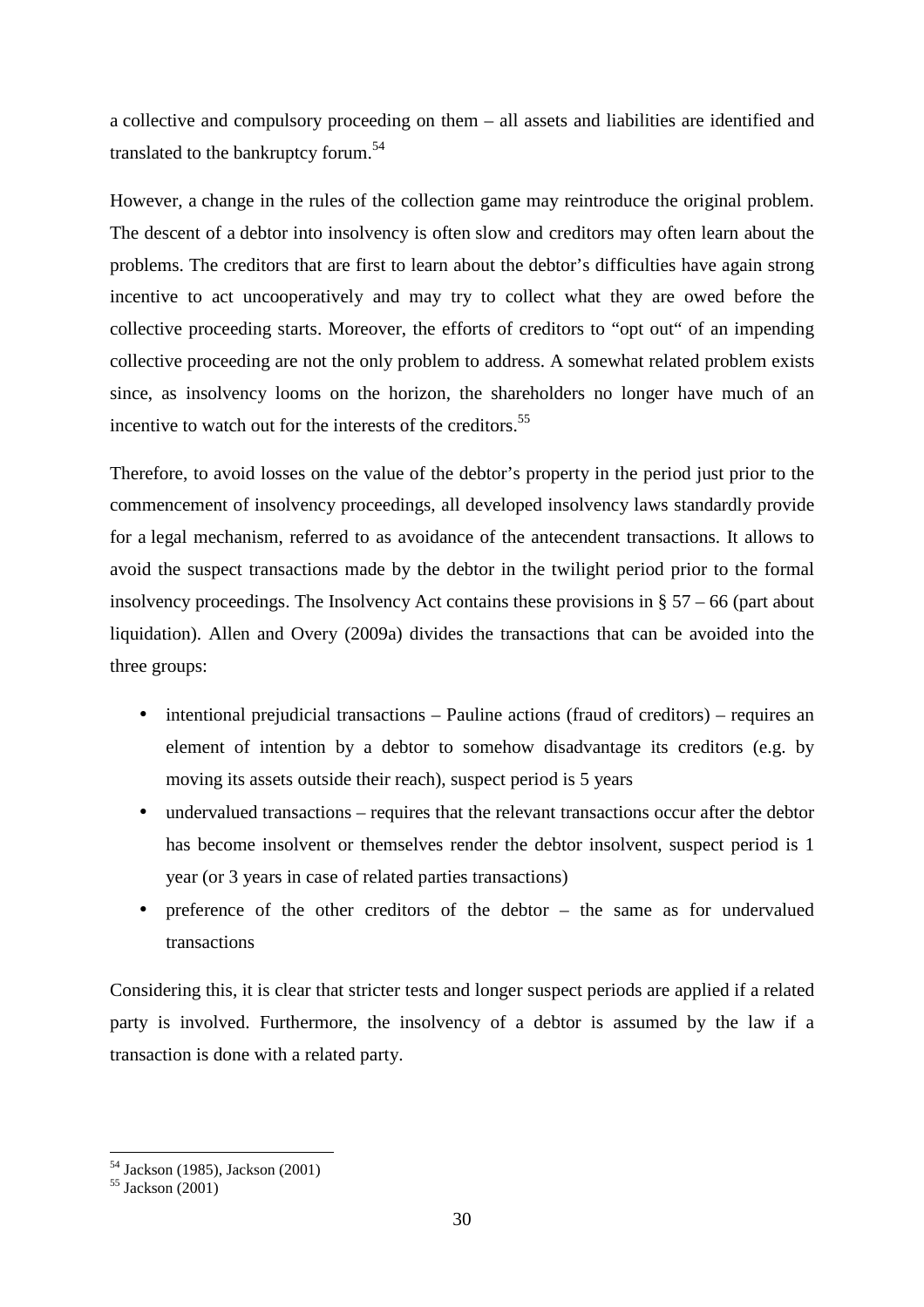a collective and compulsory proceeding on them – all assets and liabilities are identified and translated to the bankruptcy forum.[54]

However, a change in the rules of the collection game may reintroduce the original problem. The descent of a debtor into insolvency is often slow and creditors may often learn about the problems. The creditors that are first to learn about the debtor's difficulties have again strong incentive to act uncooperatively and may try to collect what they are owed before the collective proceeding starts. Moreover, the efforts of creditors to "opt out" of an impending collective proceeding are not the only problem to address. A somewhat related problem exists since, as insolvency looms on the horizon, the shareholders no longer have much of an incentive to watch out for the interests of the creditors.[55]

Therefore, to avoid losses on the value of the debtor's property in the period just prior to the commencement of insolvency proceedings, all developed insolvency laws standardly provide for a legal mechanism, referred to as avoidance of the antecendent transactions. It allows to avoid the suspect transactions made by the debtor in the twilight period prior to the formal insolvency proceedings. The Insolvency Act contains these provisions in § 57 – 66 (part about liquidation). Allen and Overy (2009a) divides the transactions that can be avoided into the three groups:

- intentional prejudicial transactions – Pauline actions (fraud of creditors) – requires an element of intention by a debtor to somehow disadvantage its creditors (e.g. by moving its assets outside their reach), suspect period is 5 years
- undervalued transactions – requires that the relevant transactions occur after the debtor has become insolvent or themselves render the debtor insolvent, suspect period is 1 year (or 3 years in case of related parties transactions)
- preference of the other creditors of the debtor – the same as for undervalued transactions

Considering this, it is clear that stricter tests and longer suspect periods are applied if a related party is involved. Furthermore, the insolvency of a debtor is assumed by the law if a transaction is done with a related party.

[54] Jackson (1985), Jackson (2001)

[55] Jackson (2001)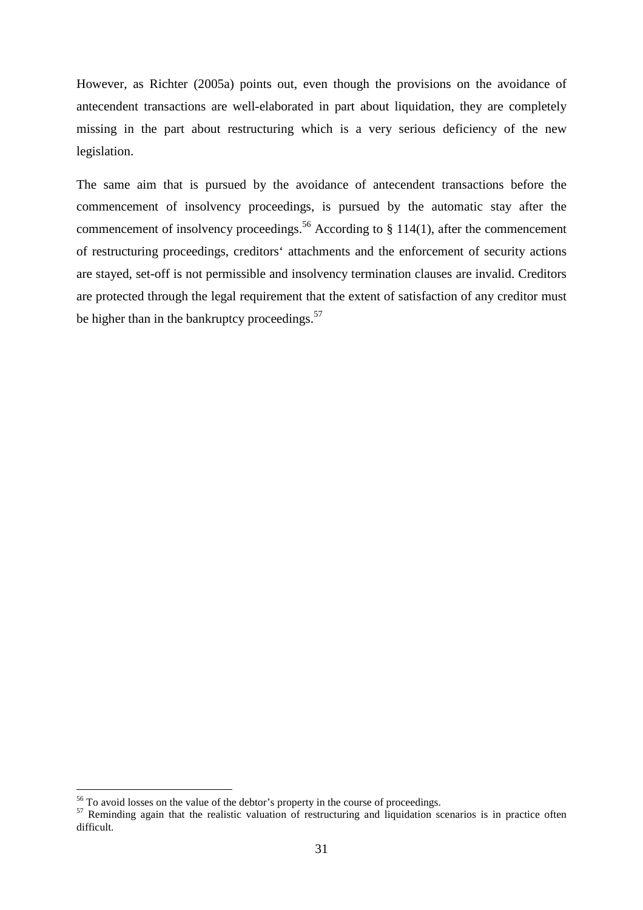However, as Richter (2005a) points out, even though the provisions on the avoidance of antecendent transactions are well-elaborated in part about liquidation, they are completely missing in the part about restructuring which is a very serious deficiency of the new legislation.

The same aim that is pursued by the avoidance of antecendent transactions before the commencement of insolvency proceedings, is pursued by the automatic stay after the commencement of insolvency proceedings.[56] According to § 114(1), after the commencement of restructuring proceedings, creditors‘ attachments and the enforcement of security actions are stayed, set-off is not permissible and insolvency termination clauses are invalid. Creditors are protected through the legal requirement that the extent of satisfaction of any creditor must be higher than in the bankruptcy proceedings.[57]

---

[56] To avoid losses on the value of the debtor's property in the course of proceedings.

[57] Reminding again that the realistic valuation of restructuring and liquidation scenarios is in practice often difficult.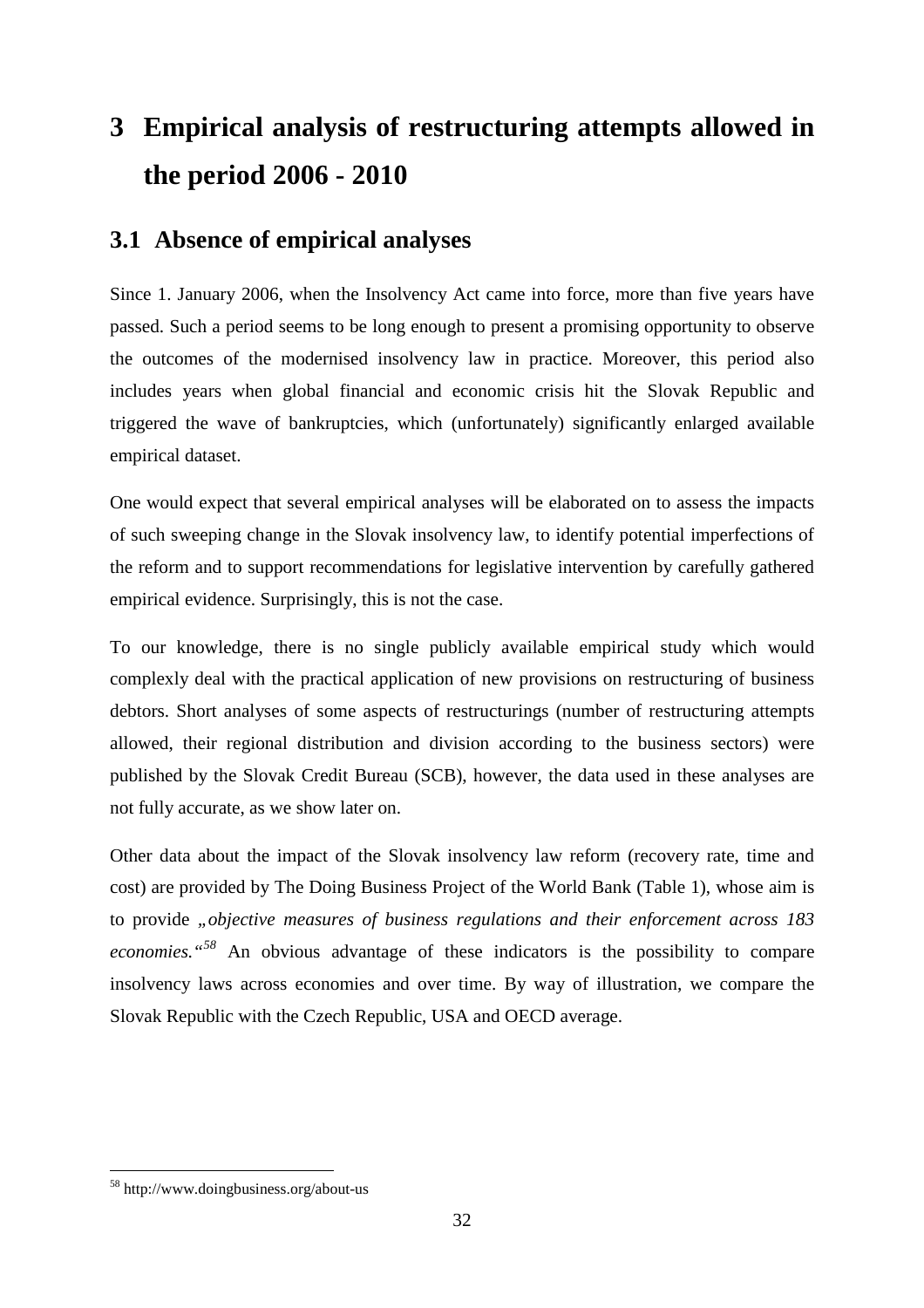# 3 Empirical analysis of restructuring attempts allowed in the period 2006 - 2010

## 3.1 Absence of empirical analyses

Since 1. January 2006, when the Insolvency Act came into force, more than five years have passed. Such a period seems to be long enough to present a promising opportunity to observe the outcomes of the modernised insolvency law in practice. Moreover, this period also includes years when global financial and economic crisis hit the Slovak Republic and triggered the wave of bankruptcies, which (unfortunately) significantly enlarged available empirical dataset.

One would expect that several empirical analyses will be elaborated on to assess the impacts of such sweeping change in the Slovak insolvency law, to identify potential imperfections of the reform and to support recommendations for legislative intervention by carefully gathered empirical evidence. Surprisingly, this is not the case.

To our knowledge, there is no single publicly available empirical study which would complexly deal with the practical application of new provisions on restructuring of business debtors. Short analyses of some aspects of restructurings (number of restructuring attempts allowed, their regional distribution and division according to the business sectors) were published by the Slovak Credit Bureau (SCB), however, the data used in these analyses are not fully accurate, as we show later on.

Other data about the impact of the Slovak insolvency law reform (recovery rate, time and cost) are provided by The Doing Business Project of the World Bank (Table 1), whose aim is to provide *„objective measures of business regulations and their enforcement across 183 economies.“*[58] An obvious advantage of these indicators is the possibility to compare insolvency laws across economies and over time. By way of illustration, we compare the Slovak Republic with the Czech Republic, USA and OECD average.

[58] http://www.doingbusiness.org/about-us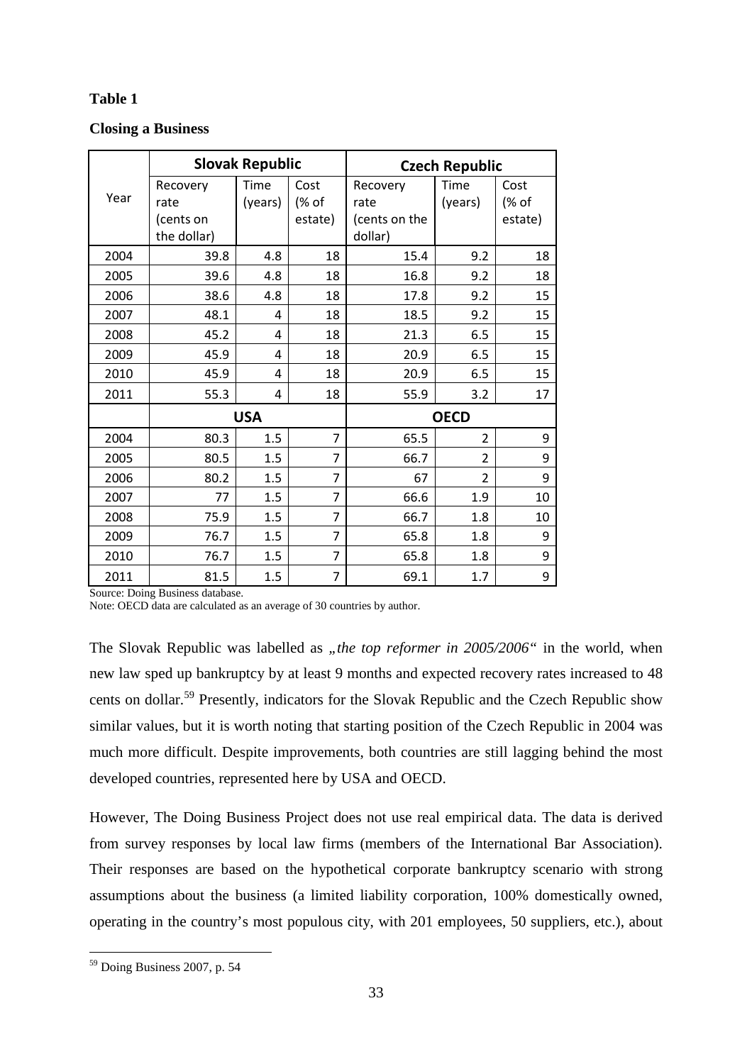**Table 1**

**Closing a Business**

| Year | Slovak Republic | | | Czech Republic | | |
|---|---|---|---|---|---|---|
| | Recovery rate (cents on the dollar) | Time (years) | Cost (% of estate) | Recovery rate (cents on the dollar) | Time (years) | Cost (% of estate) |
| 2004 | 39.8 | 4.8 | 18 | 15.4 | 9.2 | 18 |
| 2005 | 39.6 | 4.8 | 18 | 16.8 | 9.2 | 18 |
| 2006 | 38.6 | 4.8 | 18 | 17.8 | 9.2 | 15 |
| 2007 | 48.1 | 4 | 18 | 18.5 | 9.2 | 15 |
| 2008 | 45.2 | 4 | 18 | 21.3 | 6.5 | 15 |
| 2009 | 45.9 | 4 | 18 | 20.9 | 6.5 | 15 |
| 2010 | 45.9 | 4 | 18 | 20.9 | 6.5 | 15 |
| 2011 | 55.3 | 4 | 18 | 55.9 | 3.2 | 17 |
| | **USA** | | | **OECD** | | |
| 2004 | 80.3 | 1.5 | 7 | 65.5 | 2 | 9 |
| 2005 | 80.5 | 1.5 | 7 | 66.7 | 2 | 9 |
| 2006 | 80.2 | 1.5 | 7 | 67 | 2 | 9 |
| 2007 | 77 | 1.5 | 7 | 66.6 | 1.9 | 10 |
| 2008 | 75.9 | 1.5 | 7 | 66.7 | 1.8 | 10 |
| 2009 | 76.7 | 1.5 | 7 | 65.8 | 1.8 | 9 |
| 2010 | 76.7 | 1.5 | 7 | 65.8 | 1.8 | 9 |
| 2011 | 81.5 | 1.5 | 7 | 69.1 | 1.7 | 9 |

Source: Doing Business database.
Note: OECD data are calculated as an average of 30 countries by author.

The Slovak Republic was labelled as *„the top reformer in 2005/2006"* in the world, when new law sped up bankruptcy by at least 9 months and expected recovery rates increased to 48 cents on dollar.[59] Presently, indicators for the Slovak Republic and the Czech Republic show similar values, but it is worth noting that starting position of the Czech Republic in 2004 was much more difficult. Despite improvements, both countries are still lagging behind the most developed countries, represented here by USA and OECD.

However, The Doing Business Project does not use real empirical data. The data is derived from survey responses by local law firms (members of the International Bar Association). Their responses are based on the hypothetical corporate bankruptcy scenario with strong assumptions about the business (a limited liability corporation, 100% domestically owned, operating in the country's most populous city, with 201 employees, 50 suppliers, etc.), about

[59] Doing Business 2007, p. 54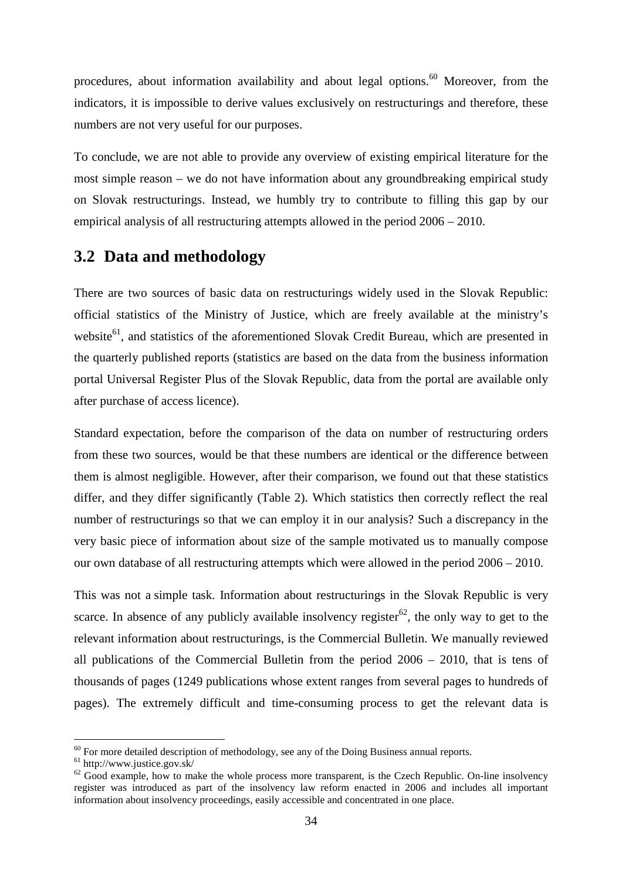procedures, about information availability and about legal options.[60] Moreover, from the indicators, it is impossible to derive values exclusively on restructurings and therefore, these numbers are not very useful for our purposes.

To conclude, we are not able to provide any overview of existing empirical literature for the most simple reason – we do not have information about any groundbreaking empirical study on Slovak restructurings. Instead, we humbly try to contribute to filling this gap by our empirical analysis of all restructuring attempts allowed in the period 2006 – 2010.

## 3.2 Data and methodology

There are two sources of basic data on restructurings widely used in the Slovak Republic: official statistics of the Ministry of Justice, which are freely available at the ministry's website[61], and statistics of the aforementioned Slovak Credit Bureau, which are presented in the quarterly published reports (statistics are based on the data from the business information portal Universal Register Plus of the Slovak Republic, data from the portal are available only after purchase of access licence).

Standard expectation, before the comparison of the data on number of restructuring orders from these two sources, would be that these numbers are identical or the difference between them is almost negligible. However, after their comparison, we found out that these statistics differ, and they differ significantly (Table 2). Which statistics then correctly reflect the real number of restructurings so that we can employ it in our analysis? Such a discrepancy in the very basic piece of information about size of the sample motivated us to manually compose our own database of all restructuring attempts which were allowed in the period 2006 – 2010.

This was not a simple task. Information about restructurings in the Slovak Republic is very scarce. In absence of any publicly available insolvency register[62], the only way to get to the relevant information about restructurings, is the Commercial Bulletin. We manually reviewed all publications of the Commercial Bulletin from the period 2006 – 2010, that is tens of thousands of pages (1249 publications whose extent ranges from several pages to hundreds of pages). The extremely difficult and time-consuming process to get the relevant data is

---

[60] For more detailed description of methodology, see any of the Doing Business annual reports.

[61] http://www.justice.gov.sk/

[62] Good example, how to make the whole process more transparent, is the Czech Republic. On-line insolvency register was introduced as part of the insolvency law reform enacted in 2006 and includes all important information about insolvency proceedings, easily accessible and concentrated in one place.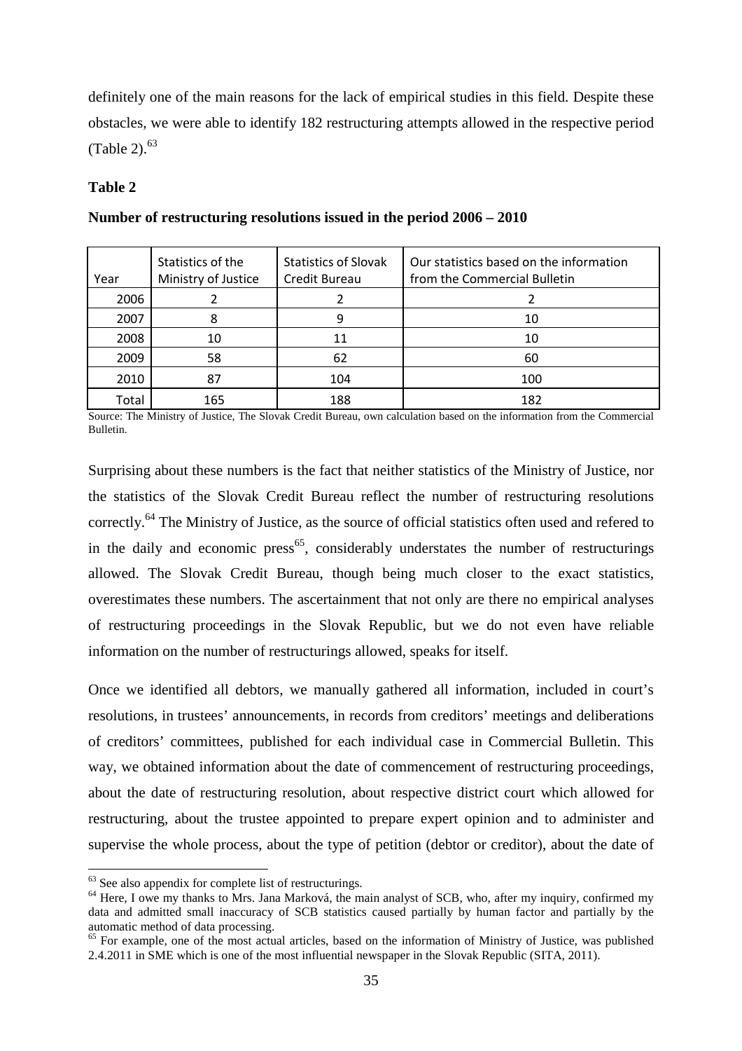definitely one of the main reasons for the lack of empirical studies in this field. Despite these obstacles, we were able to identify 182 restructuring attempts allowed in the respective period (Table 2).[63]

**Table 2**

**Number of restructuring resolutions issued in the period 2006 – 2010**

| Year | Statistics of the Ministry of Justice | Statistics of Slovak Credit Bureau | Our statistics based on the information from the Commercial Bulletin |
|---|---|---|---|
| 2006 | 2 | 2 | 2 |
| 2007 | 8 | 9 | 10 |
| 2008 | 10 | 11 | 10 |
| 2009 | 58 | 62 | 60 |
| 2010 | 87 | 104 | 100 |
| Total | 165 | 188 | 182 |

Source: The Ministry of Justice, The Slovak Credit Bureau, own calculation based on the information from the Commercial Bulletin.

Surprising about these numbers is the fact that neither statistics of the Ministry of Justice, nor the statistics of the Slovak Credit Bureau reflect the number of restructuring resolutions correctly.[64] The Ministry of Justice, as the source of official statistics often used and refered to in the daily and economic press[65], considerably understates the number of restructurings allowed. The Slovak Credit Bureau, though being much closer to the exact statistics, overestimates these numbers. The ascertainment that not only are there no empirical analyses of restructuring proceedings in the Slovak Republic, but we do not even have reliable information on the number of restructurings allowed, speaks for itself.

Once we identified all debtors, we manually gathered all information, included in court's resolutions, in trustees' announcements, in records from creditors' meetings and deliberations of creditors' committees, published for each individual case in Commercial Bulletin. This way, we obtained information about the date of commencement of restructuring proceedings, about the date of restructuring resolution, about respective district court which allowed for restructuring, about the trustee appointed to prepare expert opinion and to administer and supervise the whole process, about the type of petition (debtor or creditor), about the date of

[63] See also appendix for complete list of restructurings.

[64] Here, I owe my thanks to Mrs. Jana Marková, the main analyst of SCB, who, after my inquiry, confirmed my data and admitted small inaccuracy of SCB statistics caused partially by human factor and partially by the automatic method of data processing.

[65] For example, one of the most actual articles, based on the information of Ministry of Justice, was published 2.4.2011 in SME which is one of the most influential newspaper in the Slovak Republic (SITA, 2011).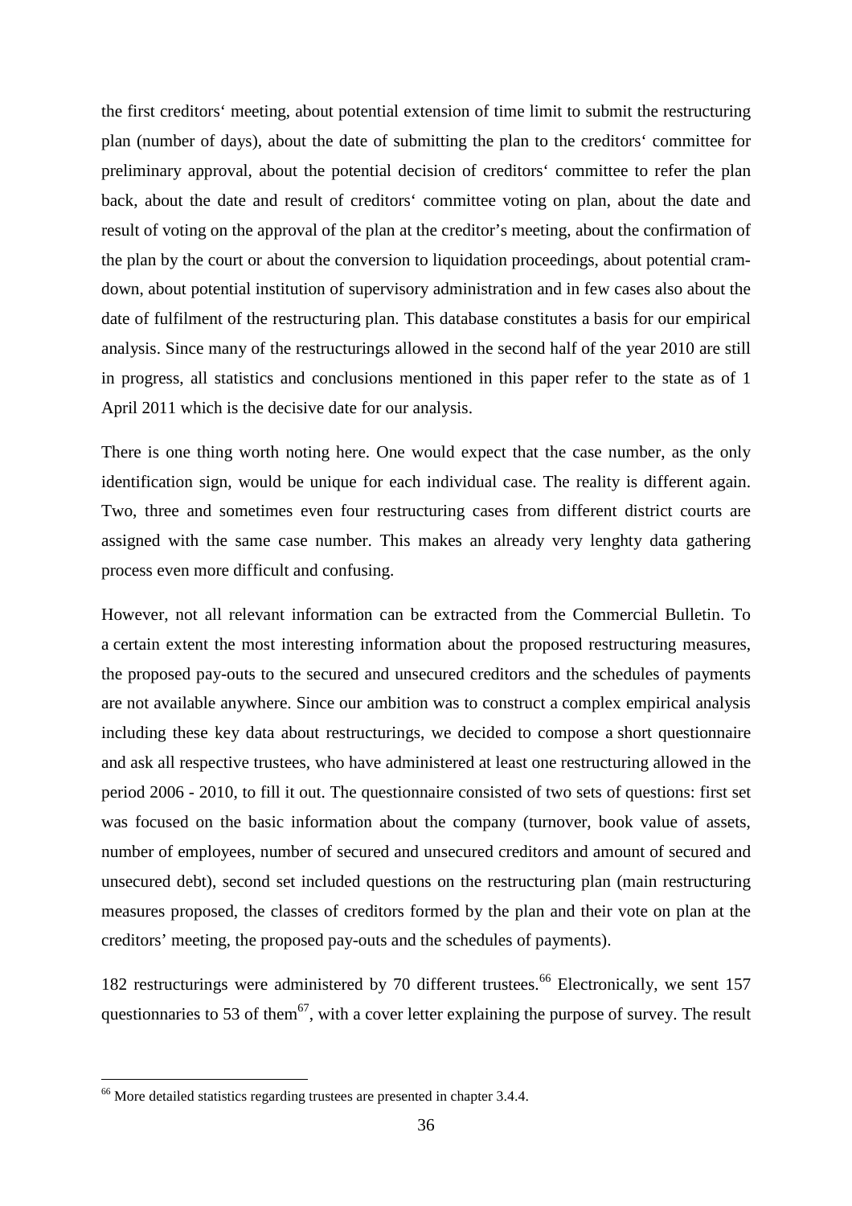the first creditors‘ meeting, about potential extension of time limit to submit the restructuring plan (number of days), about the date of submitting the plan to the creditors‘ committee for preliminary approval, about the potential decision of creditors‘ committee to refer the plan back, about the date and result of creditors‘ committee voting on plan, about the date and result of voting on the approval of the plan at the creditor's meeting, about the confirmation of the plan by the court or about the conversion to liquidation proceedings, about potential cram-down, about potential institution of supervisory administration and in few cases also about the date of fulfilment of the restructuring plan. This database constitutes a basis for our empirical analysis. Since many of the restructurings allowed in the second half of the year 2010 are still in progress, all statistics and conclusions mentioned in this paper refer to the state as of 1 April 2011 which is the decisive date for our analysis.

There is one thing worth noting here. One would expect that the case number, as the only identification sign, would be unique for each individual case. The reality is different again. Two, three and sometimes even four restructuring cases from different district courts are assigned with the same case number. This makes an already very lenghty data gathering process even more difficult and confusing.

However, not all relevant information can be extracted from the Commercial Bulletin. To a certain extent the most interesting information about the proposed restructuring measures, the proposed pay-outs to the secured and unsecured creditors and the schedules of payments are not available anywhere. Since our ambition was to construct a complex empirical analysis including these key data about restructurings, we decided to compose a short questionnaire and ask all respective trustees, who have administered at least one restructuring allowed in the period 2006 - 2010, to fill it out. The questionnaire consisted of two sets of questions: first set was focused on the basic information about the company (turnover, book value of assets, number of employees, number of secured and unsecured creditors and amount of secured and unsecured debt), second set included questions on the restructuring plan (main restructuring measures proposed, the classes of creditors formed by the plan and their vote on plan at the creditors' meeting, the proposed pay-outs and the schedules of payments).

182 restructurings were administered by 70 different trustees.[66] Electronically, we sent 157 questionnaries to 53 of them[67], with a cover letter explaining the purpose of survey. The result

[66] More detailed statistics regarding trustees are presented in chapter 3.4.4.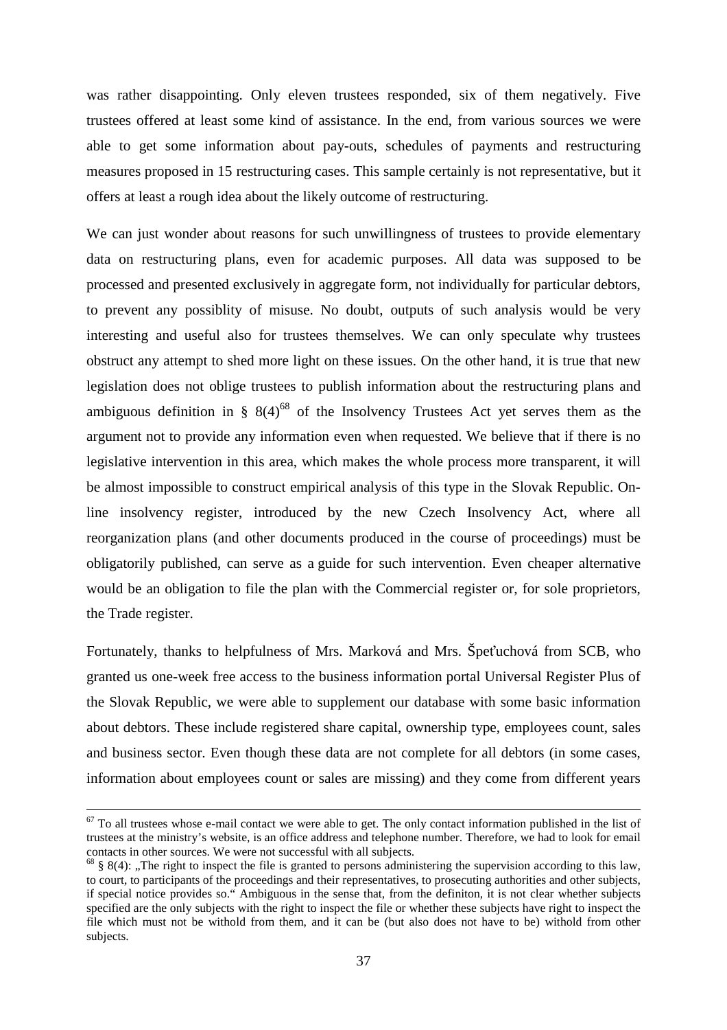was rather disappointing. Only eleven trustees responded, six of them negatively. Five trustees offered at least some kind of assistance. In the end, from various sources we were able to get some information about pay-outs, schedules of payments and restructuring measures proposed in 15 restructuring cases. This sample certainly is not representative, but it offers at least a rough idea about the likely outcome of restructuring.

We can just wonder about reasons for such unwillingness of trustees to provide elementary data on restructuring plans, even for academic purposes. All data was supposed to be processed and presented exclusively in aggregate form, not individually for particular debtors, to prevent any possiblity of misuse. No doubt, outputs of such analysis would be very interesting and useful also for trustees themselves. We can only speculate why trustees obstruct any attempt to shed more light on these issues. On the other hand, it is true that new legislation does not oblige trustees to publish information about the restructuring plans and ambiguous definition in § 8(4)[68] of the Insolvency Trustees Act yet serves them as the argument not to provide any information even when requested. We believe that if there is no legislative intervention in this area, which makes the whole process more transparent, it will be almost impossible to construct empirical analysis of this type in the Slovak Republic. On-line insolvency register, introduced by the new Czech Insolvency Act, where all reorganization plans (and other documents produced in the course of proceedings) must be obligatorily published, can serve as a guide for such intervention. Even cheaper alternative would be an obligation to file the plan with the Commercial register or, for sole proprietors, the Trade register.

Fortunately, thanks to helpfulness of Mrs. Marková and Mrs. Špeťuchová from SCB, who granted us one-week free access to the business information portal Universal Register Plus of the Slovak Republic, we were able to supplement our database with some basic information about debtors. These include registered share capital, ownership type, employees count, sales and business sector. Even though these data are not complete for all debtors (in some cases, information about employees count or sales are missing) and they come from different years

[67] To all trustees whose e-mail contact we were able to get. The only contact information published in the list of trustees at the ministry's website, is an office address and telephone number. Therefore, we had to look for email contacts in other sources. We were not successful with all subjects.

[68] § 8(4): „The right to inspect the file is granted to persons administering the supervision according to this law, to court, to participants of the proceedings and their representatives, to prosecuting authorities and other subjects, if special notice provides so." Ambiguous in the sense that, from the definiton, it is not clear whether subjects specified are the only subjects with the right to inspect the file or whether these subjects have right to inspect the file which must not be withold from them, and it can be (but also does not have to be) withold from other subjects.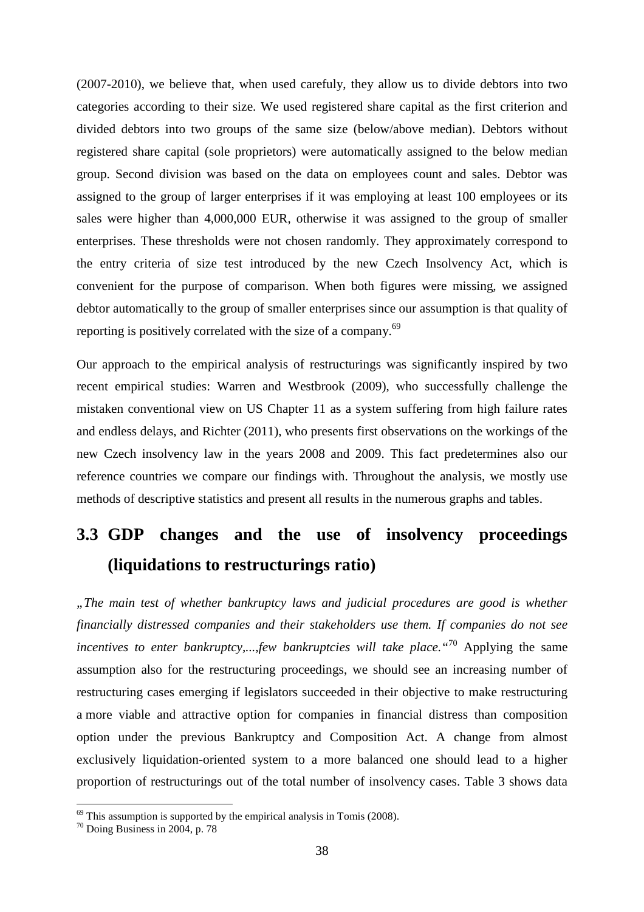(2007-2010), we believe that, when used carefuly, they allow us to divide debtors into two categories according to their size. We used registered share capital as the first criterion and divided debtors into two groups of the same size (below/above median). Debtors without registered share capital (sole proprietors) were automatically assigned to the below median group. Second division was based on the data on employees count and sales. Debtor was assigned to the group of larger enterprises if it was employing at least 100 employees or its sales were higher than 4,000,000 EUR, otherwise it was assigned to the group of smaller enterprises. These thresholds were not chosen randomly. They approximately correspond to the entry criteria of size test introduced by the new Czech Insolvency Act, which is convenient for the purpose of comparison. When both figures were missing, we assigned debtor automatically to the group of smaller enterprises since our assumption is that quality of reporting is positively correlated with the size of a company.[69]

Our approach to the empirical analysis of restructurings was significantly inspired by two recent empirical studies: Warren and Westbrook (2009), who successfully challenge the mistaken conventional view on US Chapter 11 as a system suffering from high failure rates and endless delays, and Richter (2011), who presents first observations on the workings of the new Czech insolvency law in the years 2008 and 2009. This fact predetermines also our reference countries we compare our findings with. Throughout the analysis, we mostly use methods of descriptive statistics and present all results in the numerous graphs and tables.

## 3.3 GDP changes and the use of insolvency proceedings (liquidations to restructurings ratio)

*„The main test of whether bankruptcy laws and judicial procedures are good is whether financially distressed companies and their stakeholders use them. If companies do not see incentives to enter bankruptcy,...,few bankruptcies will take place.“*[70] Applying the same assumption also for the restructuring proceedings, we should see an increasing number of restructuring cases emerging if legislators succeeded in their objective to make restructuring a more viable and attractive option for companies in financial distress than composition option under the previous Bankruptcy and Composition Act. A change from almost exclusively liquidation-oriented system to a more balanced one should lead to a higher proportion of restructurings out of the total number of insolvency cases. Table 3 shows data

[69] This assumption is supported by the empirical analysis in Tomis (2008).

[70] Doing Business in 2004, p. 78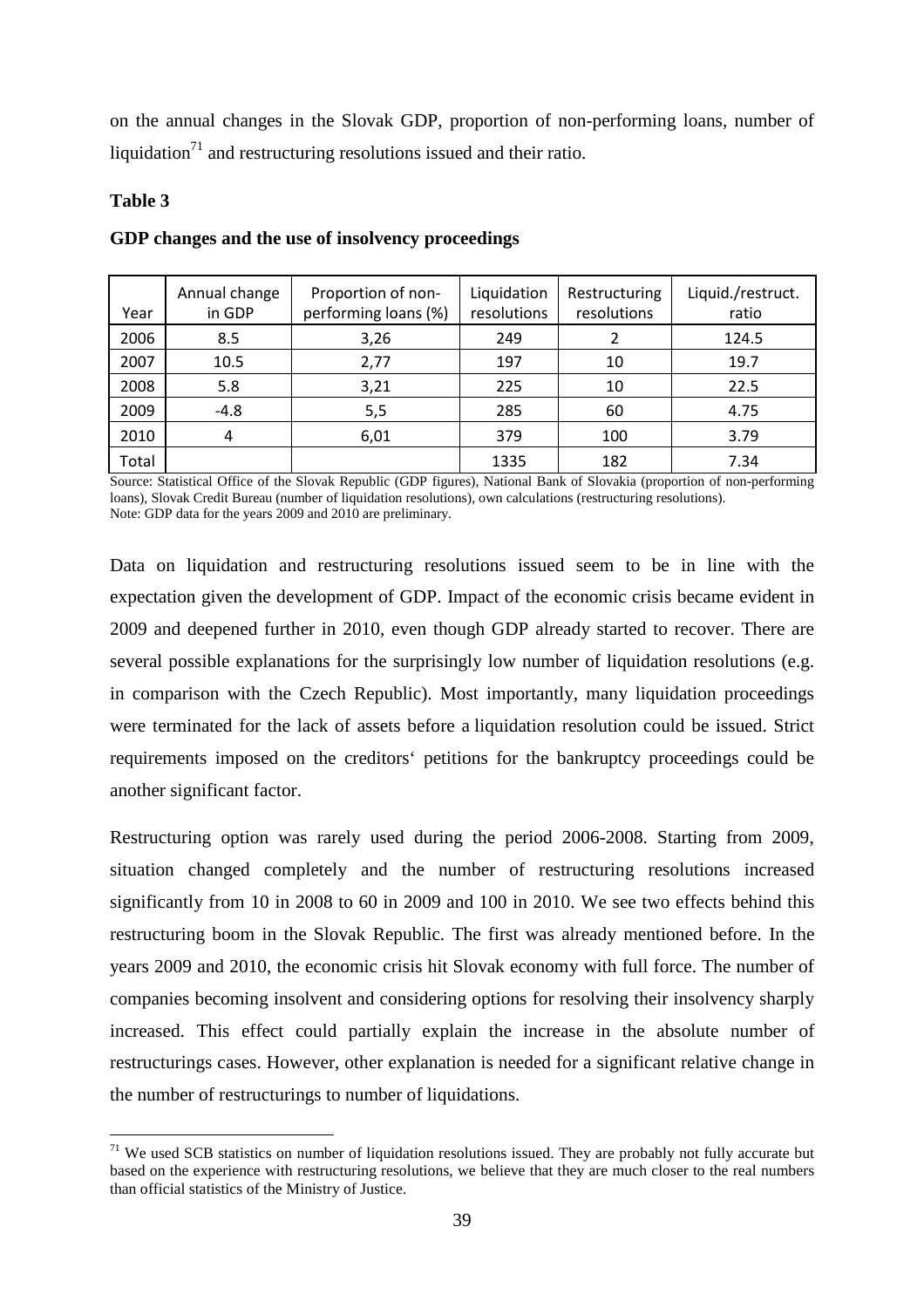on the annual changes in the Slovak GDP, proportion of non-performing loans, number of liquidation[71] and restructuring resolutions issued and their ratio.

**Table 3**

**GDP changes and the use of insolvency proceedings**

| Year | Annual change in GDP | Proportion of non-performing loans (%) | Liquidation resolutions | Restructuring resolutions | Liquid./restruct. ratio |
|---|---|---|---|---|---|
| 2006 | 8.5 | 3,26 | 249 | 2 | 124.5 |
| 2007 | 10.5 | 2,77 | 197 | 10 | 19.7 |
| 2008 | 5.8 | 3,21 | 225 | 10 | 22.5 |
| 2009 | -4.8 | 5,5 | 285 | 60 | 4.75 |
| 2010 | 4 | 6,01 | 379 | 100 | 3.79 |
| Total | | | 1335 | 182 | 7.34 |

Source: Statistical Office of the Slovak Republic (GDP figures), National Bank of Slovakia (proportion of non-performing loans), Slovak Credit Bureau (number of liquidation resolutions), own calculations (restructuring resolutions).
Note: GDP data for the years 2009 and 2010 are preliminary.

Data on liquidation and restructuring resolutions issued seem to be in line with the expectation given the development of GDP. Impact of the economic crisis became evident in 2009 and deepened further in 2010, even though GDP already started to recover. There are several possible explanations for the surprisingly low number of liquidation resolutions (e.g. in comparison with the Czech Republic). Most importantly, many liquidation proceedings were terminated for the lack of assets before a liquidation resolution could be issued. Strict requirements imposed on the creditors' petitions for the bankruptcy proceedings could be another significant factor.

Restructuring option was rarely used during the period 2006-2008. Starting from 2009, situation changed completely and the number of restructuring resolutions increased significantly from 10 in 2008 to 60 in 2009 and 100 in 2010. We see two effects behind this restructuring boom in the Slovak Republic. The first was already mentioned before. In the years 2009 and 2010, the economic crisis hit Slovak economy with full force. The number of companies becoming insolvent and considering options for resolving their insolvency sharply increased. This effect could partially explain the increase in the absolute number of restructurings cases. However, other explanation is needed for a significant relative change in the number of restructurings to number of liquidations.

[71] We used SCB statistics on number of liquidation resolutions issued. They are probably not fully accurate but based on the experience with restructuring resolutions, we believe that they are much closer to the real numbers than official statistics of the Ministry of Justice.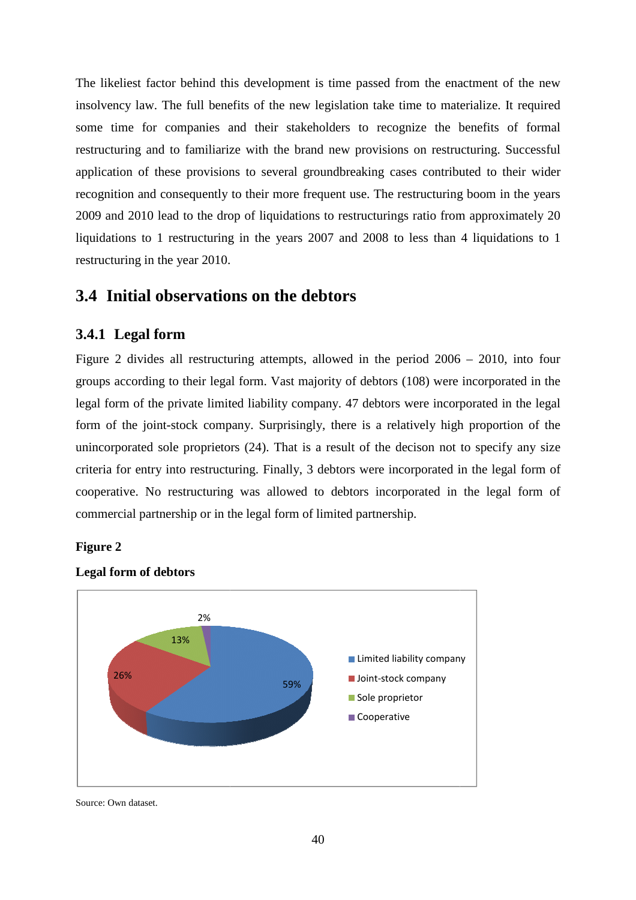The likeliest factor behind this development is time passed from the enactment of the new insolvency law. The full benefits of the new legislation take time to materialize. It required some time for companies and their stakeholders to recognize the benefits of formal restructuring and to familiarize with the brand new provisions on restructuring. Successful application of these provisions to several groundbreaking cases contributed to their wider recognition and consequently to their more frequent use. The restructuring boom in the years 2009 and 2010 lead to the drop of liquidations to restructurings ratio from approximately 20 liquidations to 1 restructuring in the years 2007 and 2008 to less than 4 liquidations to 1 restructuring in the year 2010.

## 3.4 Initial observations on the debtors

### 3.4.1 Legal form

Figure 2 divides all restructuring attempts, allowed in the period 2006 – 2010, into four groups according to their legal form. Vast majority of debtors (108) were incorporated in the legal form of the private limited liability company. 47 debtors were incorporated in the legal form of the joint-stock company. Surprisingly, there is a relatively high proportion of the unincorporated sole proprietors (24). That is a result of the decison not to specify any size criteria for entry into restructuring. Finally, 3 debtors were incorporated in the legal form of cooperative. No restructuring was allowed to debtors incorporated in the legal form of commercial partnership or in the legal form of limited partnership.

**Figure 2**

**Legal form of debtors**

Limited liability company: 59%
Joint-stock company: 26%
Sole proprietor: 13%
Cooperative: 2%

Source: Own dataset.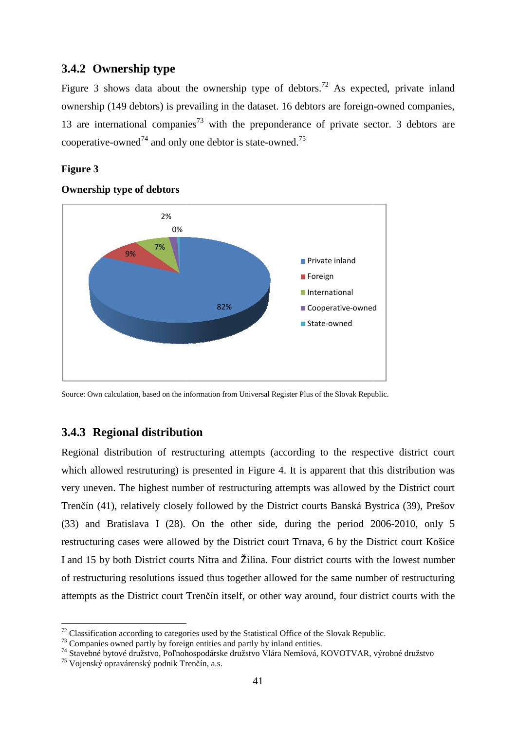### 3.4.2 Ownership type

Figure 3 shows data about the ownership type of debtors.[72] As expected, private inland ownership (149 debtors) is prevailing in the dataset. 16 debtors are foreign-owned companies, 13 are international companies[73] with the preponderance of private sector. 3 debtors are cooperative-owned[74] and only one debtor is state-owned.[75]

**Figure 3**

**Ownership type of debtors**

Source: Own calculation, based on the information from Universal Register Plus of the Slovak Republic.

### 3.4.3 Regional distribution

Regional distribution of restructuring attempts (according to the respective district court which allowed restruturing) is presented in Figure 4. It is apparent that this distribution was very uneven. The highest number of restructuring attempts was allowed by the District court Trenčín (41), relatively closely followed by the District courts Banská Bystrica (39), Prešov (33) and Bratislava I (28). On the other side, during the period 2006-2010, only 5 restructuring cases were allowed by the District court Trnava, 6 by the District court Košice I and 15 by both District courts Nitra and Žilina. Four district courts with the lowest number of restructuring resolutions issued thus together allowed for the same number of restructuring attempts as the District court Trenčín itself, or other way around, four district courts with the

---

[72] Classification according to categories used by the Statistical Office of the Slovak Republic.
[73] Companies owned partly by foreign entities and partly by inland entities.
[74] Stavebné bytové družstvo, Poľnohospodárske družstvo Vlára Nemšová, KOVOTVAR, výrobné družstvo
[75] Vojenský opravárenský podnik Trenčín, a.s.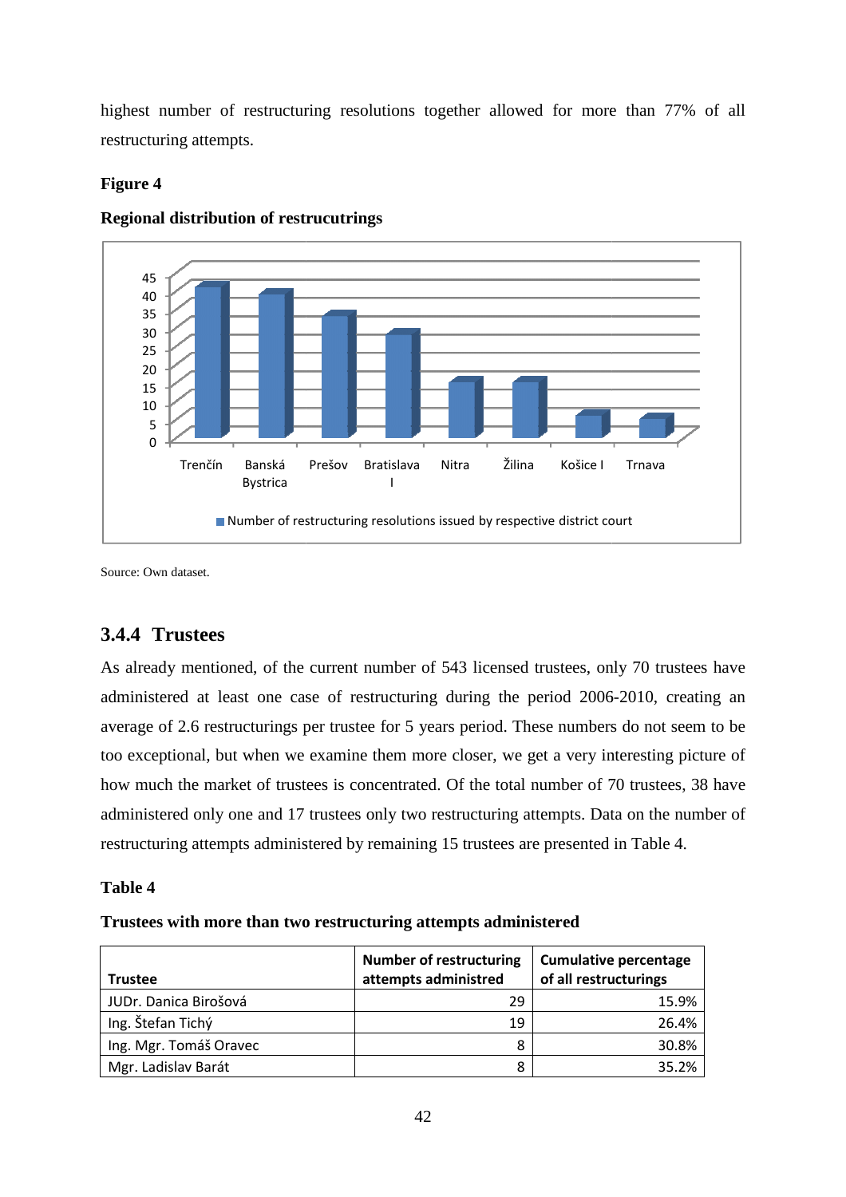highest number of restructuring resolutions together allowed for more than 77% of all restructuring attempts.

**Figure 4**

**Regional distribution of restrucutrings**

Source: Own dataset.

### 3.4.4 Trustees

As already mentioned, of the current number of 543 licensed trustees, only 70 trustees have administered at least one case of restructuring during the period 2006-2010, creating an average of 2.6 restructurings per trustee for 5 years period. These numbers do not seem to be too exceptional, but when we examine them more closer, we get a very interesting picture of how much the market of trustees is concentrated. Of the total number of 70 trustees, 38 have administered only one and 17 trustees only two restructuring attempts. Data on the number of restructuring attempts administered by remaining 15 trustees are presented in Table 4.

**Table 4**

**Trustees with more than two restructuring attempts administered**

| Trustee | Number of restructuring attempts administred | Cumulative percentage of all restructurings |
|---|---|---|
| JUDr. Danica Birošová | 29 | 15.9% |
| Ing. Štefan Tichý | 19 | 26.4% |
| Ing. Mgr. Tomáš Oravec | 8 | 30.8% |
| Mgr. Ladislav Barát | 8 | 35.2% |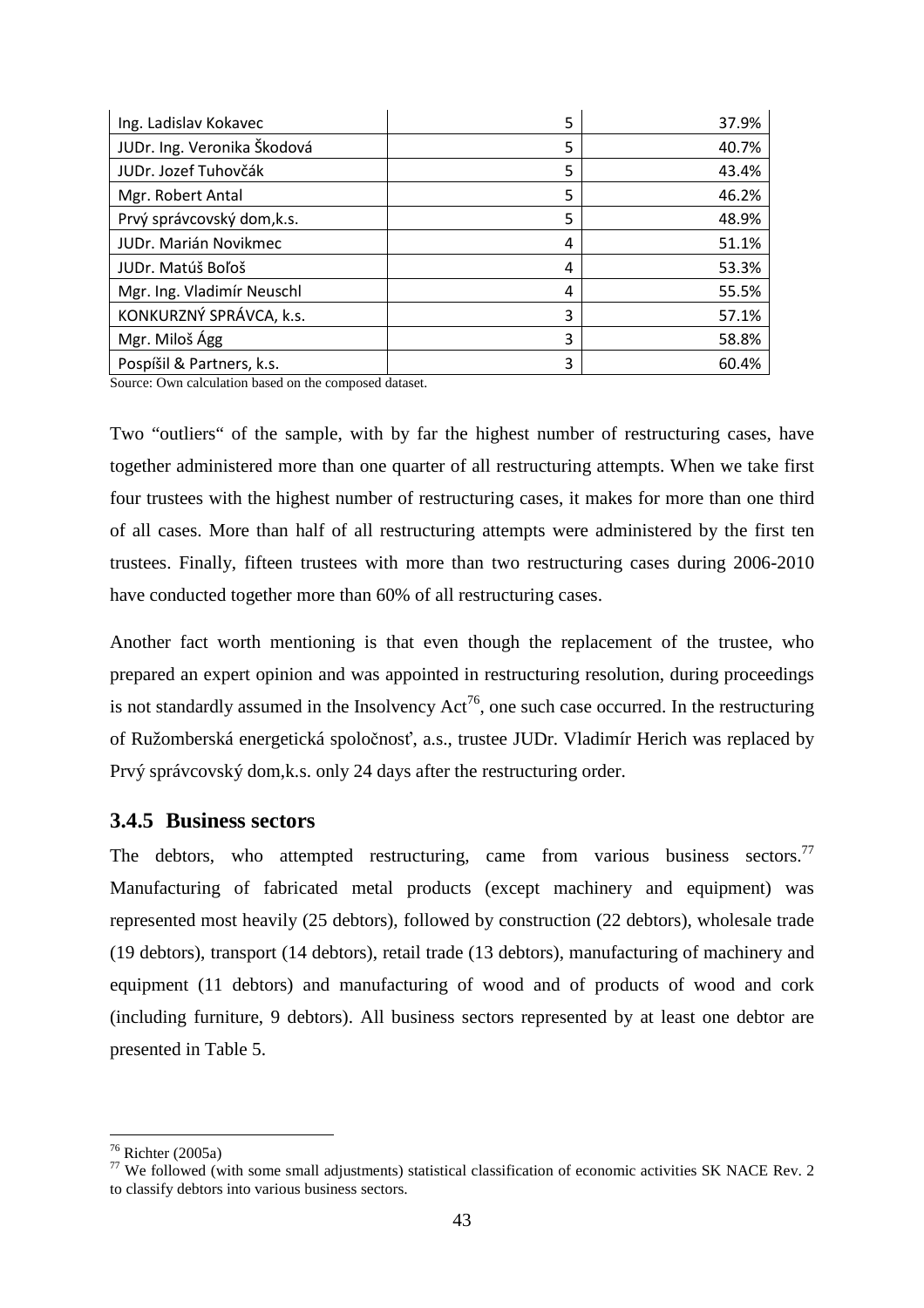| Ing. Ladislav Kokavec | 5 | 37.9% |
|---|---|---|
| JUDr. Ing. Veronika Škodová | 5 | 40.7% |
| JUDr. Jozef Tuhovčák | 5 | 43.4% |
| Mgr. Robert Antal | 5 | 46.2% |
| Prvý správcovský dom,k.s. | 5 | 48.9% |
| JUDr. Marián Novikmec | 4 | 51.1% |
| JUDr. Matúš Boľoš | 4 | 53.3% |
| Mgr. Ing. Vladimír Neuschl | 4 | 55.5% |
| KONKURZNÝ SPRÁVCA, k.s. | 3 | 57.1% |
| Mgr. Miloš Ágg | 3 | 58.8% |
| Pospíšil & Partners, k.s. | 3 | 60.4% |

Source: Own calculation based on the composed dataset.

Two "outliers" of the sample, with by far the highest number of restructuring cases, have together administered more than one quarter of all restructuring attempts. When we take first four trustees with the highest number of restructuring cases, it makes for more than one third of all cases. More than half of all restructuring attempts were administered by the first ten trustees. Finally, fifteen trustees with more than two restructuring cases during 2006-2010 have conducted together more than 60% of all restructuring cases.

Another fact worth mentioning is that even though the replacement of the trustee, who prepared an expert opinion and was appointed in restructuring resolution, during proceedings is not standardly assumed in the Insolvency Act[76], one such case occurred. In the restructuring of Ružomberská energetická spoločnosť, a.s., trustee JUDr. Vladimír Herich was replaced by Prvý správcovský dom,k.s. only 24 days after the restructuring order.

### 3.4.5 Business sectors

The debtors, who attempted restructuring, came from various business sectors.[77] Manufacturing of fabricated metal products (except machinery and equipment) was represented most heavily (25 debtors), followed by construction (22 debtors), wholesale trade (19 debtors), transport (14 debtors), retail trade (13 debtors), manufacturing of machinery and equipment (11 debtors) and manufacturing of wood and of products of wood and cork (including furniture, 9 debtors). All business sectors represented by at least one debtor are presented in Table 5.

---

[76] Richter (2005a)

[77] We followed (with some small adjustments) statistical classification of economic activities SK NACE Rev. 2 to classify debtors into various business sectors.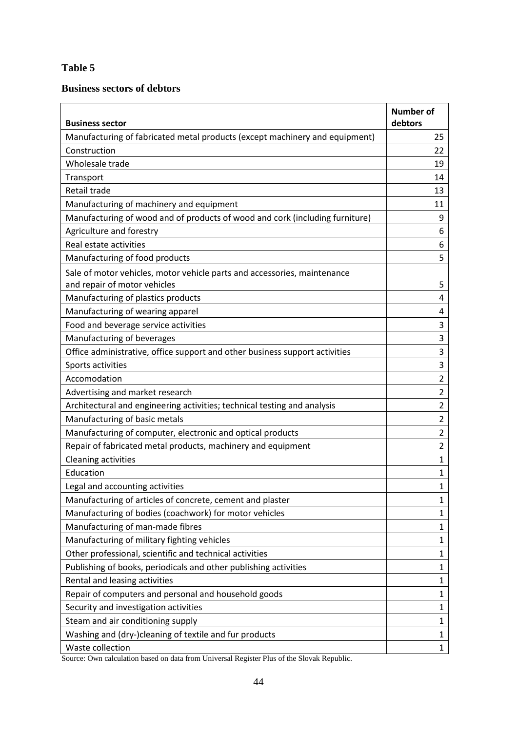**Table 5**

**Business sectors of debtors**

| Business sector | Number of debtors |
|---|---|
| Manufacturing of fabricated metal products (except machinery and equipment) | 25 |
| Construction | 22 |
| Wholesale trade | 19 |
| Transport | 14 |
| Retail trade | 13 |
| Manufacturing of machinery and equipment | 11 |
| Manufacturing of wood and of products of wood and cork (including furniture) | 9 |
| Agriculture and forestry | 6 |
| Real estate activities | 6 |
| Manufacturing of food products | 5 |
| Sale of motor vehicles, motor vehicle parts and accessories, maintenance and repair of motor vehicles | 5 |
| Manufacturing of plastics products | 4 |
| Manufacturing of wearing apparel | 4 |
| Food and beverage service activities | 3 |
| Manufacturing of beverages | 3 |
| Office administrative, office support and other business support activities | 3 |
| Sports activities | 3 |
| Accomodation | 2 |
| Advertising and market research | 2 |
| Architectural and engineering activities; technical testing and analysis | 2 |
| Manufacturing of basic metals | 2 |
| Manufacturing of computer, electronic and optical products | 2 |
| Repair of fabricated metal products, machinery and equipment | 2 |
| Cleaning activities | 1 |
| Education | 1 |
| Legal and accounting activities | 1 |
| Manufacturing of articles of concrete, cement and plaster | 1 |
| Manufacturing of bodies (coachwork) for motor vehicles | 1 |
| Manufacturing of man-made fibres | 1 |
| Manufacturing of military fighting vehicles | 1 |
| Other professional, scientific and technical activities | 1 |
| Publishing of books, periodicals and other publishing activities | 1 |
| Rental and leasing activities | 1 |
| Repair of computers and personal and household goods | 1 |
| Security and investigation activities | 1 |
| Steam and air conditioning supply | 1 |
| Washing and (dry-)cleaning of textile and fur products | 1 |
| Waste collection | 1 |

Source: Own calculation based on data from Universal Register Plus of the Slovak Republic.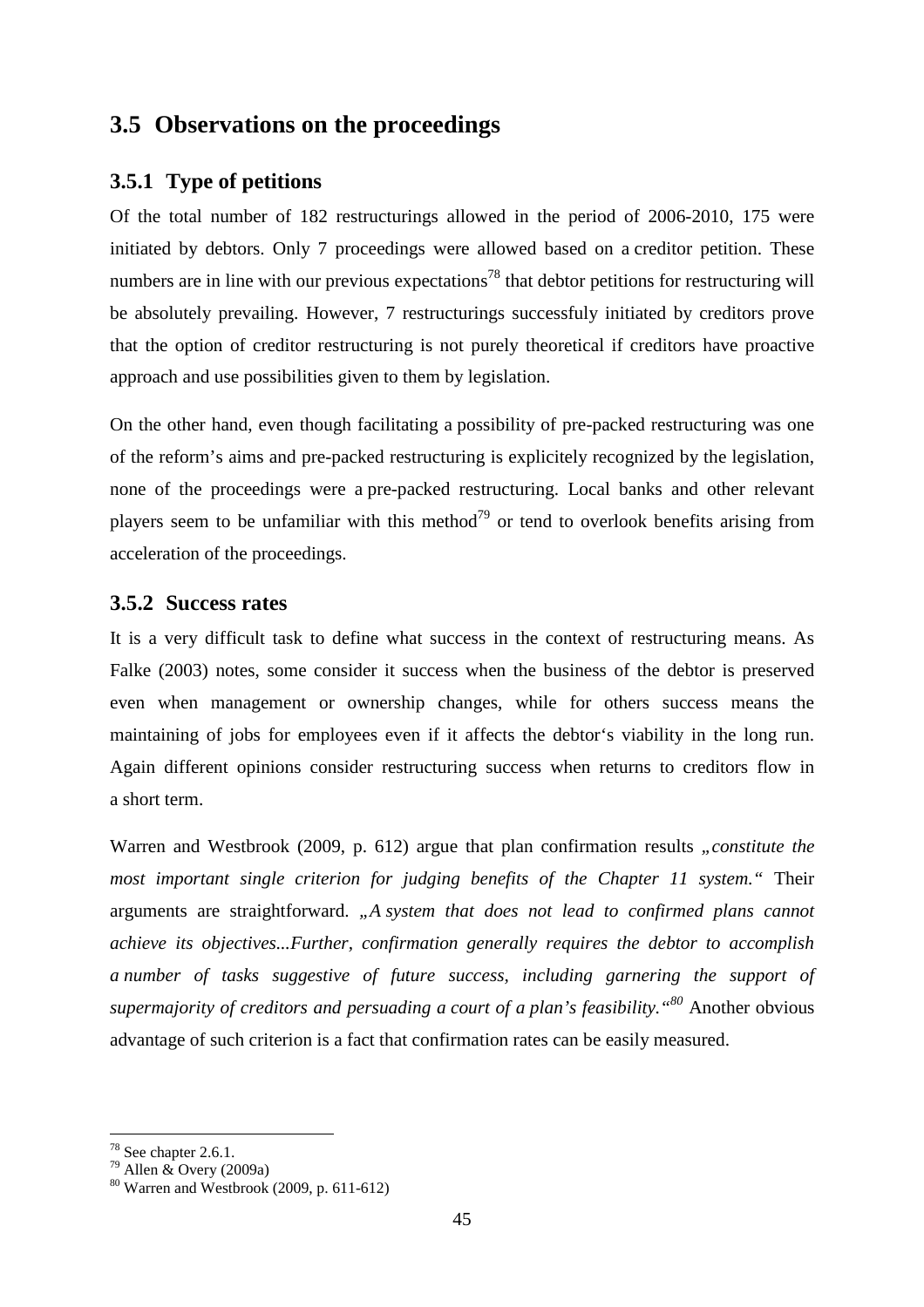## 3.5 Observations on the proceedings

### 3.5.1 Type of petitions

Of the total number of 182 restructurings allowed in the period of 2006-2010, 175 were initiated by debtors. Only 7 proceedings were allowed based on a creditor petition. These numbers are in line with our previous expectations[78] that debtor petitions for restructuring will be absolutely prevailing. However, 7 restructurings successfuly initiated by creditors prove that the option of creditor restructuring is not purely theoretical if creditors have proactive approach and use possibilities given to them by legislation.

On the other hand, even though facilitating a possibility of pre-packed restructuring was one of the reform's aims and pre-packed restructuring is explicitely recognized by the legislation, none of the proceedings were a pre-packed restructuring. Local banks and other relevant players seem to be unfamiliar with this method[79] or tend to overlook benefits arising from acceleration of the proceedings.

### 3.5.2 Success rates

It is a very difficult task to define what success in the context of restructuring means. As Falke (2003) notes, some consider it success when the business of the debtor is preserved even when management or ownership changes, while for others success means the maintaining of jobs for employees even if it affects the debtor's viability in the long run. Again different opinions consider restructuring success when returns to creditors flow in a short term.

Warren and Westbrook (2009, p. 612) argue that plan confirmation results *„constitute the most important single criterion for judging benefits of the Chapter 11 system."* Their arguments are straightforward. *„A system that does not lead to confirmed plans cannot achieve its objectives...Further, confirmation generally requires the debtor to accomplish a number of tasks suggestive of future success, including garnering the support of supermajority of creditors and persuading a court of a plan's feasibility."*[80] Another obvious advantage of such criterion is a fact that confirmation rates can be easily measured.

---

[78] See chapter 2.6.1.

[79] Allen & Overy (2009a)

[80] Warren and Westbrook (2009, p. 611-612)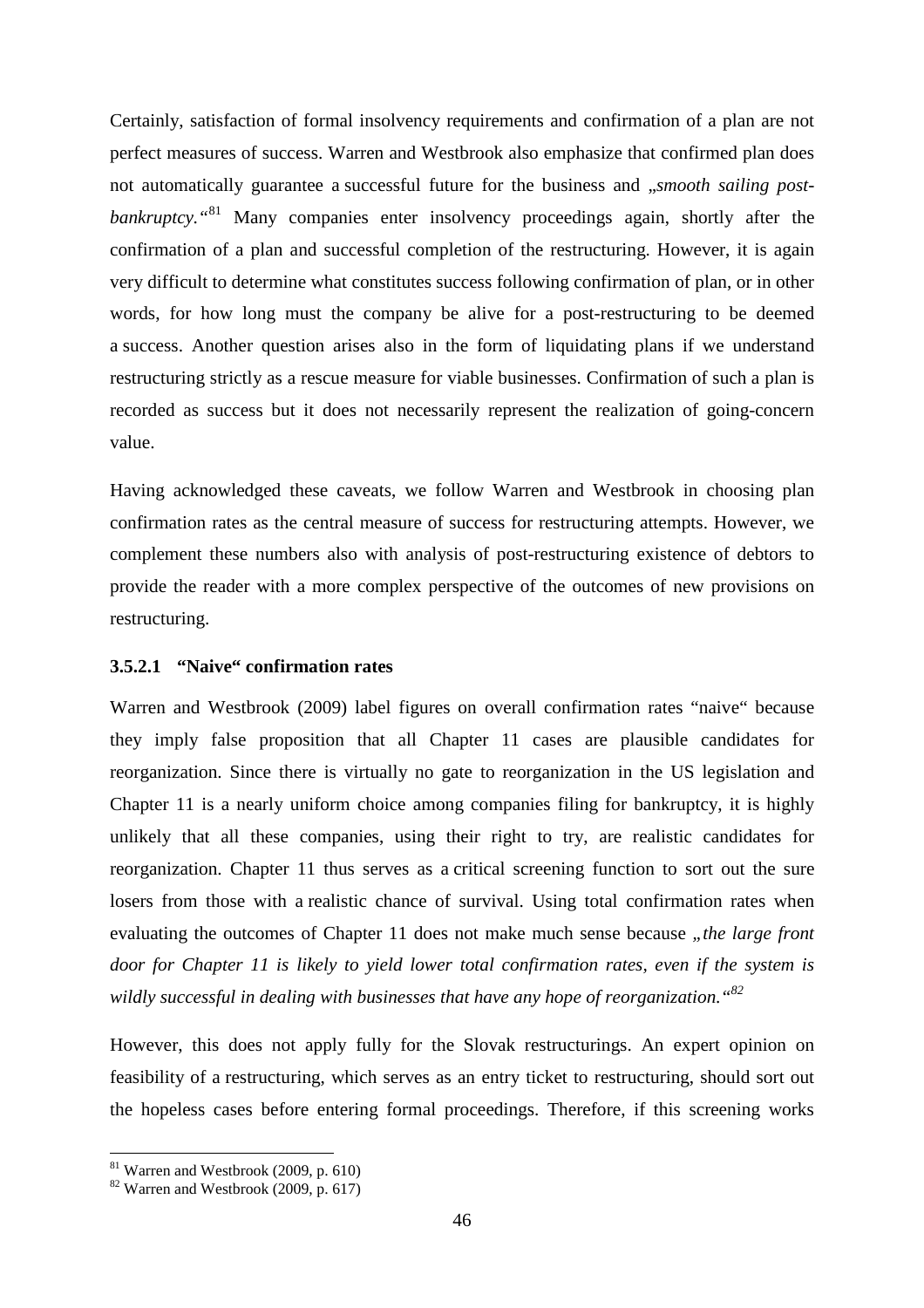Certainly, satisfaction of formal insolvency requirements and confirmation of a plan are not perfect measures of success. Warren and Westbrook also emphasize that confirmed plan does not automatically guarantee a successful future for the business and „*smooth sailing post-bankruptcy.*"[81] Many companies enter insolvency proceedings again, shortly after the confirmation of a plan and successful completion of the restructuring. However, it is again very difficult to determine what constitutes success following confirmation of plan, or in other words, for how long must the company be alive for a post-restructuring to be deemed a success. Another question arises also in the form of liquidating plans if we understand restructuring strictly as a rescue measure for viable businesses. Confirmation of such a plan is recorded as success but it does not necessarily represent the realization of going-concern value.

Having acknowledged these caveats, we follow Warren and Westbrook in choosing plan confirmation rates as the central measure of success for restructuring attempts. However, we complement these numbers also with analysis of post-restructuring existence of debtors to provide the reader with a more complex perspective of the outcomes of new provisions on restructuring.

#### 3.5.2.1 "Naive" confirmation rates

Warren and Westbrook (2009) label figures on overall confirmation rates "naive" because they imply false proposition that all Chapter 11 cases are plausible candidates for reorganization. Since there is virtually no gate to reorganization in the US legislation and Chapter 11 is a nearly uniform choice among companies filing for bankruptcy, it is highly unlikely that all these companies, using their right to try, are realistic candidates for reorganization. Chapter 11 thus serves as a critical screening function to sort out the sure losers from those with a realistic chance of survival. Using total confirmation rates when evaluating the outcomes of Chapter 11 does not make much sense because „*the large front door for Chapter 11 is likely to yield lower total confirmation rates, even if the system is wildly successful in dealing with businesses that have any hope of reorganization.*"[82]

However, this does not apply fully for the Slovak restructurings. An expert opinion on feasibility of a restructuring, which serves as an entry ticket to restructuring, should sort out the hopeless cases before entering formal proceedings. Therefore, if this screening works

[81] Warren and Westbrook (2009, p. 610)

[82] Warren and Westbrook (2009, p. 617)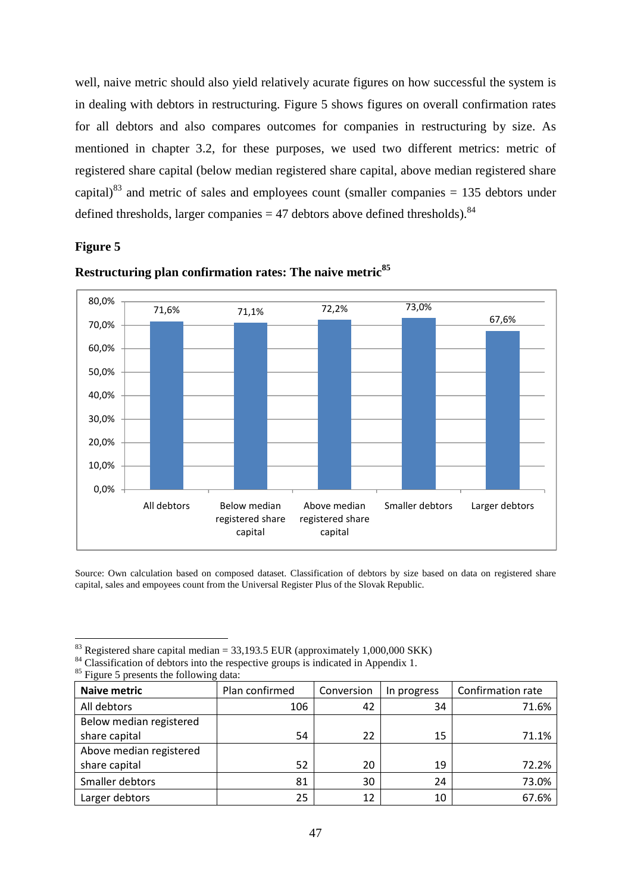well, naive metric should also yield relatively acurate figures on how successful the system is in dealing with debtors in restructuring. Figure 5 shows figures on overall confirmation rates for all debtors and also compares outcomes for companies in restructuring by size. As mentioned in chapter 3.2, for these purposes, we used two different metrics: metric of registered share capital (below median registered share capital, above median registered share capital)[83] and metric of sales and employees count (smaller companies = 135 debtors under defined thresholds, larger companies = 47 debtors above defined thresholds).[84]

**Figure 5**

**Restructuring plan confirmation rates: The naive metric[85]**

| | All debtors | Below median registered share capital | Above median registered share capital | Smaller debtors | Larger debtors |
|---|---|---|---|---|---|
| Confirmation rate | 71,6% | 71,1% | 72,2% | 73,0% | 67,6% |

Source: Own calculation based on composed dataset. Classification of debtors by size based on data on registered share capital, sales and empoyees count from the Universal Register Plus of the Slovak Republic.

---

[83] Registered share capital median = 33,193.5 EUR (approximately 1,000,000 SKK)

[84] Classification of debtors into the respective groups is indicated in Appendix 1.

[85] Figure 5 presents the following data:

| Naive metric | Plan confirmed | Conversion | In progress | Confirmation rate |
|---|---|---|---|---|
| All debtors | 106 | 42 | 34 | 71.6% |
| Below median registered share capital | 54 | 22 | 15 | 71.1% |
| Above median registered share capital | 52 | 20 | 19 | 72.2% |
| Smaller debtors | 81 | 30 | 24 | 73.0% |
| Larger debtors | 25 | 12 | 10 | 67.6% |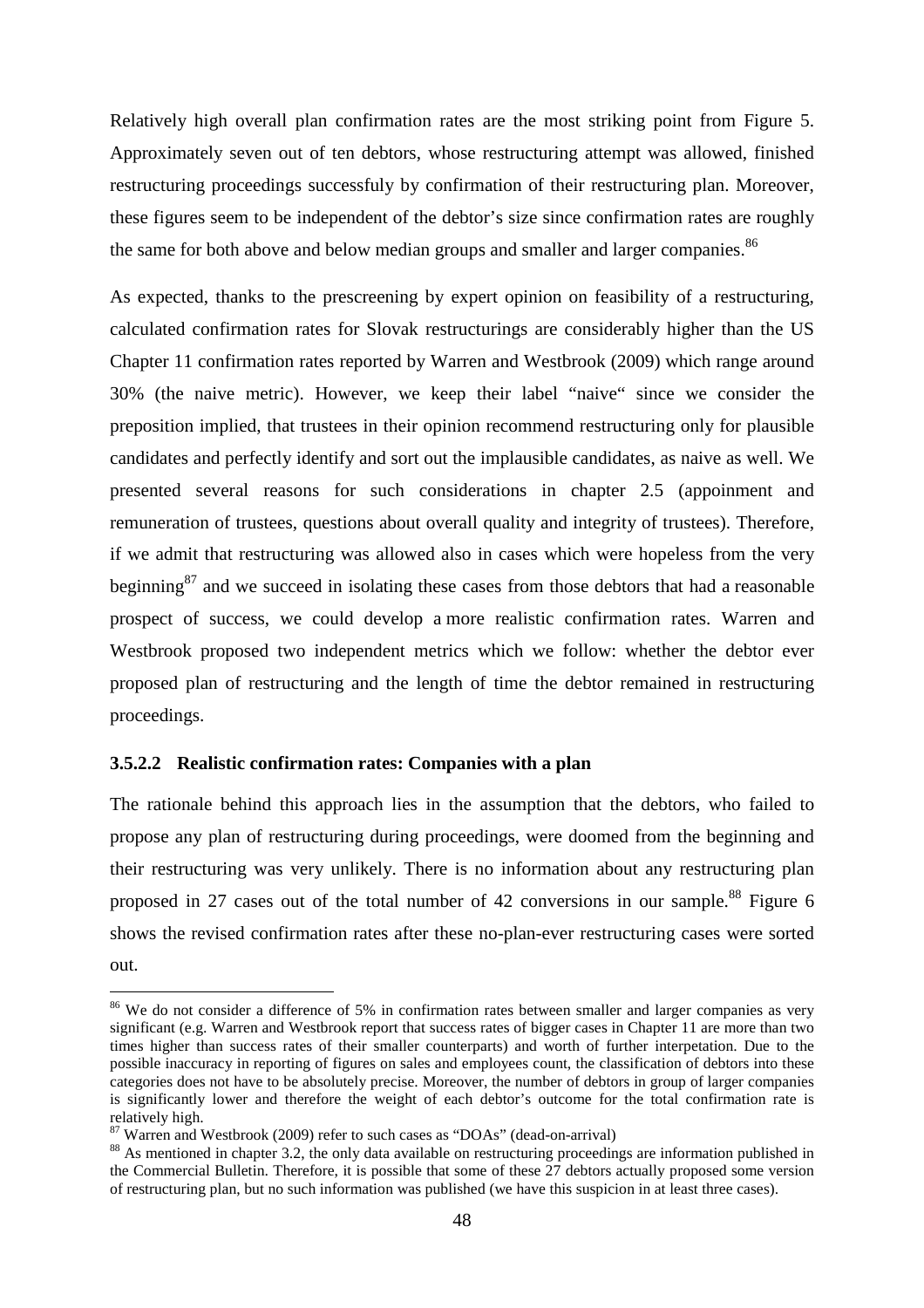Relatively high overall plan confirmation rates are the most striking point from Figure 5. Approximately seven out of ten debtors, whose restructuring attempt was allowed, finished restructuring proceedings successfuly by confirmation of their restructuring plan. Moreover, these figures seem to be independent of the debtor's size since confirmation rates are roughly the same for both above and below median groups and smaller and larger companies.[86]

As expected, thanks to the prescreening by expert opinion on feasibility of a restructuring, calculated confirmation rates for Slovak restructurings are considerably higher than the US Chapter 11 confirmation rates reported by Warren and Westbrook (2009) which range around 30% (the naive metric). However, we keep their label "naive" since we consider the preposition implied, that trustees in their opinion recommend restructuring only for plausible candidates and perfectly identify and sort out the implausible candidates, as naive as well. We presented several reasons for such considerations in chapter 2.5 (appoinment and remuneration of trustees, questions about overall quality and integrity of trustees). Therefore, if we admit that restructuring was allowed also in cases which were hopeless from the very beginning[87] and we succeed in isolating these cases from those debtors that had a reasonable prospect of success, we could develop a more realistic confirmation rates. Warren and Westbrook proposed two independent metrics which we follow: whether the debtor ever proposed plan of restructuring and the length of time the debtor remained in restructuring proceedings.

### 3.5.2.2 Realistic confirmation rates: Companies with a plan

The rationale behind this approach lies in the assumption that the debtors, who failed to propose any plan of restructuring during proceedings, were doomed from the beginning and their restructuring was very unlikely. There is no information about any restructuring plan proposed in 27 cases out of the total number of 42 conversions in our sample.[88] Figure 6 shows the revised confirmation rates after these no-plan-ever restructuring cases were sorted out.

---

[86] We do not consider a difference of 5% in confirmation rates between smaller and larger companies as very significant (e.g. Warren and Westbrook report that success rates of bigger cases in Chapter 11 are more than two times higher than success rates of their smaller counterparts) and worth of further interpetation. Due to the possible inaccuracy in reporting of figures on sales and employees count, the classification of debtors into these categories does not have to be absolutely precise. Moreover, the number of debtors in group of larger companies is significantly lower and therefore the weight of each debtor's outcome for the total confirmation rate is relatively high.

[87] Warren and Westbrook (2009) refer to such cases as "DOAs" (dead-on-arrival)

[88] As mentioned in chapter 3.2, the only data available on restructuring proceedings are information published in the Commercial Bulletin. Therefore, it is possible that some of these 27 debtors actually proposed some version of restructuring plan, but no such information was published (we have this suspicion in at least three cases).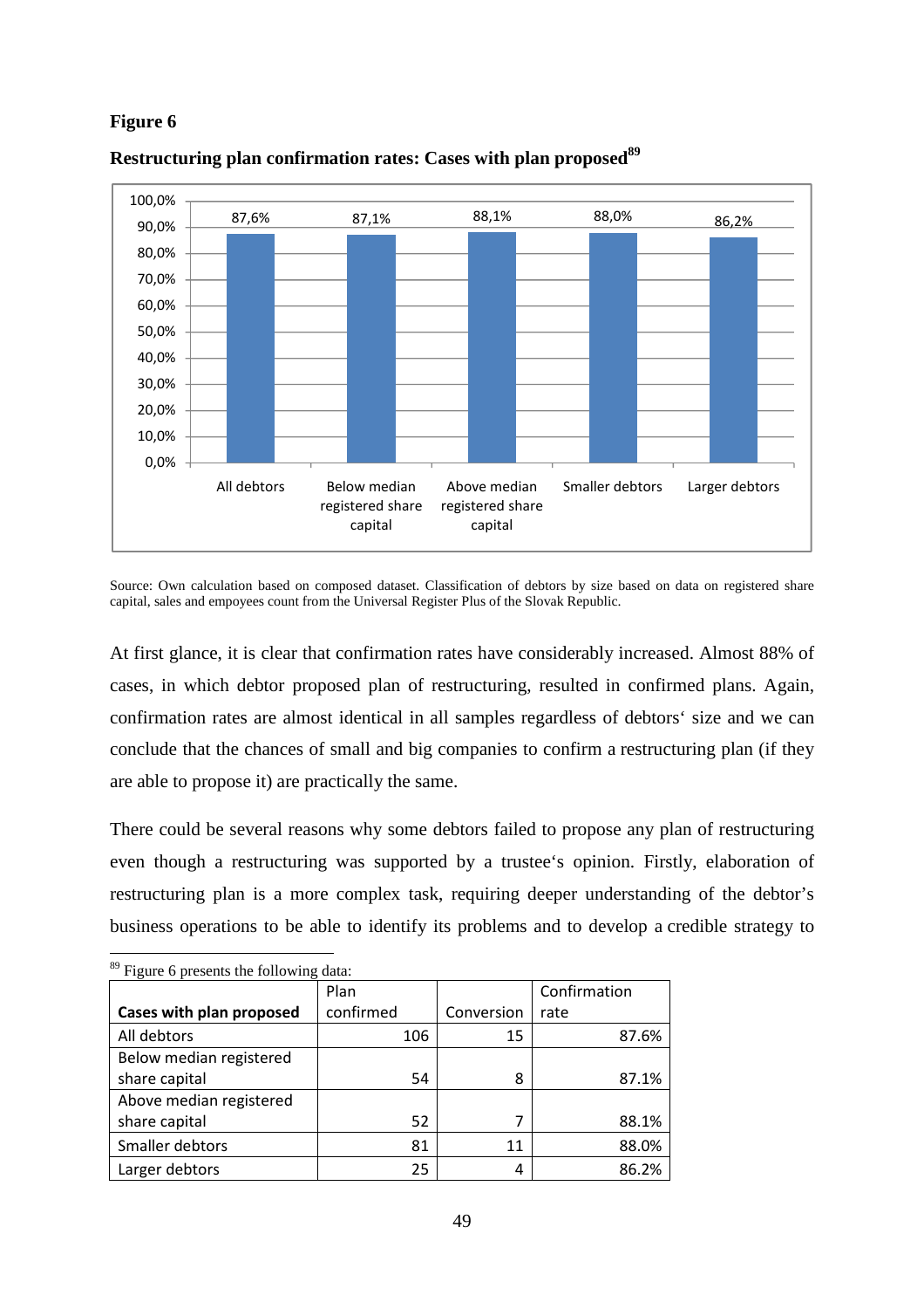**Figure 6**

**Restructuring plan confirmation rates: Cases with plan proposed**[89]

Source: Own calculation based on composed dataset. Classification of debtors by size based on data on registered share capital, sales and empoyees count from the Universal Register Plus of the Slovak Republic.

At first glance, it is clear that confirmation rates have considerably increased. Almost 88% of cases, in which debtor proposed plan of restructuring, resulted in confirmed plans. Again, confirmation rates are almost identical in all samples regardless of debtors' size and we can conclude that the chances of small and big companies to confirm a restructuring plan (if they are able to propose it) are practically the same.

There could be several reasons why some debtors failed to propose any plan of restructuring even though a restructuring was supported by a trustee's opinion. Firstly, elaboration of restructuring plan is a more complex task, requiring deeper understanding of the debtor's business operations to be able to identify its problems and to develop a credible strategy to

[89] Figure 6 presents the following data:

| Cases with plan proposed | Plan confirmed | Conversion | Confirmation rate |
|---|---|---|---|
| All debtors | 106 | 15 | 87.6% |
| Below median registered share capital | 54 | 8 | 87.1% |
| Above median registered share capital | 52 | 7 | 88.1% |
| Smaller debtors | 81 | 11 | 88.0% |
| Larger debtors | 25 | 4 | 86.2% |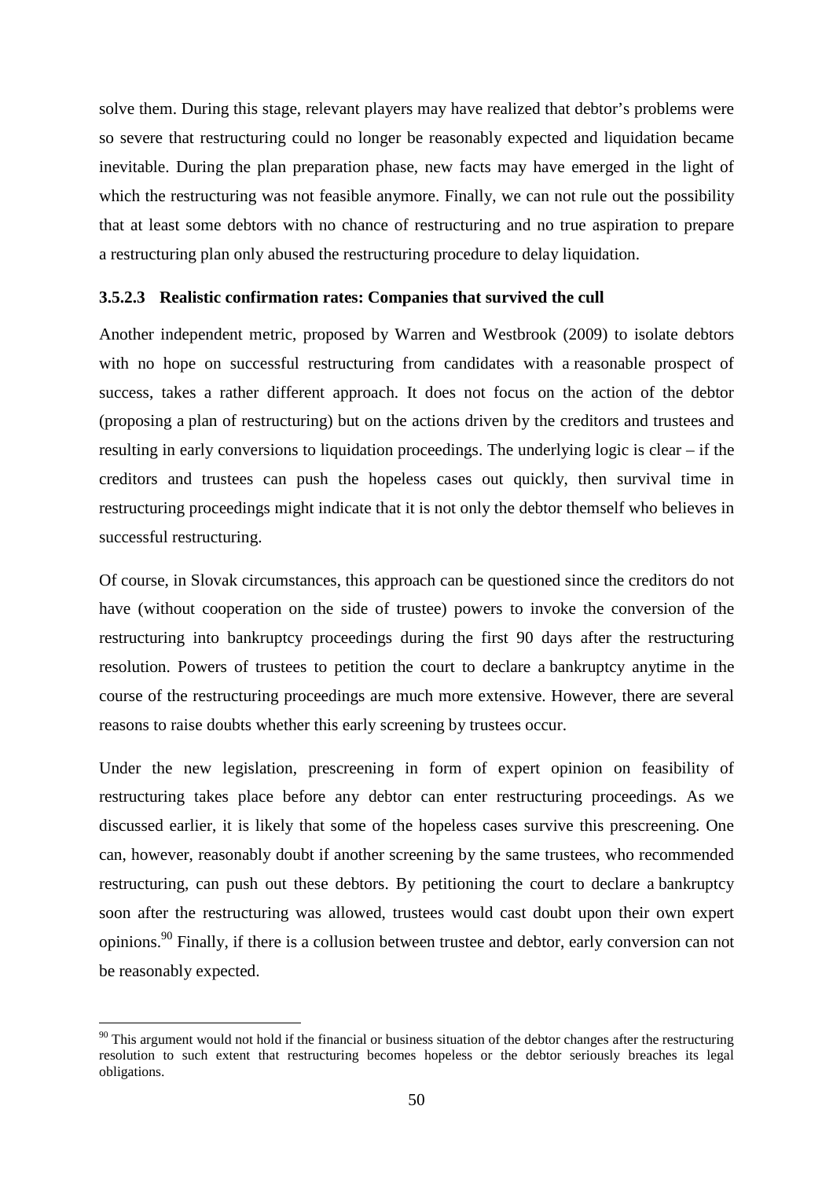solve them. During this stage, relevant players may have realized that debtor's problems were so severe that restructuring could no longer be reasonably expected and liquidation became inevitable. During the plan preparation phase, new facts may have emerged in the light of which the restructuring was not feasible anymore. Finally, we can not rule out the possibility that at least some debtors with no chance of restructuring and no true aspiration to prepare a restructuring plan only abused the restructuring procedure to delay liquidation.

#### 3.5.2.3 Realistic confirmation rates: Companies that survived the cull

Another independent metric, proposed by Warren and Westbrook (2009) to isolate debtors with no hope on successful restructuring from candidates with a reasonable prospect of success, takes a rather different approach. It does not focus on the action of the debtor (proposing a plan of restructuring) but on the actions driven by the creditors and trustees and resulting in early conversions to liquidation proceedings. The underlying logic is clear – if the creditors and trustees can push the hopeless cases out quickly, then survival time in restructuring proceedings might indicate that it is not only the debtor themself who believes in successful restructuring.

Of course, in Slovak circumstances, this approach can be questioned since the creditors do not have (without cooperation on the side of trustee) powers to invoke the conversion of the restructuring into bankruptcy proceedings during the first 90 days after the restructuring resolution. Powers of trustees to petition the court to declare a bankruptcy anytime in the course of the restructuring proceedings are much more extensive. However, there are several reasons to raise doubts whether this early screening by trustees occur.

Under the new legislation, prescreening in form of expert opinion on feasibility of restructuring takes place before any debtor can enter restructuring proceedings. As we discussed earlier, it is likely that some of the hopeless cases survive this prescreening. One can, however, reasonably doubt if another screening by the same trustees, who recommended restructuring, can push out these debtors. By petitioning the court to declare a bankruptcy soon after the restructuring was allowed, trustees would cast doubt upon their own expert opinions.[90] Finally, if there is a collusion between trustee and debtor, early conversion can not be reasonably expected.

[90] This argument would not hold if the financial or business situation of the debtor changes after the restructuring resolution to such extent that restructuring becomes hopeless or the debtor seriously breaches its legal obligations.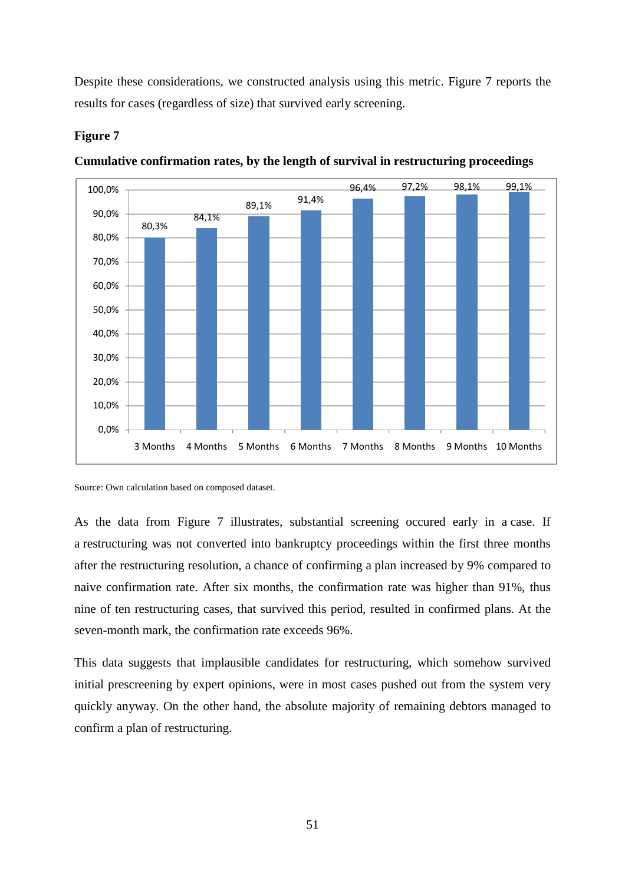Despite these considerations, we constructed analysis using this metric. Figure 7 reports the results for cases (regardless of size) that survived early screening.

**Figure 7**

**Cumulative confirmation rates, by the length of survival in restructuring proceedings**

| | 3 Months | 4 Months | 5 Months | 6 Months | 7 Months | 8 Months | 9 Months | 10 Months |
|---|---|---|---|---|---|---|---|---|
| Confirmation rate | 80,3% | 84,1% | 89,1% | 91,4% | 96,4% | 97,2% | 98,1% | 99,1% |

Source: Own calculation based on composed dataset.

As the data from Figure 7 illustrates, substantial screening occured early in a case. If a restructuring was not converted into bankruptcy proceedings within the first three months after the restructuring resolution, a chance of confirming a plan increased by 9% compared to naive confirmation rate. After six months, the confirmation rate was higher than 91%, thus nine of ten restructuring cases, that survived this period, resulted in confirmed plans. At the seven-month mark, the confirmation rate exceeds 96%.

This data suggests that implausible candidates for restructuring, which somehow survived initial prescreening by expert opinions, were in most cases pushed out from the system very quickly anyway. On the other hand, the absolute majority of remaining debtors managed to confirm a plan of restructuring.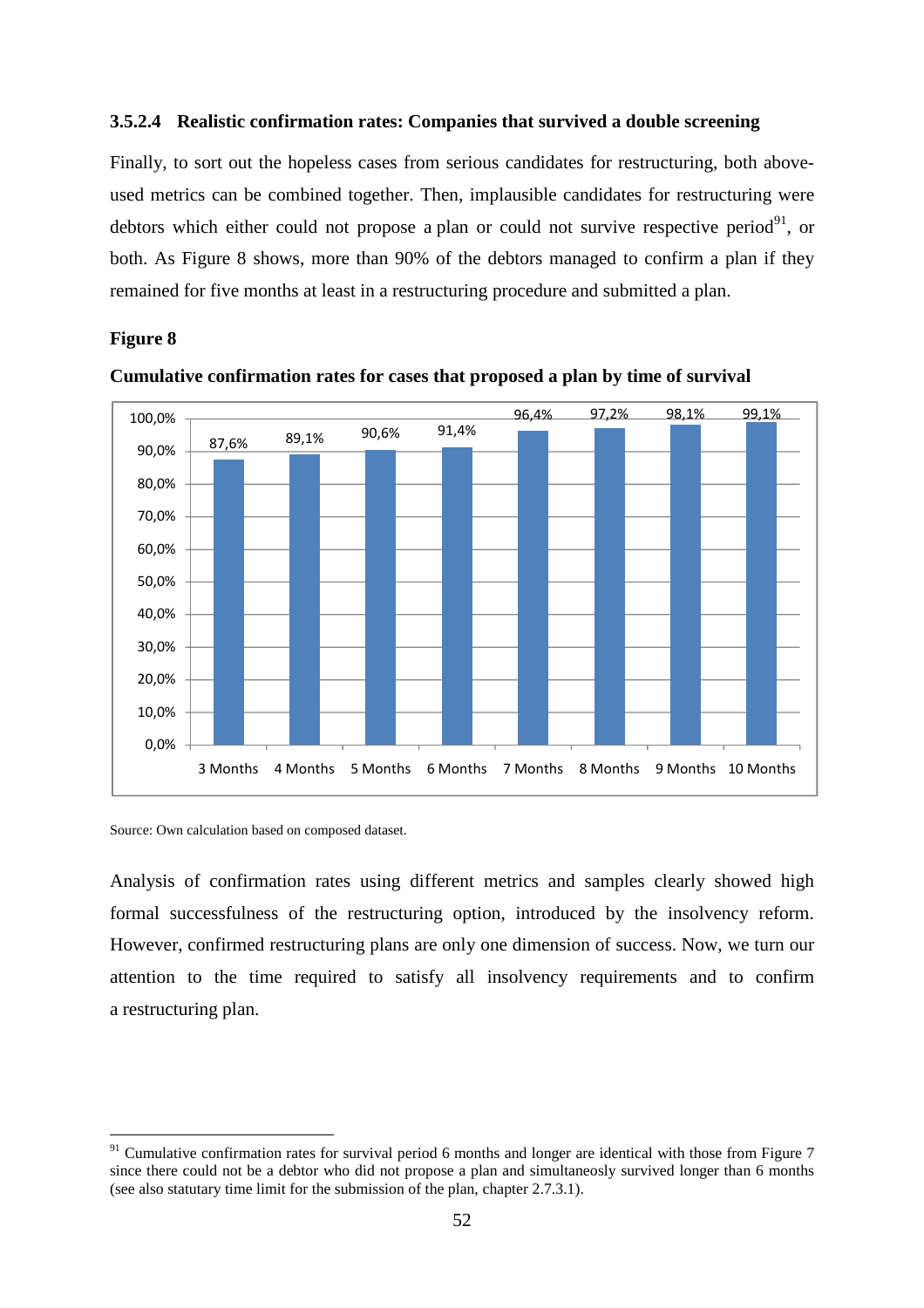### 3.5.2.4 Realistic confirmation rates: Companies that survived a double screening

Finally, to sort out the hopeless cases from serious candidates for restructuring, both above-used metrics can be combined together. Then, implausible candidates for restructuring were debtors which either could not propose a plan or could not survive respective period[91], or both. As Figure 8 shows, more than 90% of the debtors managed to confirm a plan if they remained for five months at least in a restructuring procedure and submitted a plan.

**Figure 8**

**Cumulative confirmation rates for cases that proposed a plan by time of survival**

| | 3 Months | 4 Months | 5 Months | 6 Months | 7 Months | 8 Months | 9 Months | 10 Months |
|---|---|---|---|---|---|---|---|---|
| Cumulative confirmation rate | 87,6% | 89,1% | 90,6% | 91,4% | 96,4% | 97,2% | 98,1% | 99,1% |

Source: Own calculation based on composed dataset.

Analysis of confirmation rates using different metrics and samples clearly showed high formal successfulness of the restructuring option, introduced by the insolvency reform. However, confirmed restructuring plans are only one dimension of success. Now, we turn our attention to the time required to satisfy all insolvency requirements and to confirm a restructuring plan.

---

[91] Cumulative confirmation rates for survival period 6 months and longer are identical with those from Figure 7 since there could not be a debtor who did not propose a plan and simultaneosly survived longer than 6 months (see also statutary time limit for the submission of the plan, chapter 2.7.3.1).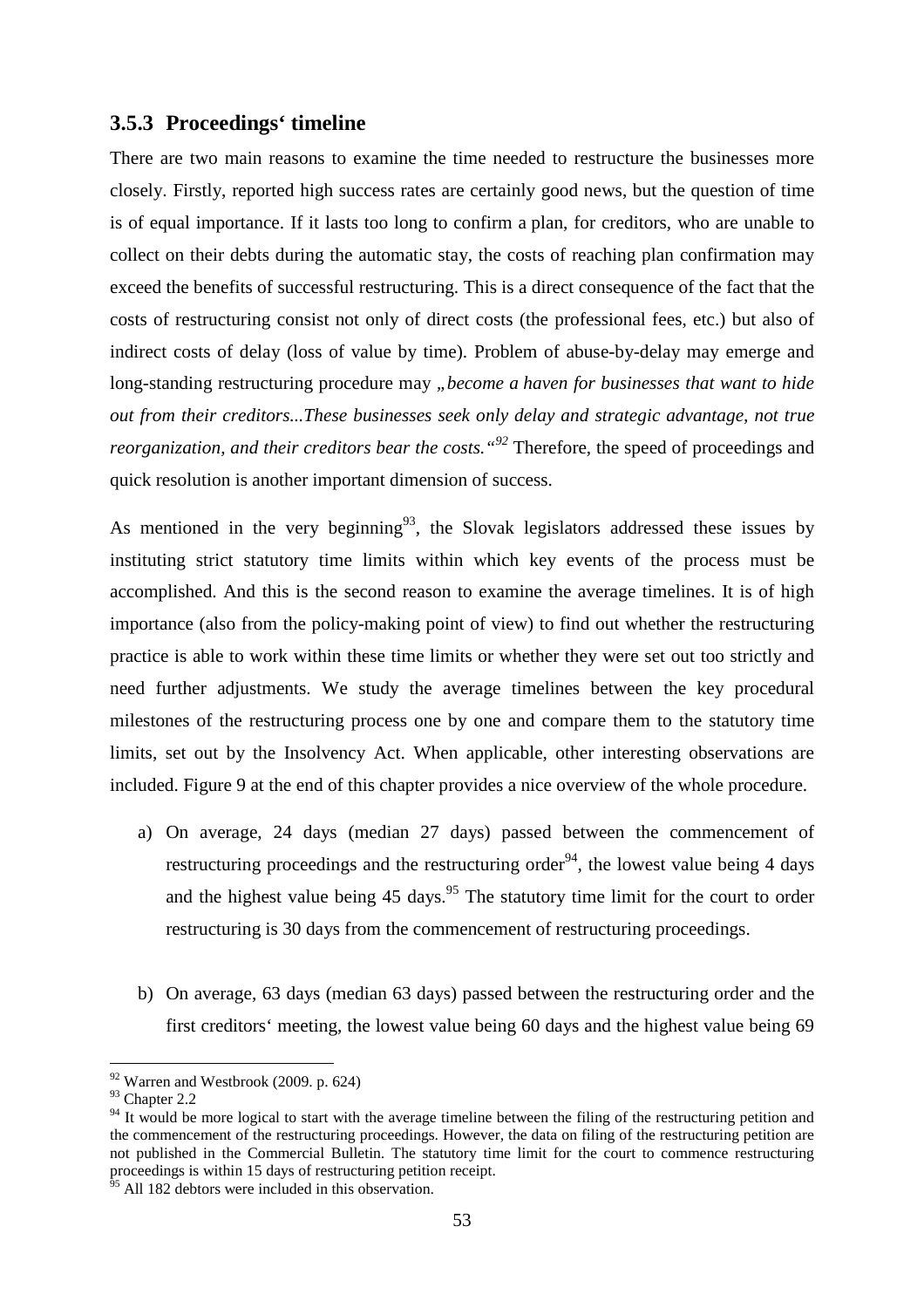### 3.5.3 Proceedings‘ timeline

There are two main reasons to examine the time needed to restructure the businesses more closely. Firstly, reported high success rates are certainly good news, but the question of time is of equal importance. If it lasts too long to confirm a plan, for creditors, who are unable to collect on their debts during the automatic stay, the costs of reaching plan confirmation may exceed the benefits of successful restructuring. This is a direct consequence of the fact that the costs of restructuring consist not only of direct costs (the professional fees, etc.) but also of indirect costs of delay (loss of value by time). Problem of abuse-by-delay may emerge and long-standing restructuring procedure may *„become a haven for businesses that want to hide out from their creditors...These businesses seek only delay and strategic advantage, not true reorganization, and their creditors bear the costs.“*[92] Therefore, the speed of proceedings and quick resolution is another important dimension of success.

As mentioned in the very beginning[93], the Slovak legislators addressed these issues by instituting strict statutory time limits within which key events of the process must be accomplished. And this is the second reason to examine the average timelines. It is of high importance (also from the policy-making point of view) to find out whether the restructuring practice is able to work within these time limits or whether they were set out too strictly and need further adjustments. We study the average timelines between the key procedural milestones of the restructuring process one by one and compare them to the statutory time limits, set out by the Insolvency Act. When applicable, other interesting observations are included. Figure 9 at the end of this chapter provides a nice overview of the whole procedure.

a) On average, 24 days (median 27 days) passed between the commencement of restructuring proceedings and the restructuring order[94], the lowest value being 4 days and the highest value being 45 days.[95] The statutory time limit for the court to order restructuring is 30 days from the commencement of restructuring proceedings.

b) On average, 63 days (median 63 days) passed between the restructuring order and the first creditors‘ meeting, the lowest value being 60 days and the highest value being 69

---

[92] Warren and Westbrook (2009. p. 624)

[93] Chapter 2.2

[94] It would be more logical to start with the average timeline between the filing of the restructuring petition and the commencement of the restructuring proceedings. However, the data on filing of the restructuring petition are not published in the Commercial Bulletin. The statutory time limit for the court to commence restructuring proceedings is within 15 days of restructuring petition receipt.

[95] All 182 debtors were included in this observation.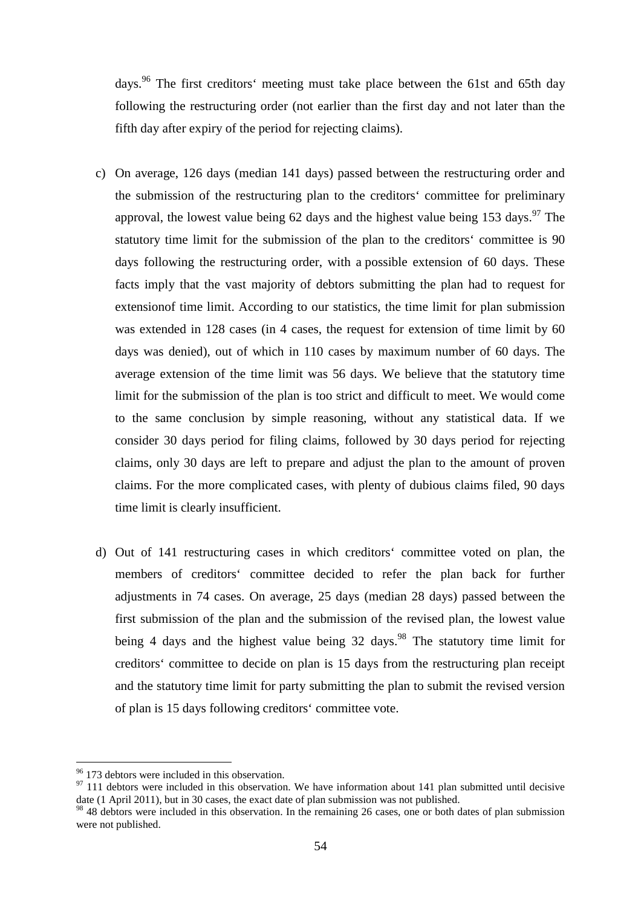days.[96] The first creditors' meeting must take place between the 61st and 65th day following the restructuring order (not earlier than the first day and not later than the fifth day after expiry of the period for rejecting claims).

c) On average, 126 days (median 141 days) passed between the restructuring order and the submission of the restructuring plan to the creditors' committee for preliminary approval, the lowest value being 62 days and the highest value being 153 days.[97] The statutory time limit for the submission of the plan to the creditors' committee is 90 days following the restructuring order, with a possible extension of 60 days. These facts imply that the vast majority of debtors submitting the plan had to request for extensionof time limit. According to our statistics, the time limit for plan submission was extended in 128 cases (in 4 cases, the request for extension of time limit by 60 days was denied), out of which in 110 cases by maximum number of 60 days. The average extension of the time limit was 56 days. We believe that the statutory time limit for the submission of the plan is too strict and difficult to meet. We would come to the same conclusion by simple reasoning, without any statistical data. If we consider 30 days period for filing claims, followed by 30 days period for rejecting claims, only 30 days are left to prepare and adjust the plan to the amount of proven claims. For the more complicated cases, with plenty of dubious claims filed, 90 days time limit is clearly insufficient.

d) Out of 141 restructuring cases in which creditors' committee voted on plan, the members of creditors' committee decided to refer the plan back for further adjustments in 74 cases. On average, 25 days (median 28 days) passed between the first submission of the plan and the submission of the revised plan, the lowest value being 4 days and the highest value being 32 days.[98] The statutory time limit for creditors' committee to decide on plan is 15 days from the restructuring plan receipt and the statutory time limit for party submitting the plan to submit the revised version of plan is 15 days following creditors' committee vote.

---

[96] 173 debtors were included in this observation.

[97] 111 debtors were included in this observation. We have information about 141 plan submitted until decisive date (1 April 2011), but in 30 cases, the exact date of plan submission was not published.

[98] 48 debtors were included in this observation. In the remaining 26 cases, one or both dates of plan submission were not published.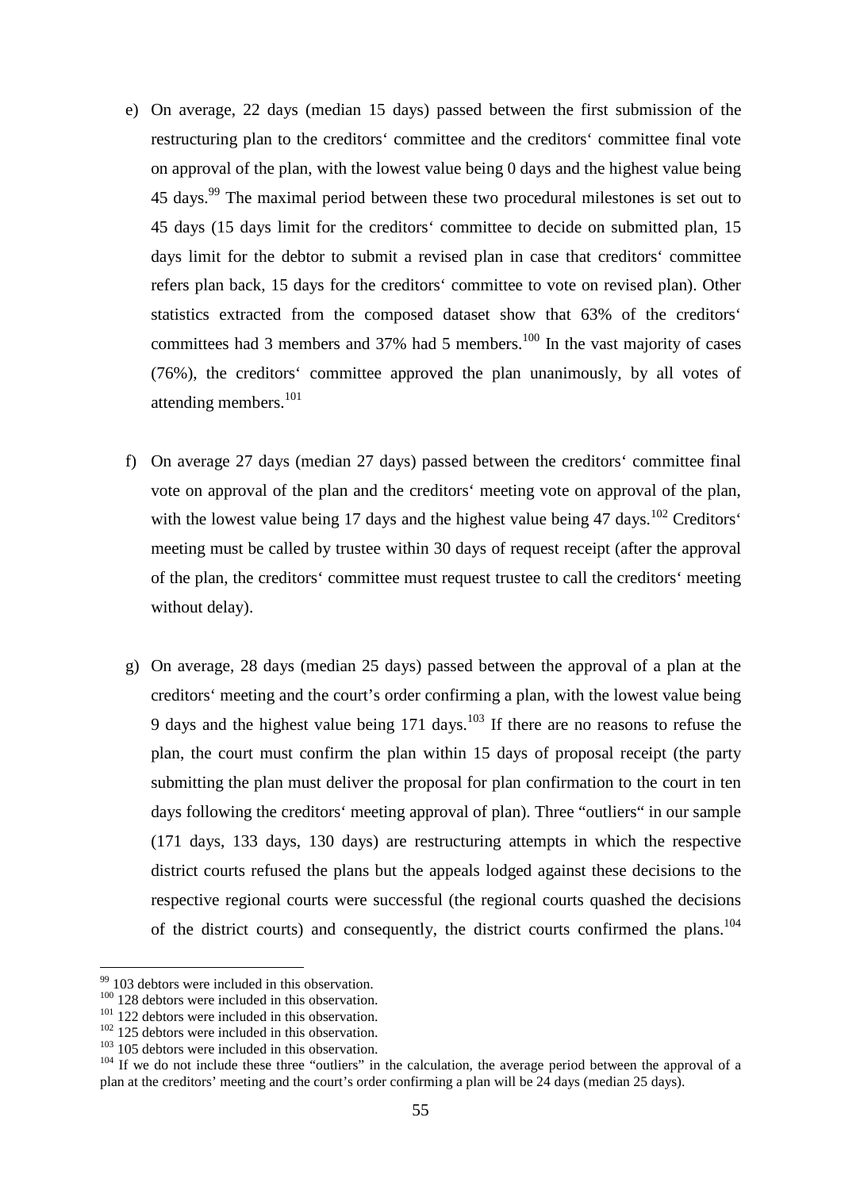e) On average, 22 days (median 15 days) passed between the first submission of the restructuring plan to the creditors‘ committee and the creditors‘ committee final vote on approval of the plan, with the lowest value being 0 days and the highest value being 45 days.[99] The maximal period between these two procedural milestones is set out to 45 days (15 days limit for the creditors‘ committee to decide on submitted plan, 15 days limit for the debtor to submit a revised plan in case that creditors‘ committee refers plan back, 15 days for the creditors‘ committee to vote on revised plan). Other statistics extracted from the composed dataset show that 63% of the creditors‘ committees had 3 members and 37% had 5 members.[100] In the vast majority of cases (76%), the creditors‘ committee approved the plan unanimously, by all votes of attending members.[101]

f) On average 27 days (median 27 days) passed between the creditors‘ committee final vote on approval of the plan and the creditors‘ meeting vote on approval of the plan, with the lowest value being 17 days and the highest value being 47 days.[102] Creditors‘ meeting must be called by trustee within 30 days of request receipt (after the approval of the plan, the creditors‘ committee must request trustee to call the creditors‘ meeting without delay).

g) On average, 28 days (median 25 days) passed between the approval of a plan at the creditors‘ meeting and the court's order confirming a plan, with the lowest value being 9 days and the highest value being 171 days.[103] If there are no reasons to refuse the plan, the court must confirm the plan within 15 days of proposal receipt (the party submitting the plan must deliver the proposal for plan confirmation to the court in ten days following the creditors‘ meeting approval of plan). Three "outliers" in our sample (171 days, 133 days, 130 days) are restructuring attempts in which the respective district courts refused the plans but the appeals lodged against these decisions to the respective regional courts were successful (the regional courts quashed the decisions of the district courts) and consequently, the district courts confirmed the plans.[104]

---

[99] 103 debtors were included in this observation.

[100] 128 debtors were included in this observation.

[101] 122 debtors were included in this observation.

[102] 125 debtors were included in this observation.

[103] 105 debtors were included in this observation.

[104] If we do not include these three "outliers" in the calculation, the average period between the approval of a plan at the creditors' meeting and the court's order confirming a plan will be 24 days (median 25 days).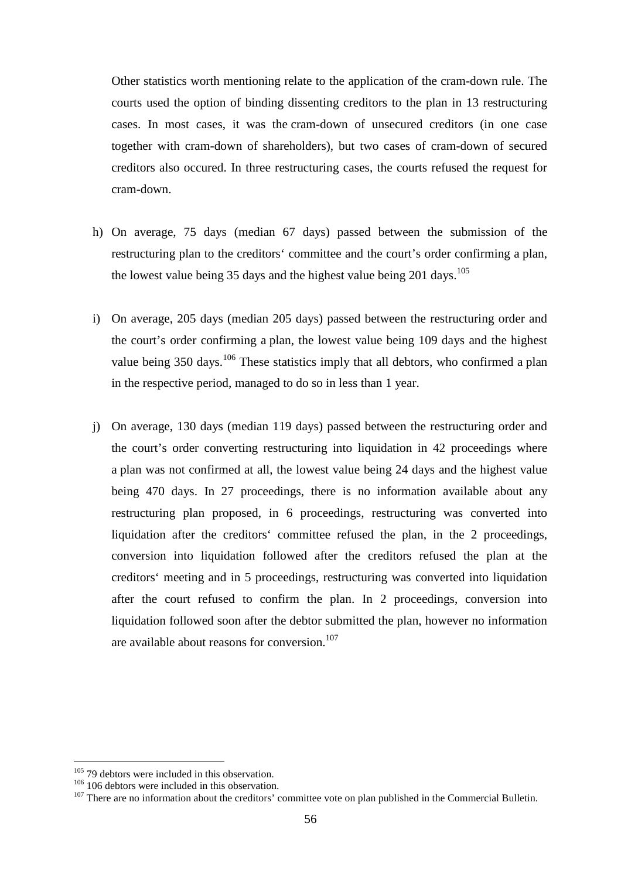Other statistics worth mentioning relate to the application of the cram-down rule. The courts used the option of binding dissenting creditors to the plan in 13 restructuring cases. In most cases, it was the cram-down of unsecured creditors (in one case together with cram-down of shareholders), but two cases of cram-down of secured creditors also occured. In three restructuring cases, the courts refused the request for cram-down.

h) On average, 75 days (median 67 days) passed between the submission of the restructuring plan to the creditors‘ committee and the court’s order confirming a plan, the lowest value being 35 days and the highest value being 201 days.[105]

i) On average, 205 days (median 205 days) passed between the restructuring order and the court’s order confirming a plan, the lowest value being 109 days and the highest value being 350 days.[106] These statistics imply that all debtors, who confirmed a plan in the respective period, managed to do so in less than 1 year.

j) On average, 130 days (median 119 days) passed between the restructuring order and the court’s order converting restructuring into liquidation in 42 proceedings where a plan was not confirmed at all, the lowest value being 24 days and the highest value being 470 days. In 27 proceedings, there is no information available about any restructuring plan proposed, in 6 proceedings, restructuring was converted into liquidation after the creditors‘ committee refused the plan, in the 2 proceedings, conversion into liquidation followed after the creditors refused the plan at the creditors‘ meeting and in 5 proceedings, restructuring was converted into liquidation after the court refused to confirm the plan. In 2 proceedings, conversion into liquidation followed soon after the debtor submitted the plan, however no information are available about reasons for conversion.[107]

---

[105] 79 debtors were included in this observation.

[106] 106 debtors were included in this observation.

[107] There are no information about the creditors’ committee vote on plan published in the Commercial Bulletin.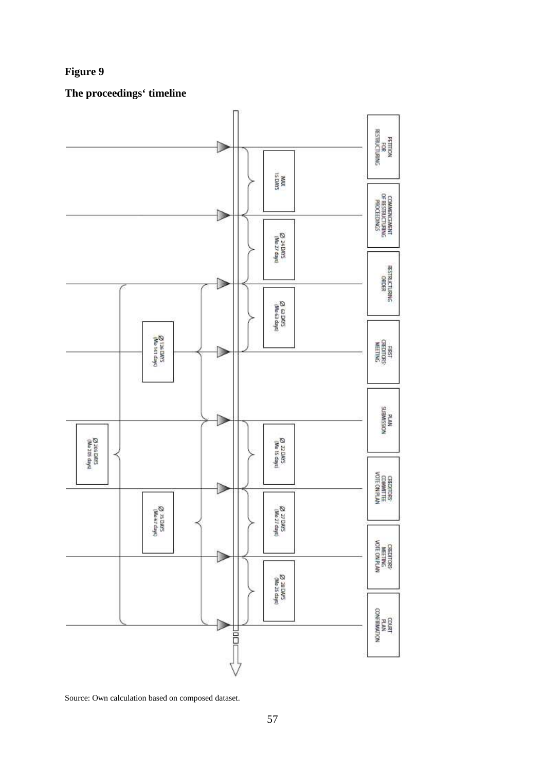**Figure 9**

**The proceedings' timeline**

PETITION FOR RESTRUCTURING

MAX 15 DAYS

COMMENCEMENT OF RESTRUCTURING PROCEEDINGS

Ø 24 DAYS (Me 27 days)

RESTRUCTURING ORDER

Ø 63 DAYS (Me 63 days)

FIRST CREDITORS' MEETING

Ø 126 DAYS (Me 141 days)

PLAN SUBMISSION

Ø 206 DAYS (Me 205 days)

Ø 22 DAYS (Me 15 days)

CREDITORS' COMMITTEE VOTE ON PLAN

Ø 75 DAYS (Me 67 days)

Ø 27 DAYS (Me 27 days)

CREDITORS' MEETING VOTE ON PLAN

Ø 28 DAYS (Me 25 days)

COURT PLAN CONFIRMATION

Source: Own calculation based on composed dataset.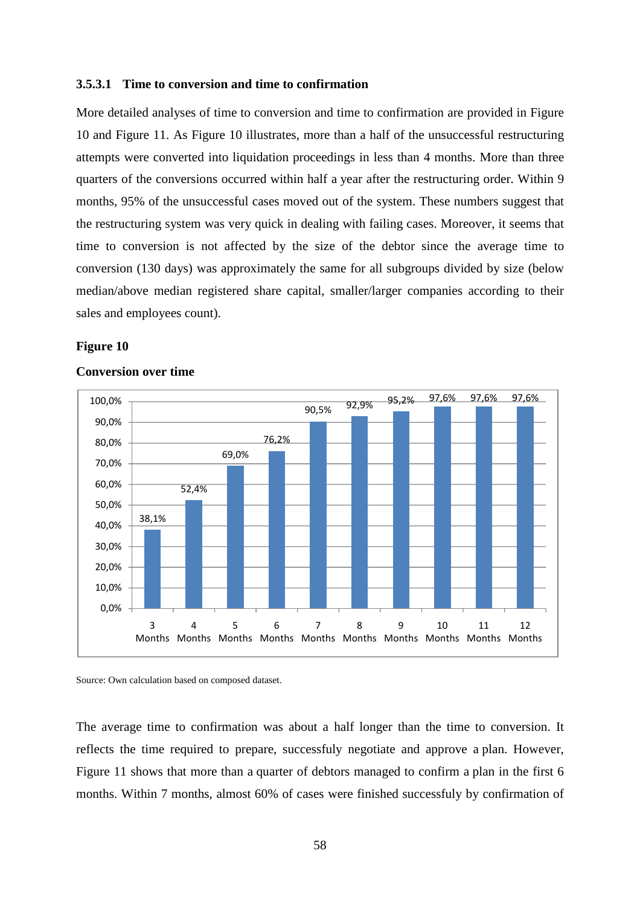#### 3.5.3.1 Time to conversion and time to confirmation

More detailed analyses of time to conversion and time to confirmation are provided in Figure 10 and Figure 11. As Figure 10 illustrates, more than a half of the unsuccessful restructuring attempts were converted into liquidation proceedings in less than 4 months. More than three quarters of the conversions occurred within half a year after the restructuring order. Within 9 months, 95% of the unsuccessful cases moved out of the system. These numbers suggest that the restructuring system was very quick in dealing with failing cases. Moreover, it seems that time to conversion is not affected by the size of the debtor since the average time to conversion (130 days) was approximately the same for all subgroups divided by size (below median/above median registered share capital, smaller/larger companies according to their sales and employees count).

**Figure 10**

**Conversion over time**

| | 3 Months | 4 Months | 5 Months | 6 Months | 7 Months | 8 Months | 9 Months | 10 Months | 11 Months | 12 Months |
|---|---|---|---|---|---|---|---|---|---|---|
| Conversion | 38,1% | 52,4% | 69,0% | 76,2% | 90,5% | 92,9% | 95,2% | 97,6% | 97,6% | 97,6% |

Source: Own calculation based on composed dataset.

The average time to confirmation was about a half longer than the time to conversion. It reflects the time required to prepare, successfully negotiate and approve a plan. However, Figure 11 shows that more than a quarter of debtors managed to confirm a plan in the first 6 months. Within 7 months, almost 60% of cases were finished successfuly by confirmation of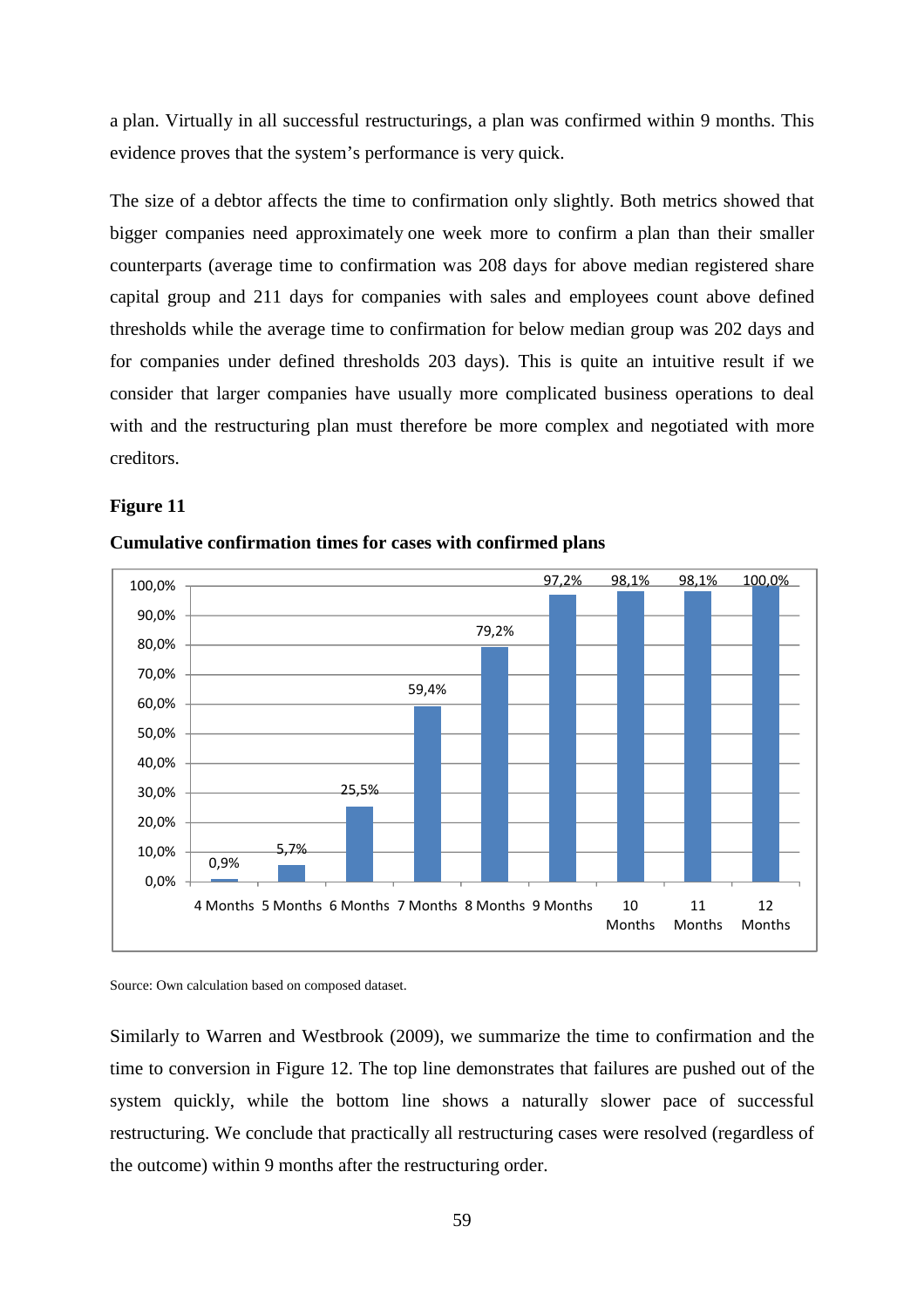a plan. Virtually in all successful restructurings, a plan was confirmed within 9 months. This evidence proves that the system's performance is very quick.

The size of a debtor affects the time to confirmation only slightly. Both metrics showed that bigger companies need approximately one week more to confirm a plan than their smaller counterparts (average time to confirmation was 208 days for above median registered share capital group and 211 days for companies with sales and employees count above defined thresholds while the average time to confirmation for below median group was 202 days and for companies under defined thresholds 203 days). This is quite an intuitive result if we consider that larger companies have usually more complicated business operations to deal with and the restructuring plan must therefore be more complex and negotiated with more creditors.

**Figure 11**

**Cumulative confirmation times for cases with confirmed plans**

| 4 Months | 5 Months | 6 Months | 7 Months | 8 Months | 9 Months | 10 Months | 11 Months | 12 Months |
|---|---|---|---|---|---|---|---|---|
| 0,9% | 5,7% | 25,5% | 59,4% | 79,2% | 97,2% | 98,1% | 98,1% | 100,0% |

Source: Own calculation based on composed dataset.

Similarly to Warren and Westbrook (2009), we summarize the time to confirmation and the time to conversion in Figure 12. The top line demonstrates that failures are pushed out of the system quickly, while the bottom line shows a naturally slower pace of successful restructuring. We conclude that practically all restructuring cases were resolved (regardless of the outcome) within 9 months after the restructuring order.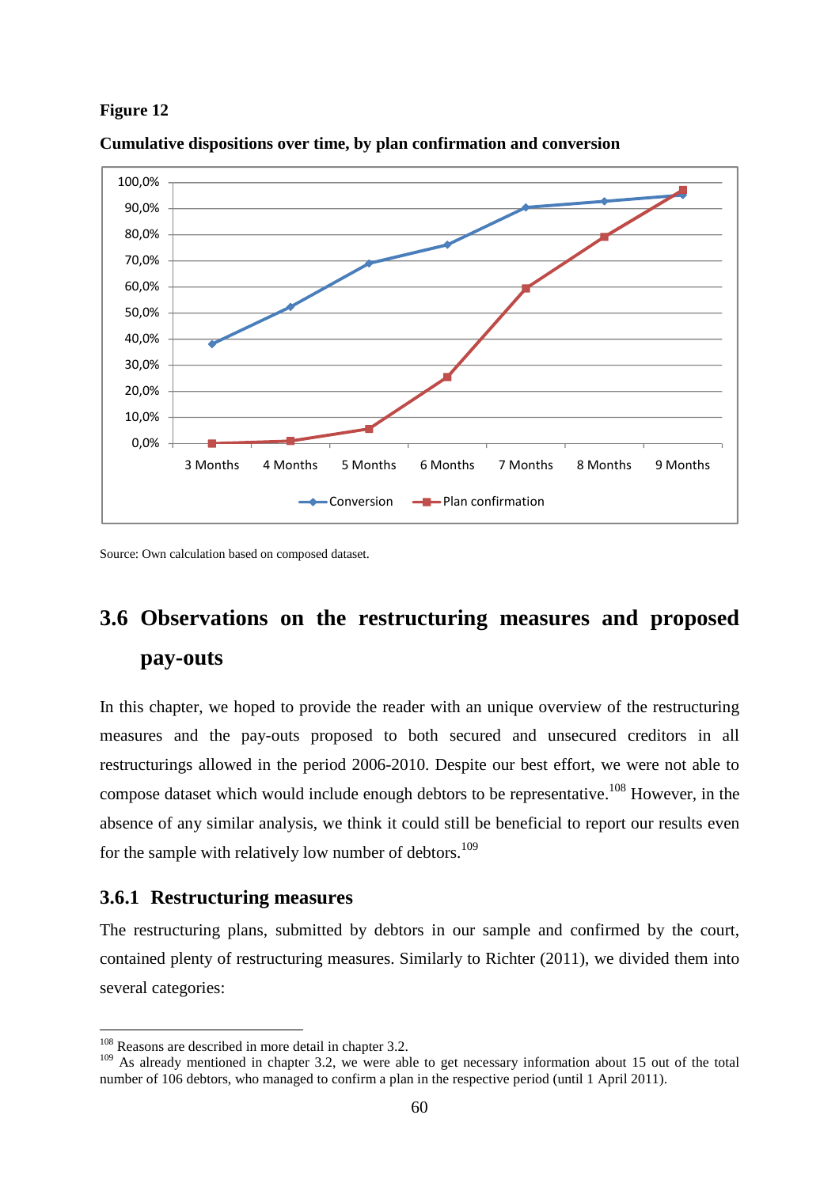**Figure 12**

**Cumulative dispositions over time, by plan confirmation and conversion**

Source: Own calculation based on composed dataset.

## 3.6 Observations on the restructuring measures and proposed pay-outs

In this chapter, we hoped to provide the reader with an unique overview of the restructuring measures and the pay-outs proposed to both secured and unsecured creditors in all restructurings allowed in the period 2006-2010. Despite our best effort, we were not able to compose dataset which would include enough debtors to be representative.[108] However, in the absence of any similar analysis, we think it could still be beneficial to report our results even for the sample with relatively low number of debtors.[109]

### 3.6.1 Restructuring measures

The restructuring plans, submitted by debtors in our sample and confirmed by the court, contained plenty of restructuring measures. Similarly to Richter (2011), we divided them into several categories:

---

[108] Reasons are described in more detail in chapter 3.2.

[109] As already mentioned in chapter 3.2, we were able to get necessary information about 15 out of the total number of 106 debtors, who managed to confirm a plan in the respective period (until 1 April 2011).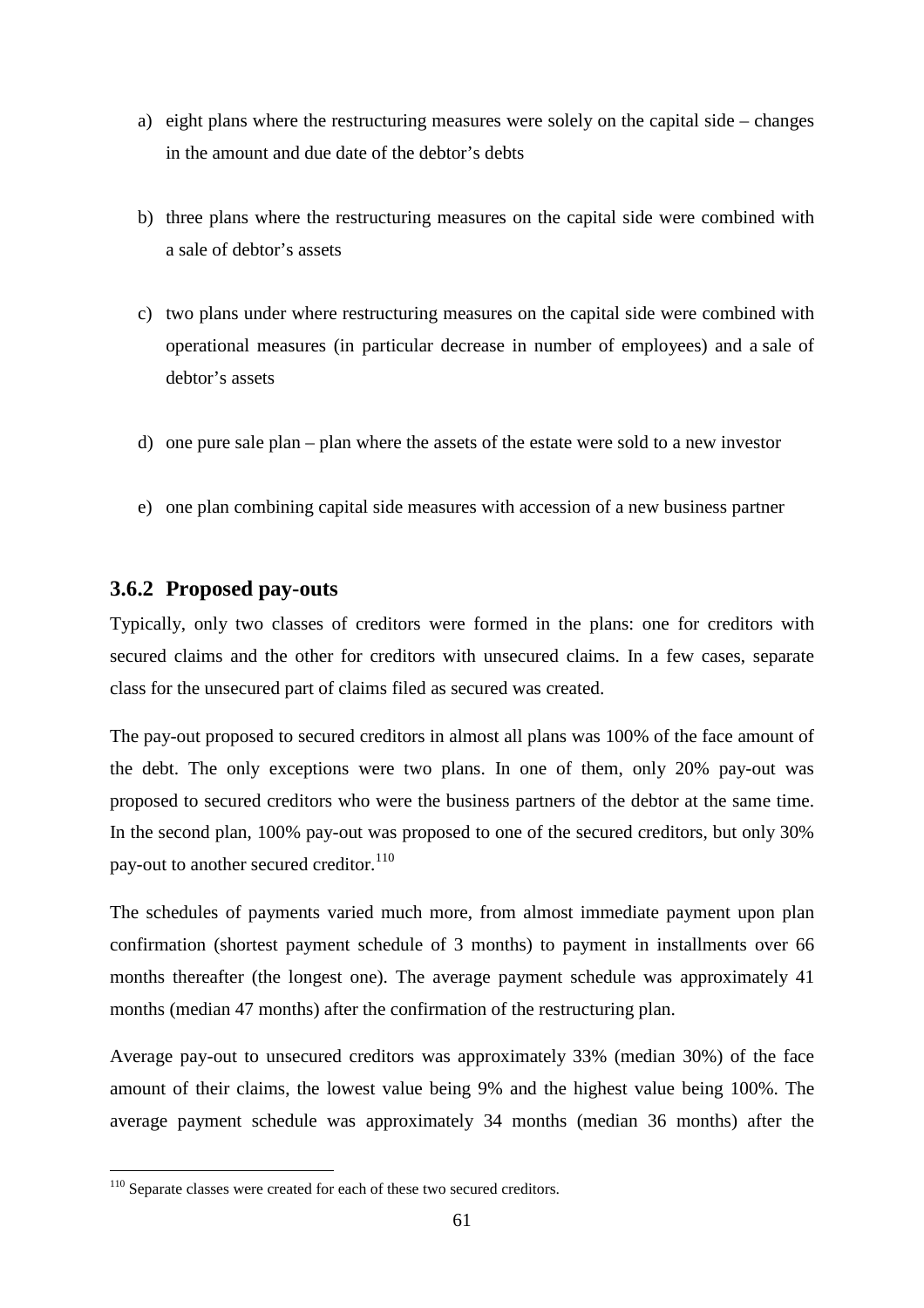a) eight plans where the restructuring measures were solely on the capital side – changes in the amount and due date of the debtor's debts

b) three plans where the restructuring measures on the capital side were combined with a sale of debtor's assets

c) two plans under where restructuring measures on the capital side were combined with operational measures (in particular decrease in number of employees) and a sale of debtor's assets

d) one pure sale plan – plan where the assets of the estate were sold to a new investor

e) one plan combining capital side measures with accession of a new business partner

### 3.6.2 Proposed pay-outs

Typically, only two classes of creditors were formed in the plans: one for creditors with secured claims and the other for creditors with unsecured claims. In a few cases, separate class for the unsecured part of claims filed as secured was created.

The pay-out proposed to secured creditors in almost all plans was 100% of the face amount of the debt. The only exceptions were two plans. In one of them, only 20% pay-out was proposed to secured creditors who were the business partners of the debtor at the same time. In the second plan, 100% pay-out was proposed to one of the secured creditors, but only 30% pay-out to another secured creditor.[110]

The schedules of payments varied much more, from almost immediate payment upon plan confirmation (shortest payment schedule of 3 months) to payment in installments over 66 months thereafter (the longest one). The average payment schedule was approximately 41 months (median 47 months) after the confirmation of the restructuring plan.

Average pay-out to unsecured creditors was approximately 33% (median 30%) of the face amount of their claims, the lowest value being 9% and the highest value being 100%. The average payment schedule was approximately 34 months (median 36 months) after the

[110] Separate classes were created for each of these two secured creditors.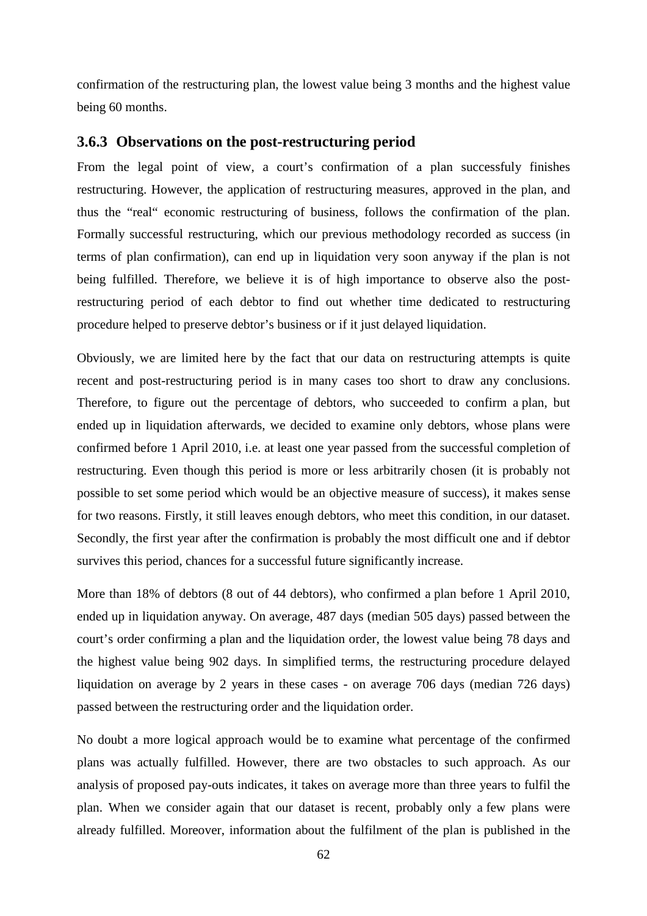confirmation of the restructuring plan, the lowest value being 3 months and the highest value being 60 months.

### 3.6.3 Observations on the post-restructuring period

From the legal point of view, a court's confirmation of a plan successfuly finishes restructuring. However, the application of restructuring measures, approved in the plan, and thus the "real" economic restructuring of business, follows the confirmation of the plan. Formally successful restructuring, which our previous methodology recorded as success (in terms of plan confirmation), can end up in liquidation very soon anyway if the plan is not being fulfilled. Therefore, we believe it is of high importance to observe also the post-restructuring period of each debtor to find out whether time dedicated to restructuring procedure helped to preserve debtor's business or if it just delayed liquidation.

Obviously, we are limited here by the fact that our data on restructuring attempts is quite recent and post-restructuring period is in many cases too short to draw any conclusions. Therefore, to figure out the percentage of debtors, who succeeded to confirm a plan, but ended up in liquidation afterwards, we decided to examine only debtors, whose plans were confirmed before 1 April 2010, i.e. at least one year passed from the successful completion of restructuring. Even though this period is more or less arbitrarily chosen (it is probably not possible to set some period which would be an objective measure of success), it makes sense for two reasons. Firstly, it still leaves enough debtors, who meet this condition, in our dataset. Secondly, the first year after the confirmation is probably the most difficult one and if debtor survives this period, chances for a successful future significantly increase.

More than 18% of debtors (8 out of 44 debtors), who confirmed a plan before 1 April 2010, ended up in liquidation anyway. On average, 487 days (median 505 days) passed between the court's order confirming a plan and the liquidation order, the lowest value being 78 days and the highest value being 902 days. In simplified terms, the restructuring procedure delayed liquidation on average by 2 years in these cases - on average 706 days (median 726 days) passed between the restructuring order and the liquidation order.

No doubt a more logical approach would be to examine what percentage of the confirmed plans was actually fulfilled. However, there are two obstacles to such approach. As our analysis of proposed pay-outs indicates, it takes on average more than three years to fulfil the plan. When we consider again that our dataset is recent, probably only a few plans were already fulfilled. Moreover, information about the fulfilment of the plan is published in the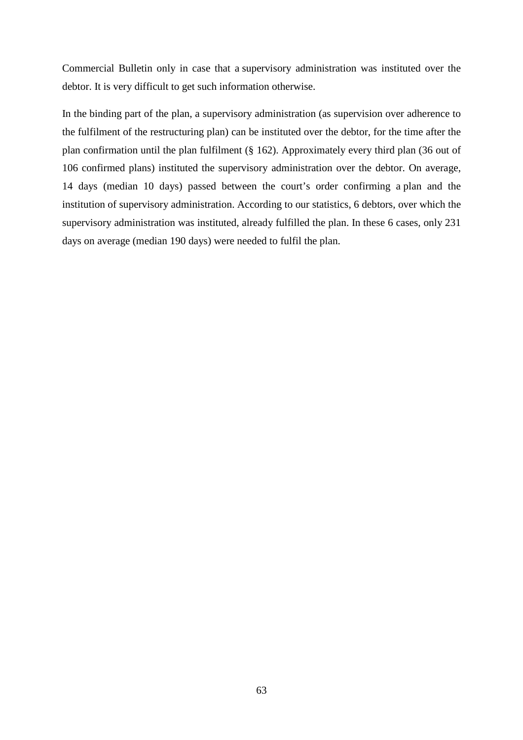Commercial Bulletin only in case that a supervisory administration was instituted over the debtor. It is very difficult to get such information otherwise.

In the binding part of the plan, a supervisory administration (as supervision over adherence to the fulfilment of the restructuring plan) can be instituted over the debtor, for the time after the plan confirmation until the plan fulfilment (§ 162). Approximately every third plan (36 out of 106 confirmed plans) instituted the supervisory administration over the debtor. On average, 14 days (median 10 days) passed between the court's order confirming a plan and the institution of supervisory administration. According to our statistics, 6 debtors, over which the supervisory administration was instituted, already fulfilled the plan. In these 6 cases, only 231 days on average (median 190 days) were needed to fulfil the plan.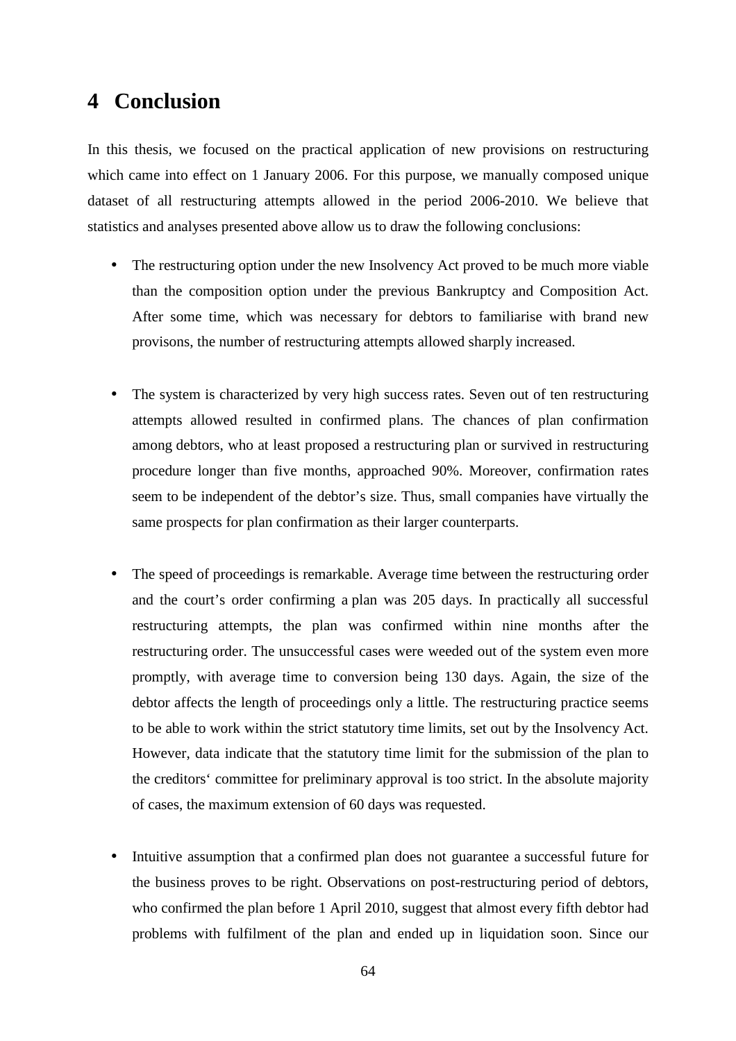# 4 Conclusion

In this thesis, we focused on the practical application of new provisions on restructuring which came into effect on 1 January 2006. For this purpose, we manually composed unique dataset of all restructuring attempts allowed in the period 2006-2010. We believe that statistics and analyses presented above allow us to draw the following conclusions:

- The restructuring option under the new Insolvency Act proved to be much more viable than the composition option under the previous Bankruptcy and Composition Act. After some time, which was necessary for debtors to familiarise with brand new provisons, the number of restructuring attempts allowed sharply increased.

- The system is characterized by very high success rates. Seven out of ten restructuring attempts allowed resulted in confirmed plans. The chances of plan confirmation among debtors, who at least proposed a restructuring plan or survived in restructuring procedure longer than five months, approached 90%. Moreover, confirmation rates seem to be independent of the debtor's size. Thus, small companies have virtually the same prospects for plan confirmation as their larger counterparts.

- The speed of proceedings is remarkable. Average time between the restructuring order and the court's order confirming a plan was 205 days. In practically all successful restructuring attempts, the plan was confirmed within nine months after the restructuring order. The unsuccessful cases were weeded out of the system even more promptly, with average time to conversion being 130 days. Again, the size of the debtor affects the length of proceedings only a little. The restructuring practice seems to be able to work within the strict statutory time limits, set out by the Insolvency Act. However, data indicate that the statutory time limit for the submission of the plan to the creditors' committee for preliminary approval is too strict. In the absolute majority of cases, the maximum extension of 60 days was requested.

- Intuitive assumption that a confirmed plan does not guarantee a successful future for the business proves to be right. Observations on post-restructuring period of debtors, who confirmed the plan before 1 April 2010, suggest that almost every fifth debtor had problems with fulfilment of the plan and ended up in liquidation soon. Since our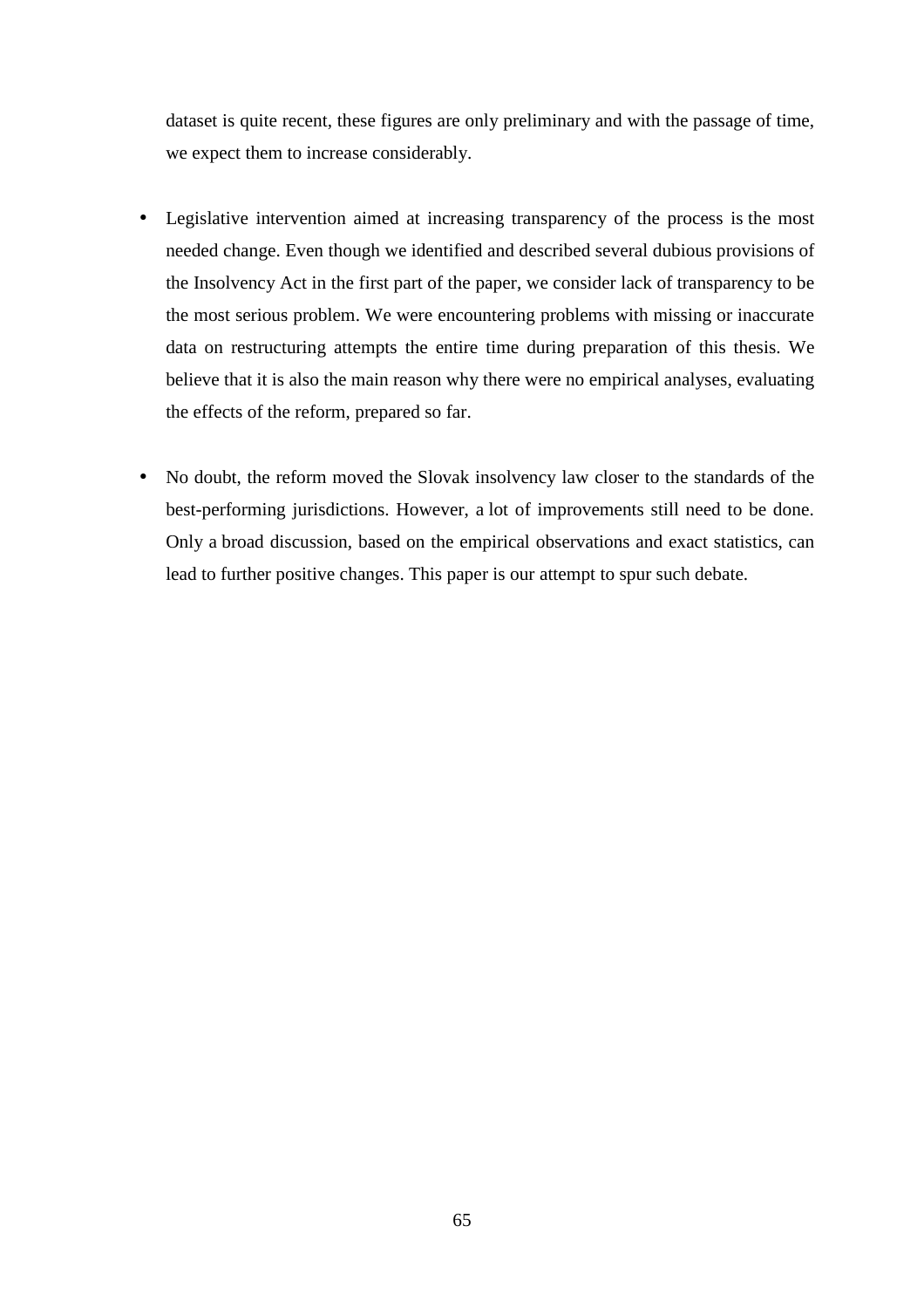dataset is quite recent, these figures are only preliminary and with the passage of time, we expect them to increase considerably.

- Legislative intervention aimed at increasing transparency of the process is the most needed change. Even though we identified and described several dubious provisions of the Insolvency Act in the first part of the paper, we consider lack of transparency to be the most serious problem. We were encountering problems with missing or inaccurate data on restructuring attempts the entire time during preparation of this thesis. We believe that it is also the main reason why there were no empirical analyses, evaluating the effects of the reform, prepared so far.

- No doubt, the reform moved the Slovak insolvency law closer to the standards of the best-performing jurisdictions. However, a lot of improvements still need to be done. Only a broad discussion, based on the empirical observations and exact statistics, can lead to further positive changes. This paper is our attempt to spur such debate.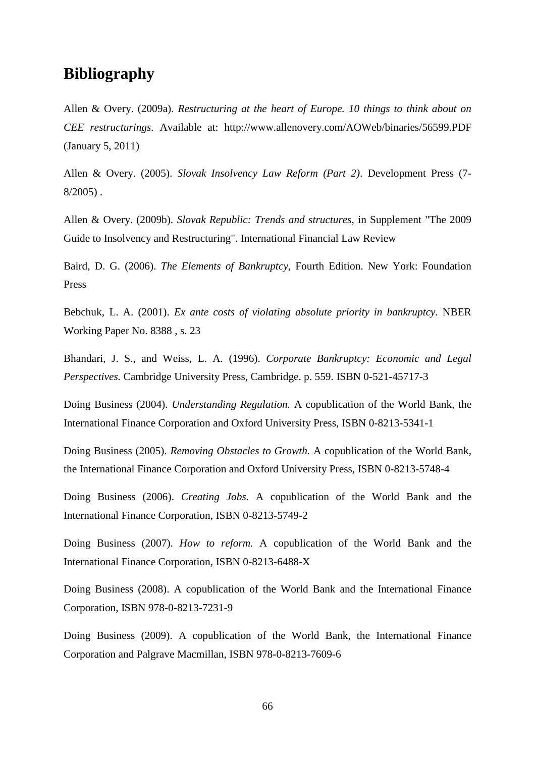## Bibliography

Allen & Overy. (2009a). *Restructuring at the heart of Europe. 10 things to think about on CEE restructurings.* Available at: http://www.allenovery.com/AOWeb/binaries/56599.PDF (January 5, 2011)

Allen & Overy. (2005). *Slovak Insolvency Law Reform (Part 2)*. Development Press (7-8/2005) .

Allen & Overy. (2009b). *Slovak Republic: Trends and structures*, in Supplement "The 2009 Guide to Insolvency and Restructuring". International Financial Law Review

Baird, D. G. (2006). *The Elements of Bankruptcy,* Fourth Edition. New York: Foundation Press

Bebchuk, L. A. (2001). *Ex ante costs of violating absolute priority in bankruptcy.* NBER Working Paper No. 8388 , s. 23

Bhandari, J. S., and Weiss, L. A. (1996). *Corporate Bankruptcy: Economic and Legal Perspectives.* Cambridge University Press, Cambridge. p. 559. ISBN 0-521-45717-3

Doing Business (2004). *Understanding Regulation.* A copublication of the World Bank, the International Finance Corporation and Oxford University Press, ISBN 0-8213-5341-1

Doing Business (2005). *Removing Obstacles to Growth.* A copublication of the World Bank, the International Finance Corporation and Oxford University Press, ISBN 0-8213-5748-4

Doing Business (2006). *Creating Jobs.* A copublication of the World Bank and the International Finance Corporation, ISBN 0-8213-5749-2

Doing Business (2007). *How to reform.* A copublication of the World Bank and the International Finance Corporation, ISBN 0-8213-6488-X

Doing Business (2008). A copublication of the World Bank and the International Finance Corporation, ISBN 978-0-8213-7231-9

Doing Business (2009). A copublication of the World Bank, the International Finance Corporation and Palgrave Macmillan, ISBN 978-0-8213-7609-6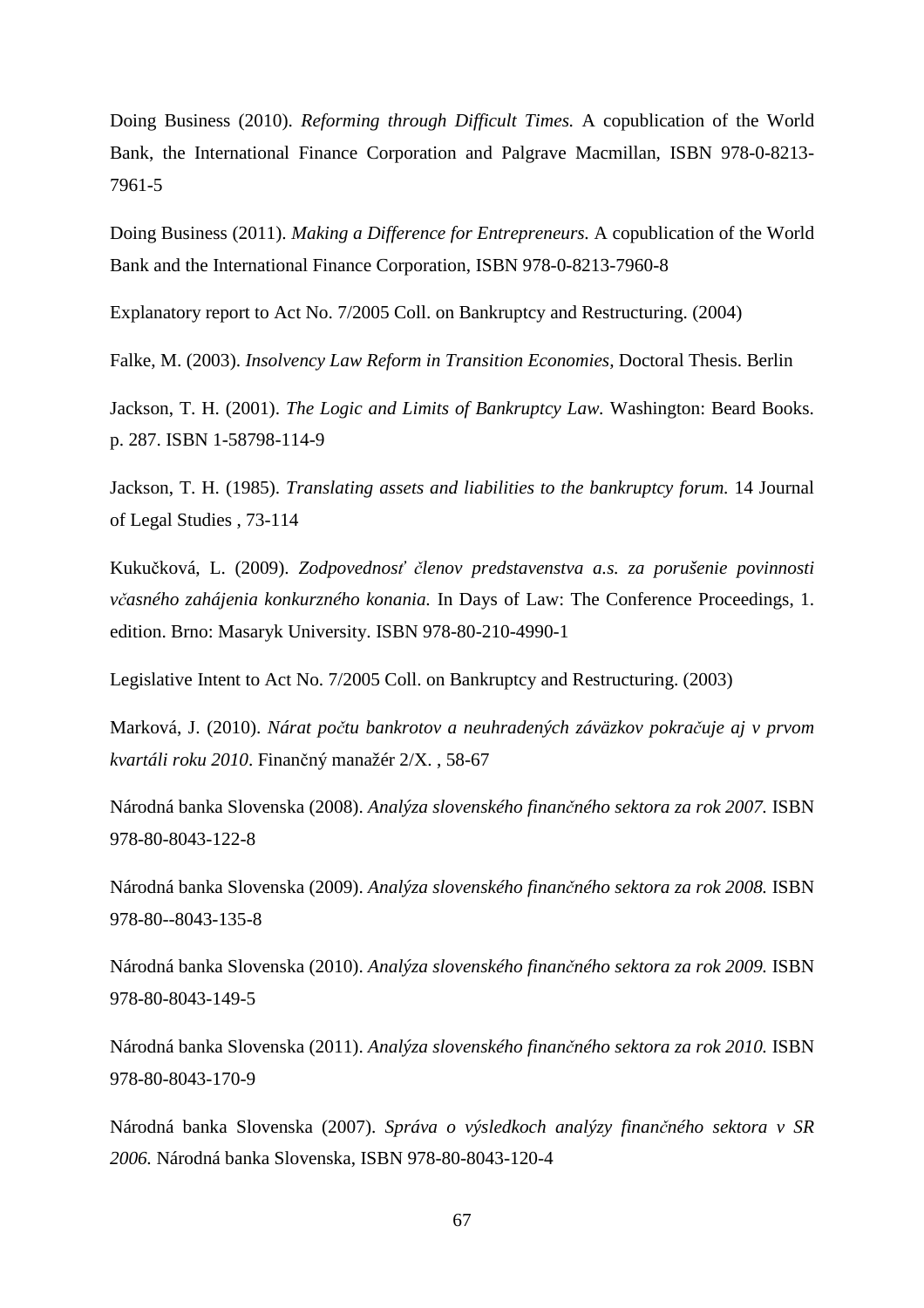Doing Business (2010). *Reforming through Difficult Times.* A copublication of the World Bank, the International Finance Corporation and Palgrave Macmillan, ISBN 978-0-8213-7961-5

Doing Business (2011). *Making a Difference for Entrepreneurs.* A copublication of the World Bank and the International Finance Corporation, ISBN 978-0-8213-7960-8

Explanatory report to Act No. 7/2005 Coll. on Bankruptcy and Restructuring. (2004)

Falke, M. (2003). *Insolvency Law Reform in Transition Economies*, Doctoral Thesis. Berlin

Jackson, T. H. (2001). *The Logic and Limits of Bankruptcy Law.* Washington: Beard Books. p. 287. ISBN 1-58798-114-9

Jackson, T. H. (1985). *Translating assets and liabilities to the bankruptcy forum.* 14 Journal of Legal Studies , 73-114

Kukučková, L. (2009). *Zodpovednosť členov predstavenstva a.s. za porušenie povinnosti včasného zahájenia konkurzného konania.* In Days of Law: The Conference Proceedings, 1. edition. Brno: Masaryk University. ISBN 978-80-210-4990-1

Legislative Intent to Act No. 7/2005 Coll. on Bankruptcy and Restructuring. (2003)

Marková, J. (2010). *Nárat počtu bankrotov a neuhradených záväzkov pokračuje aj v prvom kvartáli roku 2010*. Finančný manažér 2/X. , 58-67

Národná banka Slovenska (2008). *Analýza slovenského finančného sektora za rok 2007.* ISBN 978-80-8043-122-8

Národná banka Slovenska (2009). *Analýza slovenského finančného sektora za rok 2008.* ISBN 978-80--8043-135-8

Národná banka Slovenska (2010). *Analýza slovenského finančného sektora za rok 2009.* ISBN 978-80-8043-149-5

Národná banka Slovenska (2011). *Analýza slovenského finančného sektora za rok 2010.* ISBN 978-80-8043-170-9

Národná banka Slovenska (2007). *Správa o výsledkoch analýzy finančného sektora v SR 2006.* Národná banka Slovenska, ISBN 978-80-8043-120-4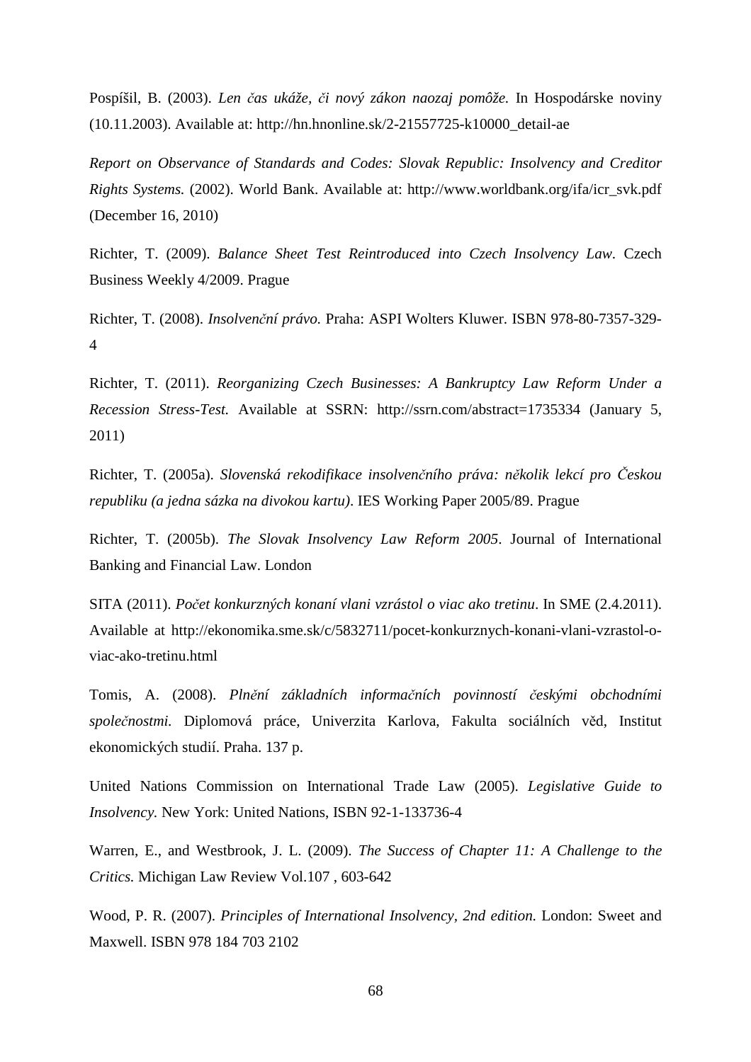Pospíšil, B. (2003). *Len čas ukáže, či nový zákon naozaj pomôže.* In Hospodárske noviny (10.11.2003). Available at: http://hn.hnonline.sk/2-21557725-k10000_detail-ae

*Report on Observance of Standards and Codes: Slovak Republic: Insolvency and Creditor Rights Systems.* (2002). World Bank. Available at: http://www.worldbank.org/ifa/icr_svk.pdf (December 16, 2010)

Richter, T. (2009). *Balance Sheet Test Reintroduced into Czech Insolvency Law.* Czech Business Weekly 4/2009. Prague

Richter, T. (2008). *Insolvenční právo.* Praha: ASPI Wolters Kluwer. ISBN 978-80-7357-329-4

Richter, T. (2011). *Reorganizing Czech Businesses: A Bankruptcy Law Reform Under a Recession Stress-Test.* Available at SSRN: http://ssrn.com/abstract=1735334 (January 5, 2011)

Richter, T. (2005a). *Slovenská rekodifikace insolvenčního práva: několik lekcí pro Českou republiku (a jedna sázka na divokou kartu)*. IES Working Paper 2005/89. Prague

Richter, T. (2005b). *The Slovak Insolvency Law Reform 2005*. Journal of International Banking and Financial Law. London

SITA (2011). *Počet konkurzných konaní vlani vzrástol o viac ako tretinu*. In SME (2.4.2011). Available at http://ekonomika.sme.sk/c/5832711/pocet-konkurznych-konani-vlani-vzrastol-o-viac-ako-tretinu.html

Tomis, A. (2008). *Plnění základních informačních povinností českými obchodními společnostmi.* Diplomová práce, Univerzita Karlova, Fakulta sociálních věd, Institut ekonomických studií. Praha. 137 p.

United Nations Commission on International Trade Law (2005). *Legislative Guide to Insolvency.* New York: United Nations, ISBN 92-1-133736-4

Warren, E., and Westbrook, J. L. (2009). *The Success of Chapter 11: A Challenge to the Critics.* Michigan Law Review Vol.107 , 603-642

Wood, P. R. (2007). *Principles of International Insolvency, 2nd edition.* London: Sweet and Maxwell. ISBN 978 184 703 2102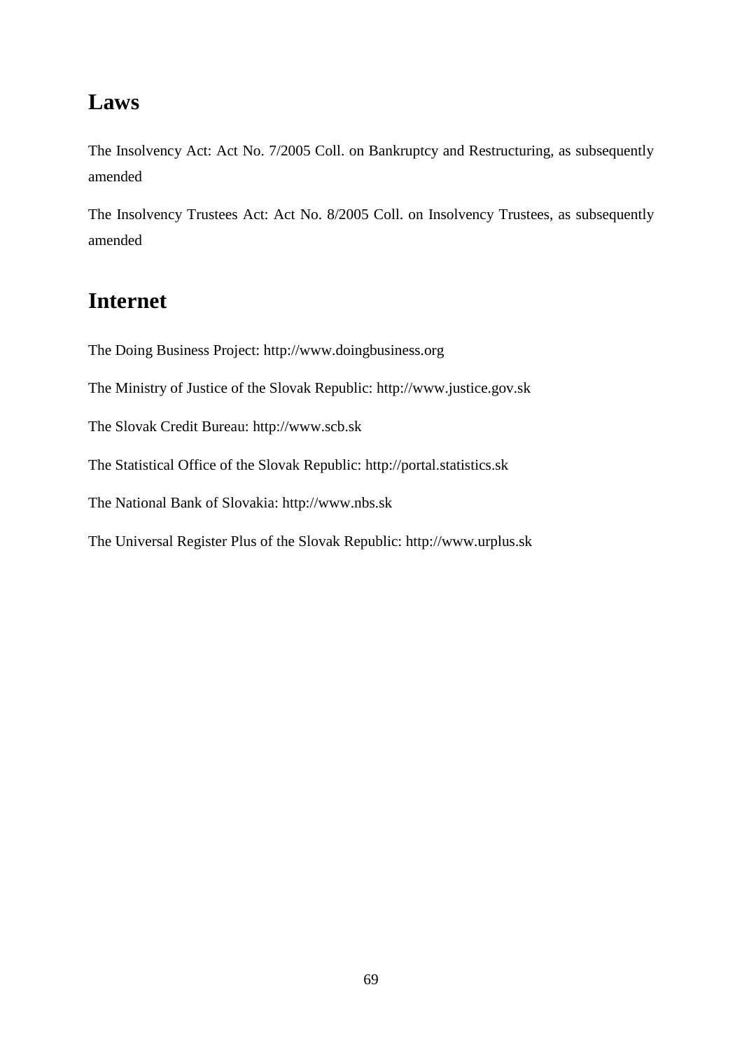## Laws

The Insolvency Act: Act No. 7/2005 Coll. on Bankruptcy and Restructuring, as subsequently amended

The Insolvency Trustees Act: Act No. 8/2005 Coll. on Insolvency Trustees, as subsequently amended

## Internet

The Doing Business Project: http://www.doingbusiness.org

The Ministry of Justice of the Slovak Republic: http://www.justice.gov.sk

The Slovak Credit Bureau: http://www.scb.sk

The Statistical Office of the Slovak Republic: http://portal.statistics.sk

The National Bank of Slovakia: http://www.nbs.sk

The Universal Register Plus of the Slovak Republic: http://www.urplus.sk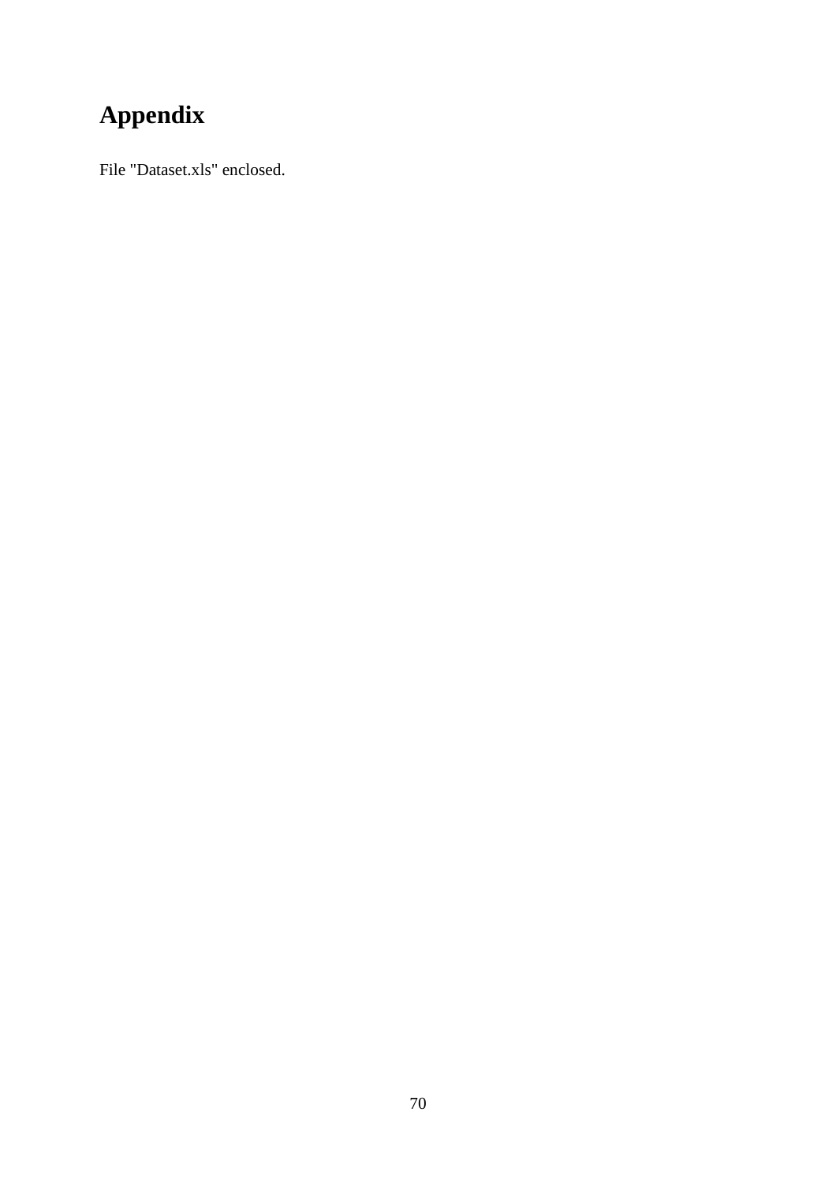# Appendix

File "Dataset.xls" enclosed.